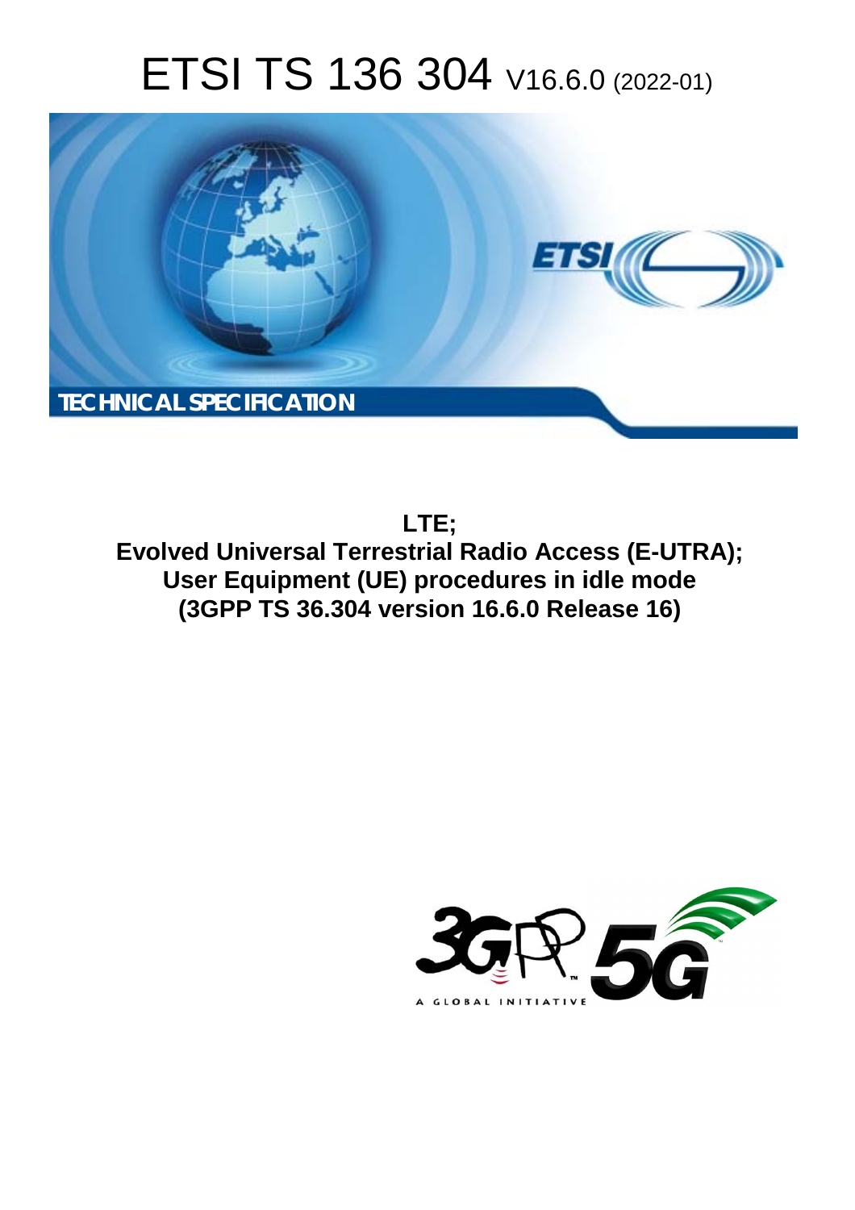# ETSI TS 136 304 V16.6.0 (2022-01)

TECHNICAL SPECIFICATION

**LTE;**
**Evolved Universal Terrestrial Radio Access (E-UTRA);**
**User Equipment (UE) procedures in idle mode**
**(3GPP TS 36.304 version 16.6.0 Release 16)**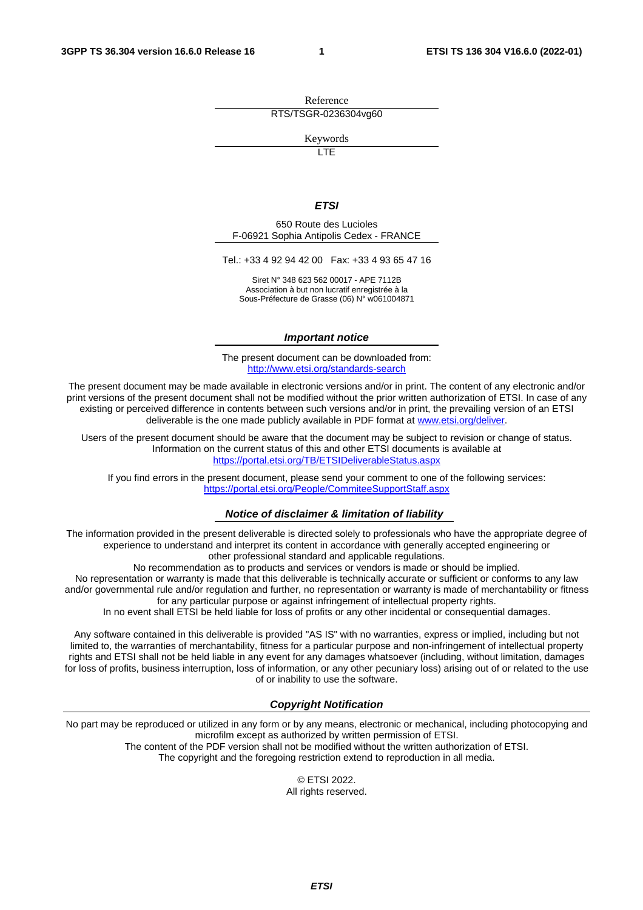Reference

RTS/TSGR-0236304vg60

Keywords

LTE

***ETSI***

650 Route des Lucioles
F-06921 Sophia Antipolis Cedex - FRANCE

Tel.: +33 4 92 94 42 00   Fax: +33 4 93 65 47 16

Siret N° 348 623 562 00017 - APE 7112B
Association à but non lucratif enregistrée à la
Sous-Préfecture de Grasse (06) N° w061004871

***Important notice***

The present document can be downloaded from:
http://www.etsi.org/standards-search

The present document may be made available in electronic versions and/or in print. The content of any electronic and/or print versions of the present document shall not be modified without the prior written authorization of ETSI. In case of any existing or perceived difference in contents between such versions and/or in print, the prevailing version of an ETSI deliverable is the one made publicly available in PDF format at www.etsi.org/deliver.

Users of the present document should be aware that the document may be subject to revision or change of status. Information on the current status of this and other ETSI documents is available at https://portal.etsi.org/TB/ETSIDeliverableStatus.aspx

If you find errors in the present document, please send your comment to one of the following services:
https://portal.etsi.org/People/CommiteeSupportStaff.aspx

***Notice of disclaimer & limitation of liability***

The information provided in the present deliverable is directed solely to professionals who have the appropriate degree of experience to understand and interpret its content in accordance with generally accepted engineering or other professional standard and applicable regulations.
No recommendation as to products and services or vendors is made or should be implied.
No representation or warranty is made that this deliverable is technically accurate or sufficient or conforms to any law and/or governmental rule and/or regulation and further, no representation or warranty is made of merchantability or fitness for any particular purpose or against infringement of intellectual property rights.
In no event shall ETSI be held liable for loss of profits or any other incidental or consequential damages.

Any software contained in this deliverable is provided "AS IS" with no warranties, express or implied, including but not limited to, the warranties of merchantability, fitness for a particular purpose and non-infringement of intellectual property rights and ETSI shall not be held liable in any event for any damages whatsoever (including, without limitation, damages for loss of profits, business interruption, loss of information, or any other pecuniary loss) arising out of or related to the use of or inability to use the software.

***Copyright Notification***

No part may be reproduced or utilized in any form or by any means, electronic or mechanical, including photocopying and microfilm except as authorized by written permission of ETSI.
The content of the PDF version shall not be modified without the written authorization of ETSI.
The copyright and the foregoing restriction extend to reproduction in all media.

© ETSI 2022.
All rights reserved.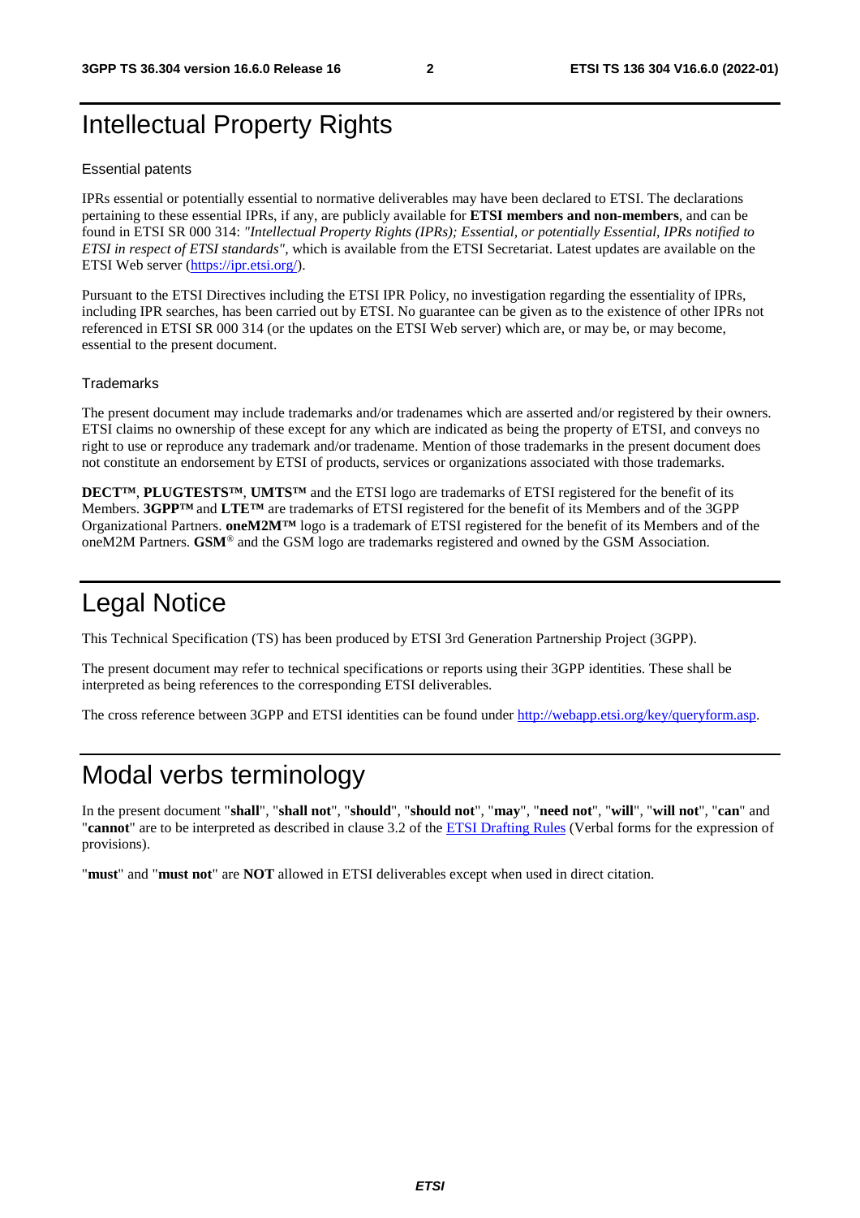# Intellectual Property Rights

## Essential patents

IPRs essential or potentially essential to normative deliverables may have been declared to ETSI. The declarations pertaining to these essential IPRs, if any, are publicly available for **ETSI members and non-members**, and can be found in ETSI SR 000 314: *"Intellectual Property Rights (IPRs); Essential, or potentially Essential, IPRs notified to ETSI in respect of ETSI standards"*, which is available from the ETSI Secretariat. Latest updates are available on the ETSI Web server (https://ipr.etsi.org/).

Pursuant to the ETSI Directives including the ETSI IPR Policy, no investigation regarding the essentiality of IPRs, including IPR searches, has been carried out by ETSI. No guarantee can be given as to the existence of other IPRs not referenced in ETSI SR 000 314 (or the updates on the ETSI Web server) which are, or may be, or may become, essential to the present document.

## Trademarks

The present document may include trademarks and/or tradenames which are asserted and/or registered by their owners. ETSI claims no ownership of these except for any which are indicated as being the property of ETSI, and conveys no right to use or reproduce any trademark and/or tradename. Mention of those trademarks in the present document does not constitute an endorsement by ETSI of products, services or organizations associated with those trademarks.

**DECT™**, **PLUGTESTS™**, **UMTS™** and the ETSI logo are trademarks of ETSI registered for the benefit of its Members. **3GPP™** and **LTE™** are trademarks of ETSI registered for the benefit of its Members and of the 3GPP Organizational Partners. **oneM2M™** logo is a trademark of ETSI registered for the benefit of its Members and of the oneM2M Partners. **GSM**® and the GSM logo are trademarks registered and owned by the GSM Association.

# Legal Notice

This Technical Specification (TS) has been produced by ETSI 3rd Generation Partnership Project (3GPP).

The present document may refer to technical specifications or reports using their 3GPP identities. These shall be interpreted as being references to the corresponding ETSI deliverables.

The cross reference between 3GPP and ETSI identities can be found under http://webapp.etsi.org/key/queryform.asp.

# Modal verbs terminology

In the present document "**shall**", "**shall not**", "**should**", "**should not**", "**may**", "**need not**", "**will**", "**will not**", "**can**" and "**cannot**" are to be interpreted as described in clause 3.2 of the ETSI Drafting Rules (Verbal forms for the expression of provisions).

"**must**" and "**must not**" are **NOT** allowed in ETSI deliverables except when used in direct citation.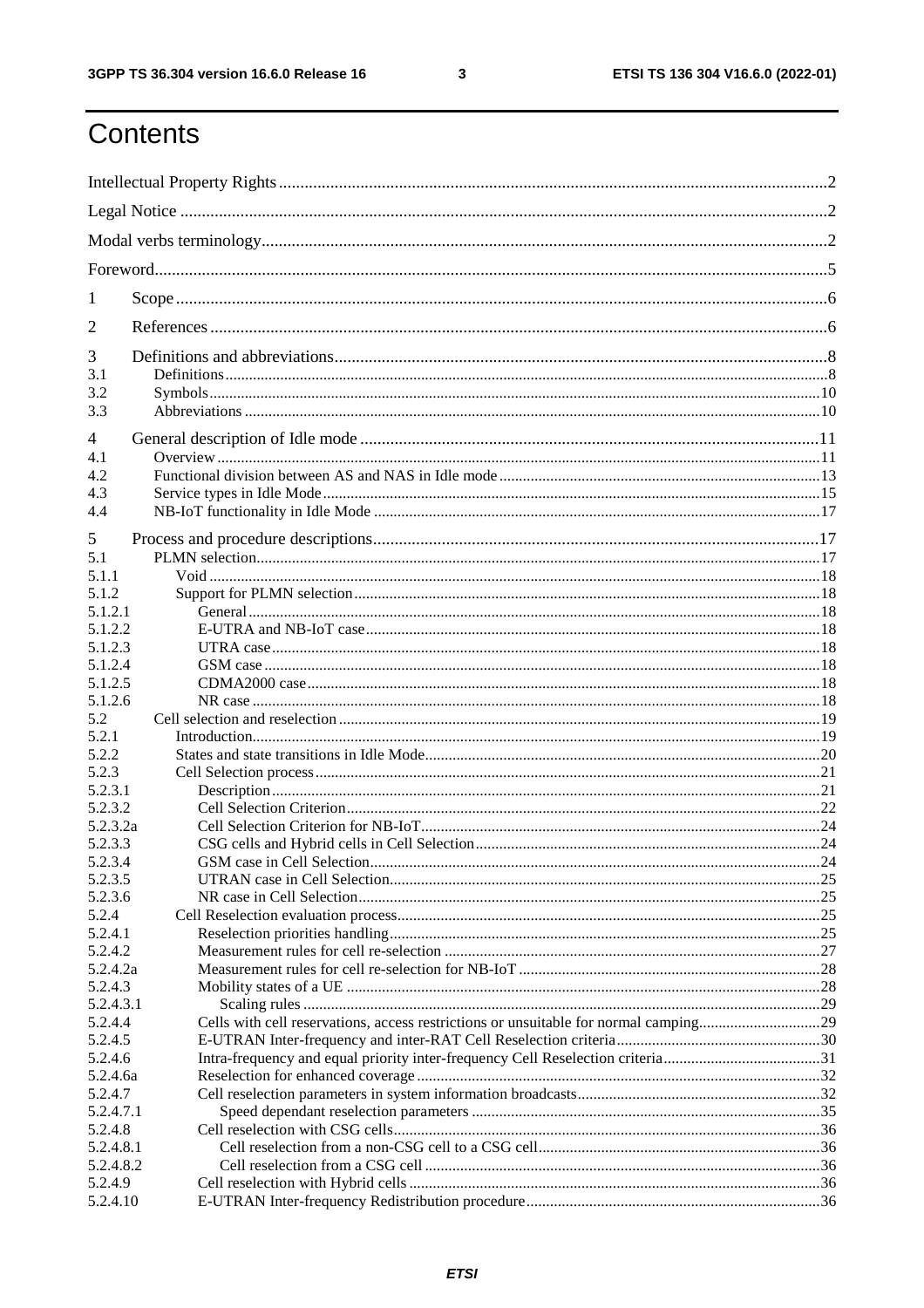# Contents

Intellectual Property Rights ....... 2
Legal Notice ....... 2
Modal verbs terminology ....... 2
Foreword ....... 5
1 Scope ....... 6
2 References ....... 6
3 Definitions and abbreviations ....... 8
3.1 Definitions ....... 8
3.2 Symbols ....... 10
3.3 Abbreviations ....... 10
4 General description of Idle mode ....... 11
4.1 Overview ....... 11
4.2 Functional division between AS and NAS in Idle mode ....... 13
4.3 Service types in Idle Mode ....... 15
4.4 NB-IoT functionality in Idle Mode ....... 17
5 Process and procedure descriptions ....... 17
5.1 PLMN selection ....... 17
5.1.1 Void ....... 18
5.1.2 Support for PLMN selection ....... 18
5.1.2.1 General ....... 18
5.1.2.2 E-UTRA and NB-IoT case ....... 18
5.1.2.3 UTRA case ....... 18
5.1.2.4 GSM case ....... 18
5.1.2.5 CDMA2000 case ....... 18
5.1.2.6 NR case ....... 18
5.2 Cell selection and reselection ....... 19
5.2.1 Introduction ....... 19
5.2.2 States and state transitions in Idle Mode ....... 20
5.2.3 Cell Selection process ....... 21
5.2.3.1 Description ....... 21
5.2.3.2 Cell Selection Criterion ....... 22
5.2.3.2a Cell Selection Criterion for NB-IoT ....... 24
5.2.3.3 CSG cells and Hybrid cells in Cell Selection ....... 24
5.2.3.4 GSM case in Cell Selection ....... 24
5.2.3.5 UTRAN case in Cell Selection ....... 25
5.2.3.6 NR case in Cell Selection ....... 25
5.2.4 Cell Reselection evaluation process ....... 25
5.2.4.1 Reselection priorities handling ....... 25
5.2.4.2 Measurement rules for cell re-selection ....... 27
5.2.4.2a Measurement rules for cell re-selection for NB-IoT ....... 28
5.2.4.3 Mobility states of a UE ....... 28
5.2.4.3.1 Scaling rules ....... 29
5.2.4.4 Cells with cell reservations, access restrictions or unsuitable for normal camping ....... 29
5.2.4.5 E-UTRAN Inter-frequency and inter-RAT Cell Reselection criteria ....... 30
5.2.4.6 Intra-frequency and equal priority inter-frequency Cell Reselection criteria ....... 31
5.2.4.6a Reselection for enhanced coverage ....... 32
5.2.4.7 Cell reselection parameters in system information broadcasts ....... 32
5.2.4.7.1 Speed dependant reselection parameters ....... 35
5.2.4.8 Cell reselection with CSG cells ....... 36
5.2.4.8.1 Cell reselection from a non-CSG cell to a CSG cell ....... 36
5.2.4.8.2 Cell reselection from a CSG cell ....... 36
5.2.4.9 Cell reselection with Hybrid cells ....... 36
5.2.4.10 E-UTRAN Inter-frequency Redistribution procedure ....... 36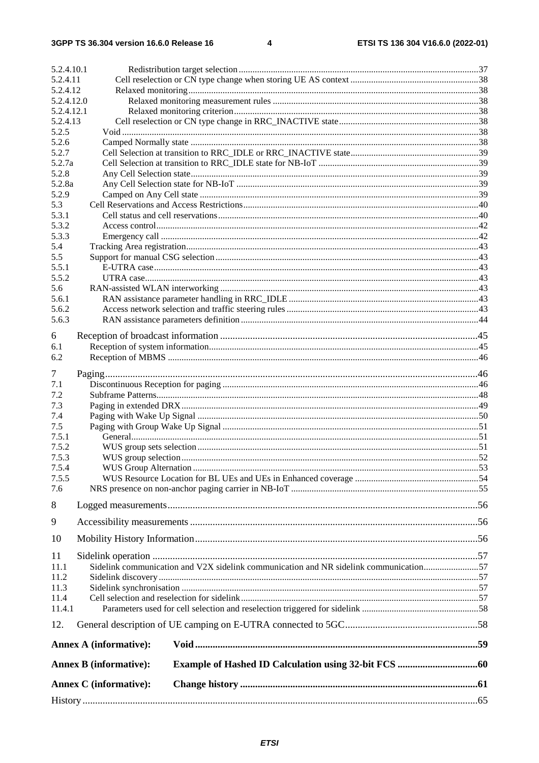5.2.4.10.1 Redistribution target selection ........................................................................................................37
5.2.4.11 Cell reselection or CN type change when storing UE AS context ........................................................38
5.2.4.12 Relaxed monitoring ...............................................................................................................................38
5.2.4.12.0 Relaxed monitoring measurement rules ..........................................................................................38
5.2.4.12.1 Relaxed monitoring criterion ...........................................................................................................38
5.2.4.13 Cell reselection or CN type change in RRC_INACTIVE state .............................................................38
5.2.5 Void .............................................................................................................................................................38
5.2.6 Camped Normally state ..............................................................................................................................38
5.2.7 Cell Selection at transition to RRC_IDLE or RRC_INACTIVE state ........................................................39
5.2.7a Cell Selection at transition to RRC_IDLE state for NB-IoT ......................................................................39
5.2.8 Any Cell Selection state ..............................................................................................................................39
5.2.8a Any Cell Selection state for NB-IoT ..........................................................................................................39
5.2.9 Camped on Any Cell state ..........................................................................................................................39
5.3 Cell Reservations and Access Restrictions ......................................................................................................40
5.3.1 Cell status and cell reservations ..................................................................................................................40
5.3.2 Access control .............................................................................................................................................42
5.3.3 Emergency call ...........................................................................................................................................42
5.4 Tracking Area registration ...............................................................................................................................43
5.5 Support for manual CSG selection ..................................................................................................................43
5.5.1 E-UTRA case ..............................................................................................................................................43
5.5.2 UTRA case ..................................................................................................................................................43
5.6 RAN-assisted WLAN interworking .................................................................................................................43
5.6.1 RAN assistance parameter handling in RRC_IDLE ...................................................................................43
5.6.2 Access network selection and traffic steering rules ....................................................................................43
5.6.3 RAN assistance parameters definition ........................................................................................................44

6 Reception of broadcast information .......................................................................................................45
6.1 Reception of system information .....................................................................................................................45
6.2 Reception of MBMS .......................................................................................................................................46

7 Paging .....................................................................................................................................................46
7.1 Discontinuous Reception for paging ...............................................................................................................46
7.2 Subframe Patterns ............................................................................................................................................48
7.3 Paging in extended DRX .................................................................................................................................49
7.4 Paging with Wake Up Signal ...........................................................................................................................50
7.5 Paging with Group Wake Up Signal ...............................................................................................................51
7.5.1 General ........................................................................................................................................................51
7.5.2 WUS group sets selection ...........................................................................................................................51
7.5.3 WUS group selection ..................................................................................................................................52
7.5.4 WUS Group Alternation .............................................................................................................................53
7.5.5 WUS Resource Location for BL UEs and UEs in Enhanced coverage ......................................................54
7.6 NRS presence on non-anchor paging carrier in NB-IoT ..................................................................................55

8 Logged measurements ............................................................................................................................56

9 Accessibility measurements ...................................................................................................................56

10 Mobility History Information .................................................................................................................56

11 Sidelink operation ..................................................................................................................................57
11.1 Sidelink communication and V2X sidelink communication and NR sidelink communication .........................57
11.2 Sidelink discovery ...........................................................................................................................................57
11.3 Sidelink synchronisation ..................................................................................................................................57
11.4 Cell selection and reselection for sidelink .......................................................................................................57
11.4.1 Parameters used for cell selection and reselection triggered for sidelink ...................................................58

12. General description of UE camping on E-UTRA connected to 5GC ......................................................58

**Annex A (informative): Void** ...............................................................................................................59

**Annex B (informative): Example of Hashed ID Calculation using 32-bit FCS** ................................60

**Annex C (informative): Change history** ..............................................................................................61

History .............................................................................................................................................................65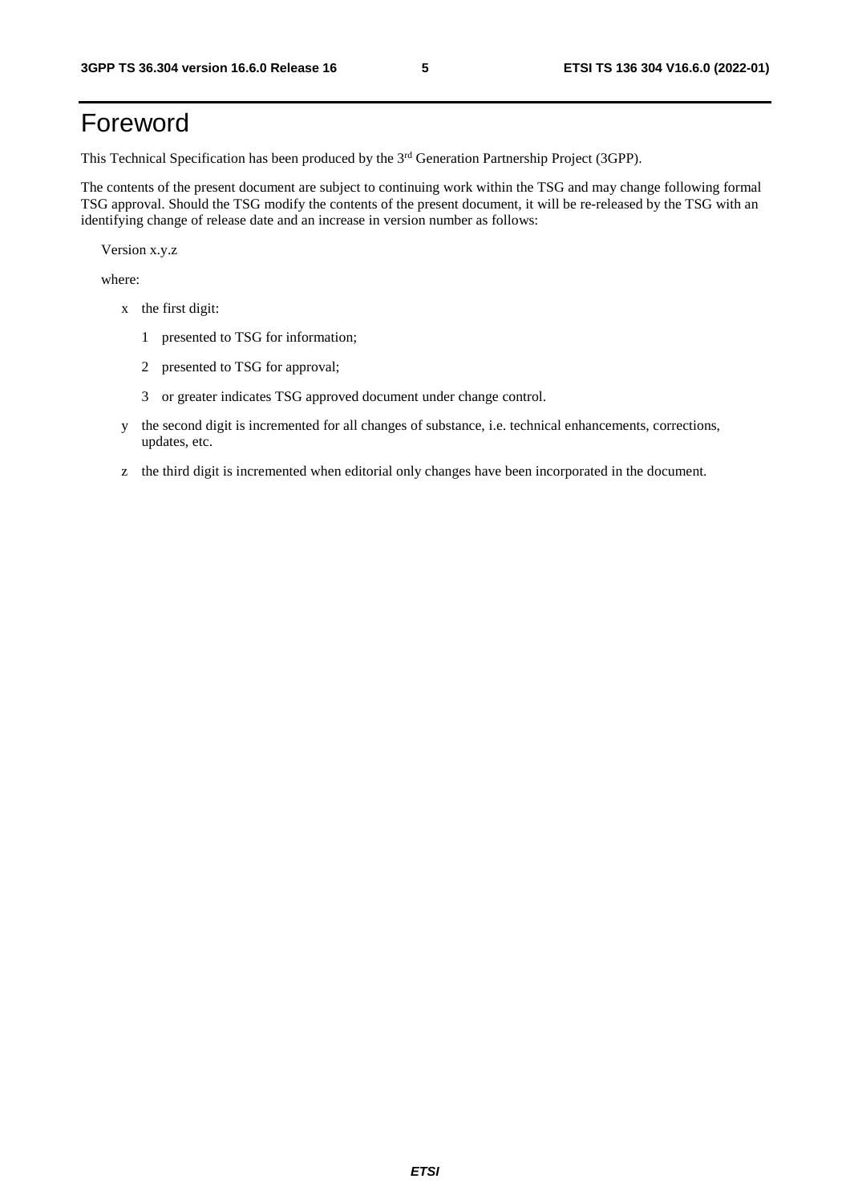# Foreword

This Technical Specification has been produced by the 3rd Generation Partnership Project (3GPP).

The contents of the present document are subject to continuing work within the TSG and may change following formal TSG approval. Should the TSG modify the contents of the present document, it will be re-released by the TSG with an identifying change of release date and an increase in version number as follows:

Version x.y.z

where:

- x the first digit:
  - 1 presented to TSG for information;
  - 2 presented to TSG for approval;
  - 3 or greater indicates TSG approved document under change control.
- y the second digit is incremented for all changes of substance, i.e. technical enhancements, corrections, updates, etc.
- z the third digit is incremented when editorial only changes have been incorporated in the document.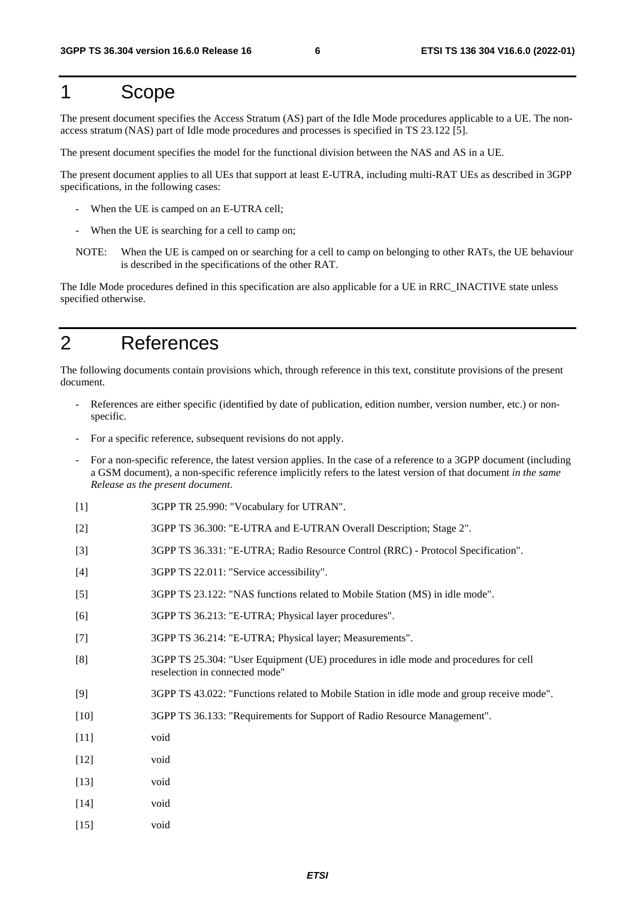# 1 Scope

The present document specifies the Access Stratum (AS) part of the Idle Mode procedures applicable to a UE. The non-access stratum (NAS) part of Idle mode procedures and processes is specified in TS 23.122 [5].

The present document specifies the model for the functional division between the NAS and AS in a UE.

The present document applies to all UEs that support at least E-UTRA, including multi-RAT UEs as described in 3GPP specifications, in the following cases:

- When the UE is camped on an E-UTRA cell;
- When the UE is searching for a cell to camp on;

NOTE: When the UE is camped on or searching for a cell to camp on belonging to other RATs, the UE behaviour is described in the specifications of the other RAT.

The Idle Mode procedures defined in this specification are also applicable for a UE in RRC_INACTIVE state unless specified otherwise.

# 2 References

The following documents contain provisions which, through reference in this text, constitute provisions of the present document.

- References are either specific (identified by date of publication, edition number, version number, etc.) or non-specific.
- For a specific reference, subsequent revisions do not apply.
- For a non-specific reference, the latest version applies. In the case of a reference to a 3GPP document (including a GSM document), a non-specific reference implicitly refers to the latest version of that document *in the same Release as the present document*.

[1] 3GPP TR 25.990: "Vocabulary for UTRAN".

[2] 3GPP TS 36.300: "E-UTRA and E-UTRAN Overall Description; Stage 2".

[3] 3GPP TS 36.331: "E-UTRA; Radio Resource Control (RRC) - Protocol Specification".

[4] 3GPP TS 22.011: "Service accessibility".

[5] 3GPP TS 23.122: "NAS functions related to Mobile Station (MS) in idle mode".

[6] 3GPP TS 36.213: "E-UTRA; Physical layer procedures".

[7] 3GPP TS 36.214: "E-UTRA; Physical layer; Measurements".

[8] 3GPP TS 25.304: "User Equipment (UE) procedures in idle mode and procedures for cell reselection in connected mode"

[9] 3GPP TS 43.022: "Functions related to Mobile Station in idle mode and group receive mode".

[10] 3GPP TS 36.133: "Requirements for Support of Radio Resource Management".

[11] void

[12] void

[13] void

[14] void

[15] void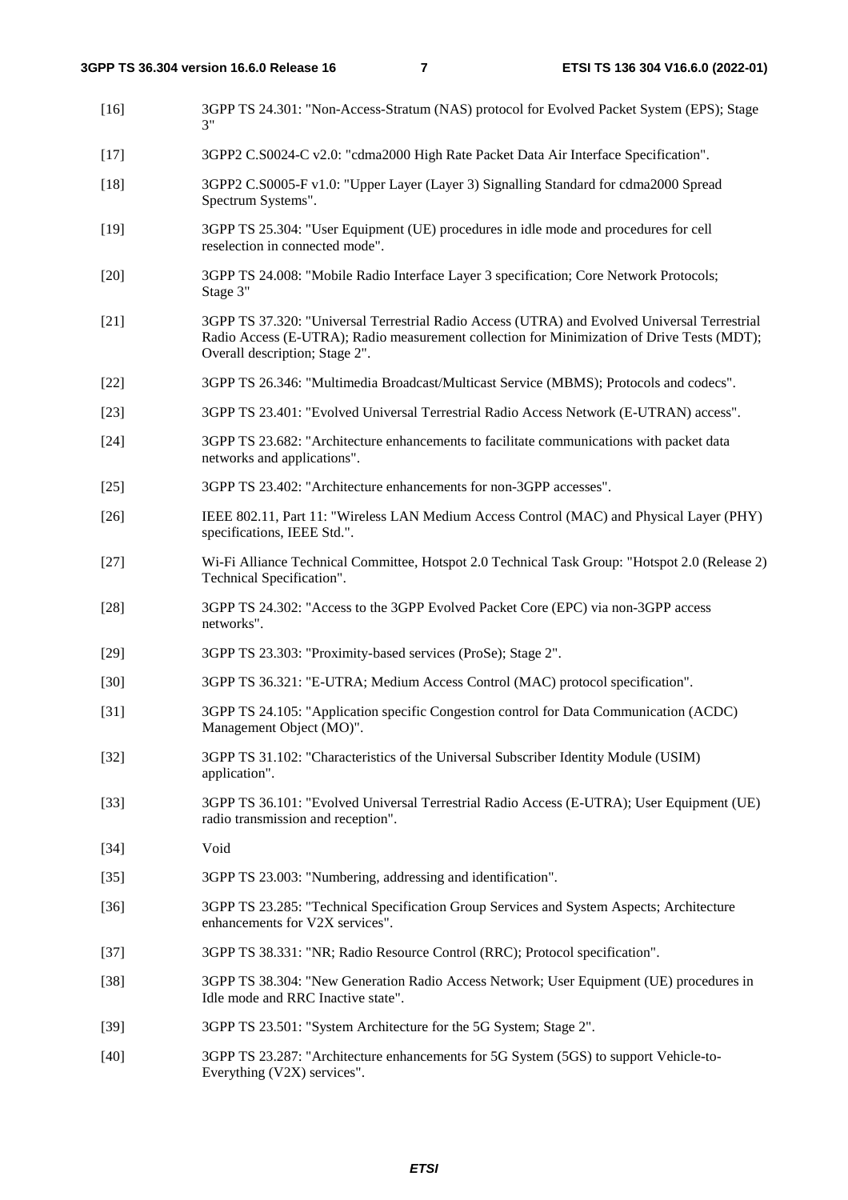[16] 3GPP TS 24.301: "Non-Access-Stratum (NAS) protocol for Evolved Packet System (EPS); Stage 3"

[17] 3GPP2 C.S0024-C v2.0: "cdma2000 High Rate Packet Data Air Interface Specification".

[18] 3GPP2 C.S0005-F v1.0: "Upper Layer (Layer 3) Signalling Standard for cdma2000 Spread Spectrum Systems".

[19] 3GPP TS 25.304: "User Equipment (UE) procedures in idle mode and procedures for cell reselection in connected mode".

[20] 3GPP TS 24.008: "Mobile Radio Interface Layer 3 specification; Core Network Protocols; Stage 3"

[21] 3GPP TS 37.320: "Universal Terrestrial Radio Access (UTRA) and Evolved Universal Terrestrial Radio Access (E-UTRA); Radio measurement collection for Minimization of Drive Tests (MDT); Overall description; Stage 2".

[22] 3GPP TS 26.346: "Multimedia Broadcast/Multicast Service (MBMS); Protocols and codecs".

[23] 3GPP TS 23.401: "Evolved Universal Terrestrial Radio Access Network (E-UTRAN) access".

[24] 3GPP TS 23.682: "Architecture enhancements to facilitate communications with packet data networks and applications".

[25] 3GPP TS 23.402: "Architecture enhancements for non-3GPP accesses".

[26] IEEE 802.11, Part 11: "Wireless LAN Medium Access Control (MAC) and Physical Layer (PHY) specifications, IEEE Std.".

[27] Wi-Fi Alliance Technical Committee, Hotspot 2.0 Technical Task Group: "Hotspot 2.0 (Release 2) Technical Specification".

[28] 3GPP TS 24.302: "Access to the 3GPP Evolved Packet Core (EPC) via non-3GPP access networks".

[29] 3GPP TS 23.303: "Proximity-based services (ProSe); Stage 2".

[30] 3GPP TS 36.321: "E-UTRA; Medium Access Control (MAC) protocol specification".

[31] 3GPP TS 24.105: "Application specific Congestion control for Data Communication (ACDC) Management Object (MO)".

[32] 3GPP TS 31.102: "Characteristics of the Universal Subscriber Identity Module (USIM) application".

[33] 3GPP TS 36.101: "Evolved Universal Terrestrial Radio Access (E-UTRA); User Equipment (UE) radio transmission and reception".

[34] Void

[35] 3GPP TS 23.003: "Numbering, addressing and identification".

[36] 3GPP TS 23.285: "Technical Specification Group Services and System Aspects; Architecture enhancements for V2X services".

[37] 3GPP TS 38.331: "NR; Radio Resource Control (RRC); Protocol specification".

[38] 3GPP TS 38.304: "New Generation Radio Access Network; User Equipment (UE) procedures in Idle mode and RRC Inactive state".

[39] 3GPP TS 23.501: "System Architecture for the 5G System; Stage 2".

[40] 3GPP TS 23.287: "Architecture enhancements for 5G System (5GS) to support Vehicle-to-Everything (V2X) services".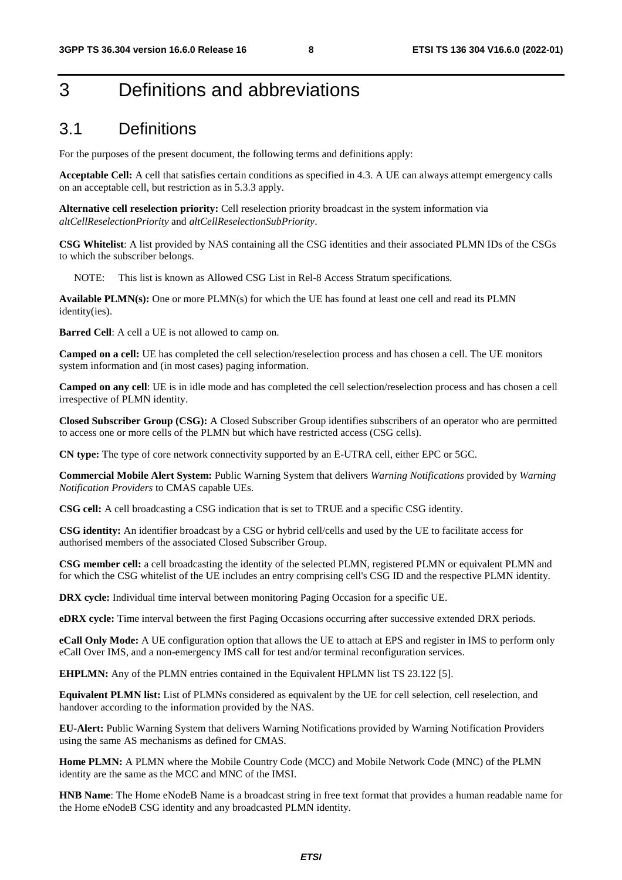# 3 Definitions and abbreviations

## 3.1 Definitions

For the purposes of the present document, the following terms and definitions apply:

**Acceptable Cell:** A cell that satisfies certain conditions as specified in 4.3. A UE can always attempt emergency calls on an acceptable cell, but restriction as in 5.3.3 apply.

**Alternative cell reselection priority:** Cell reselection priority broadcast in the system information via *altCellReselectionPriority* and *altCellReselectionSubPriority*.

**CSG Whitelist**: A list provided by NAS containing all the CSG identities and their associated PLMN IDs of the CSGs to which the subscriber belongs.

NOTE: This list is known as Allowed CSG List in Rel-8 Access Stratum specifications.

**Available PLMN(s):** One or more PLMN(s) for which the UE has found at least one cell and read its PLMN identity(ies).

**Barred Cell**: A cell a UE is not allowed to camp on.

**Camped on a cell:** UE has completed the cell selection/reselection process and has chosen a cell. The UE monitors system information and (in most cases) paging information.

**Camped on any cell**: UE is in idle mode and has completed the cell selection/reselection process and has chosen a cell irrespective of PLMN identity.

**Closed Subscriber Group (CSG):** A Closed Subscriber Group identifies subscribers of an operator who are permitted to access one or more cells of the PLMN but which have restricted access (CSG cells).

**CN type:** The type of core network connectivity supported by an E-UTRA cell, either EPC or 5GC.

**Commercial Mobile Alert System:** Public Warning System that delivers *Warning Notifications* provided by *Warning Notification Providers* to CMAS capable UEs.

**CSG cell:** A cell broadcasting a CSG indication that is set to TRUE and a specific CSG identity.

**CSG identity:** An identifier broadcast by a CSG or hybrid cell/cells and used by the UE to facilitate access for authorised members of the associated Closed Subscriber Group.

**CSG member cell:** a cell broadcasting the identity of the selected PLMN, registered PLMN or equivalent PLMN and for which the CSG whitelist of the UE includes an entry comprising cell's CSG ID and the respective PLMN identity.

**DRX cycle:** Individual time interval between monitoring Paging Occasion for a specific UE.

**eDRX cycle:** Time interval between the first Paging Occasions occurring after successive extended DRX periods.

**eCall Only Mode:** A UE configuration option that allows the UE to attach at EPS and register in IMS to perform only eCall Over IMS, and a non-emergency IMS call for test and/or terminal reconfiguration services.

**EHPLMN:** Any of the PLMN entries contained in the Equivalent HPLMN list TS 23.122 [5].

**Equivalent PLMN list:** List of PLMNs considered as equivalent by the UE for cell selection, cell reselection, and handover according to the information provided by the NAS.

**EU-Alert:** Public Warning System that delivers Warning Notifications provided by Warning Notification Providers using the same AS mechanisms as defined for CMAS.

**Home PLMN:** A PLMN where the Mobile Country Code (MCC) and Mobile Network Code (MNC) of the PLMN identity are the same as the MCC and MNC of the IMSI.

**HNB Name**: The Home eNodeB Name is a broadcast string in free text format that provides a human readable name for the Home eNodeB CSG identity and any broadcasted PLMN identity.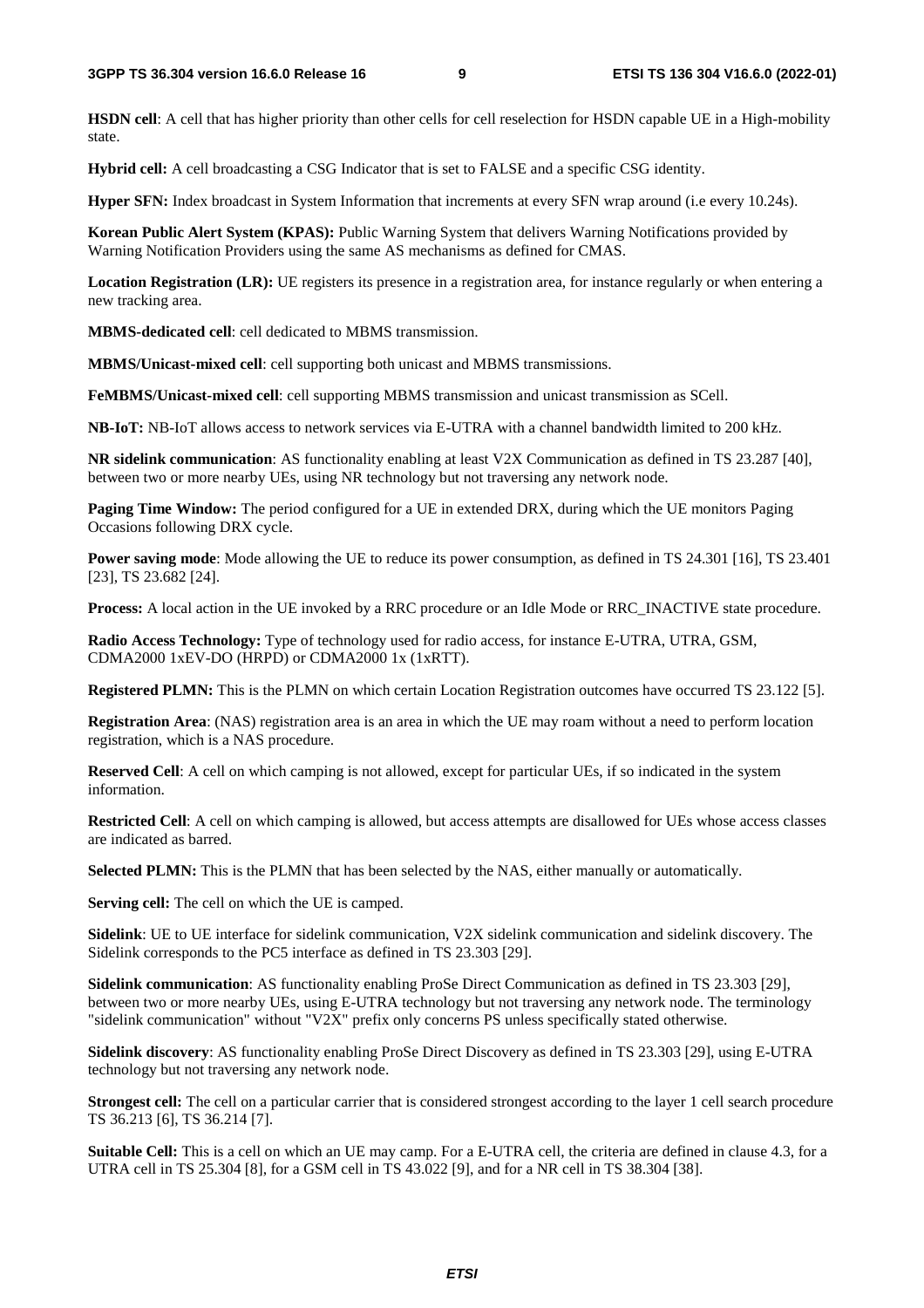**HSDN cell**: A cell that has higher priority than other cells for cell reselection for HSDN capable UE in a High-mobility state.

**Hybrid cell:** A cell broadcasting a CSG Indicator that is set to FALSE and a specific CSG identity.

**Hyper SFN:** Index broadcast in System Information that increments at every SFN wrap around (i.e every 10.24s).

**Korean Public Alert System (KPAS):** Public Warning System that delivers Warning Notifications provided by Warning Notification Providers using the same AS mechanisms as defined for CMAS.

**Location Registration (LR):** UE registers its presence in a registration area, for instance regularly or when entering a new tracking area.

**MBMS-dedicated cell**: cell dedicated to MBMS transmission.

**MBMS/Unicast-mixed cell**: cell supporting both unicast and MBMS transmissions.

**FeMBMS/Unicast-mixed cell**: cell supporting MBMS transmission and unicast transmission as SCell.

**NB-IoT:** NB-IoT allows access to network services via E-UTRA with a channel bandwidth limited to 200 kHz.

**NR sidelink communication**: AS functionality enabling at least V2X Communication as defined in TS 23.287 [40], between two or more nearby UEs, using NR technology but not traversing any network node.

**Paging Time Window:** The period configured for a UE in extended DRX, during which the UE monitors Paging Occasions following DRX cycle.

**Power saving mode**: Mode allowing the UE to reduce its power consumption, as defined in TS 24.301 [16], TS 23.401 [23], TS 23.682 [24].

**Process:** A local action in the UE invoked by a RRC procedure or an Idle Mode or RRC_INACTIVE state procedure.

**Radio Access Technology:** Type of technology used for radio access, for instance E-UTRA, UTRA, GSM, CDMA2000 1xEV-DO (HRPD) or CDMA2000 1x (1xRTT).

**Registered PLMN:** This is the PLMN on which certain Location Registration outcomes have occurred TS 23.122 [5].

**Registration Area**: (NAS) registration area is an area in which the UE may roam without a need to perform location registration, which is a NAS procedure.

**Reserved Cell**: A cell on which camping is not allowed, except for particular UEs, if so indicated in the system information.

**Restricted Cell**: A cell on which camping is allowed, but access attempts are disallowed for UEs whose access classes are indicated as barred.

**Selected PLMN:** This is the PLMN that has been selected by the NAS, either manually or automatically.

**Serving cell:** The cell on which the UE is camped.

**Sidelink**: UE to UE interface for sidelink communication, V2X sidelink communication and sidelink discovery. The Sidelink corresponds to the PC5 interface as defined in TS 23.303 [29].

**Sidelink communication**: AS functionality enabling ProSe Direct Communication as defined in TS 23.303 [29], between two or more nearby UEs, using E-UTRA technology but not traversing any network node. The terminology "sidelink communication" without "V2X" prefix only concerns PS unless specifically stated otherwise.

**Sidelink discovery**: AS functionality enabling ProSe Direct Discovery as defined in TS 23.303 [29], using E-UTRA technology but not traversing any network node.

**Strongest cell:** The cell on a particular carrier that is considered strongest according to the layer 1 cell search procedure TS 36.213 [6], TS 36.214 [7].

**Suitable Cell:** This is a cell on which an UE may camp. For a E-UTRA cell, the criteria are defined in clause 4.3, for a UTRA cell in TS 25.304 [8], for a GSM cell in TS 43.022 [9], and for a NR cell in TS 38.304 [38].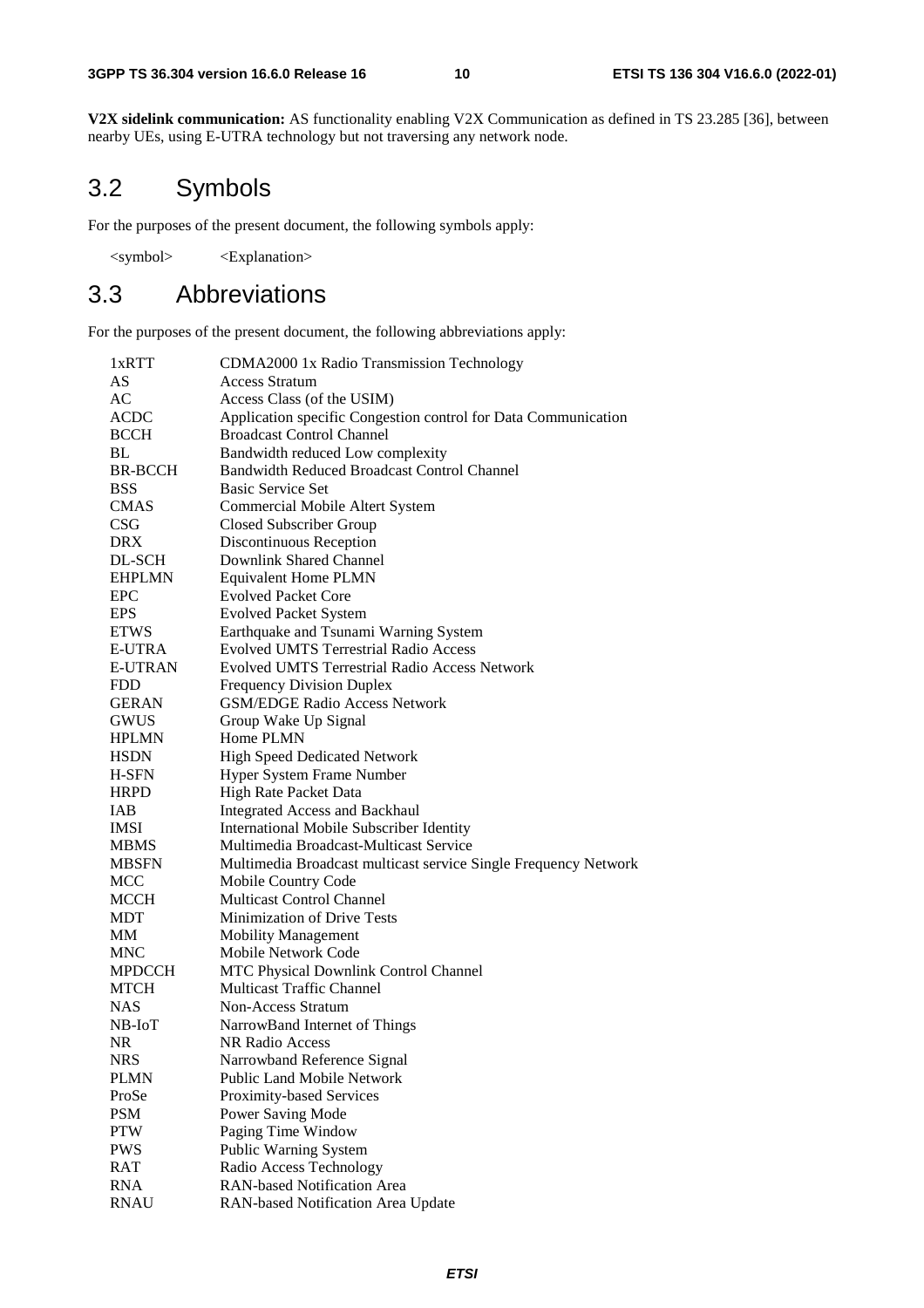**V2X sidelink communication:** AS functionality enabling V2X Communication as defined in TS 23.285 [36], between nearby UEs, using E-UTRA technology but not traversing any network node.

## 3.2 Symbols

For the purposes of the present document, the following symbols apply:

<symbol> <Explanation>

## 3.3 Abbreviations

For the purposes of the present document, the following abbreviations apply:

| | |
|---|---|
| 1xRTT | CDMA2000 1x Radio Transmission Technology |
| AS | Access Stratum |
| AC | Access Class (of the USIM) |
| ACDC | Application specific Congestion control for Data Communication |
| BCCH | Broadcast Control Channel |
| BL | Bandwidth reduced Low complexity |
| BR-BCCH | Bandwidth Reduced Broadcast Control Channel |
| BSS | Basic Service Set |
| CMAS | Commercial Mobile Altert System |
| CSG | Closed Subscriber Group |
| DRX | Discontinuous Reception |
| DL-SCH | Downlink Shared Channel |
| EHPLMN | Equivalent Home PLMN |
| EPC | Evolved Packet Core |
| EPS | Evolved Packet System |
| ETWS | Earthquake and Tsunami Warning System |
| E-UTRA | Evolved UMTS Terrestrial Radio Access |
| E-UTRAN | Evolved UMTS Terrestrial Radio Access Network |
| FDD | Frequency Division Duplex |
| GERAN | GSM/EDGE Radio Access Network |
| GWUS | Group Wake Up Signal |
| HPLMN | Home PLMN |
| HSDN | High Speed Dedicated Network |
| H-SFN | Hyper System Frame Number |
| HRPD | High Rate Packet Data |
| IAB | Integrated Access and Backhaul |
| IMSI | International Mobile Subscriber Identity |
| MBMS | Multimedia Broadcast-Multicast Service |
| MBSFN | Multimedia Broadcast multicast service Single Frequency Network |
| MCC | Mobile Country Code |
| MCCH | Multicast Control Channel |
| MDT | Minimization of Drive Tests |
| MM | Mobility Management |
| MNC | Mobile Network Code |
| MPDCCH | MTC Physical Downlink Control Channel |
| MTCH | Multicast Traffic Channel |
| NAS | Non-Access Stratum |
| NB-IoT | NarrowBand Internet of Things |
| NR | NR Radio Access |
| NRS | Narrowband Reference Signal |
| PLMN | Public Land Mobile Network |
| ProSe | Proximity-based Services |
| PSM | Power Saving Mode |
| PTW | Paging Time Window |
| PWS | Public Warning System |
| RAT | Radio Access Technology |
| RNA | RAN-based Notification Area |
| RNAU | RAN-based Notification Area Update |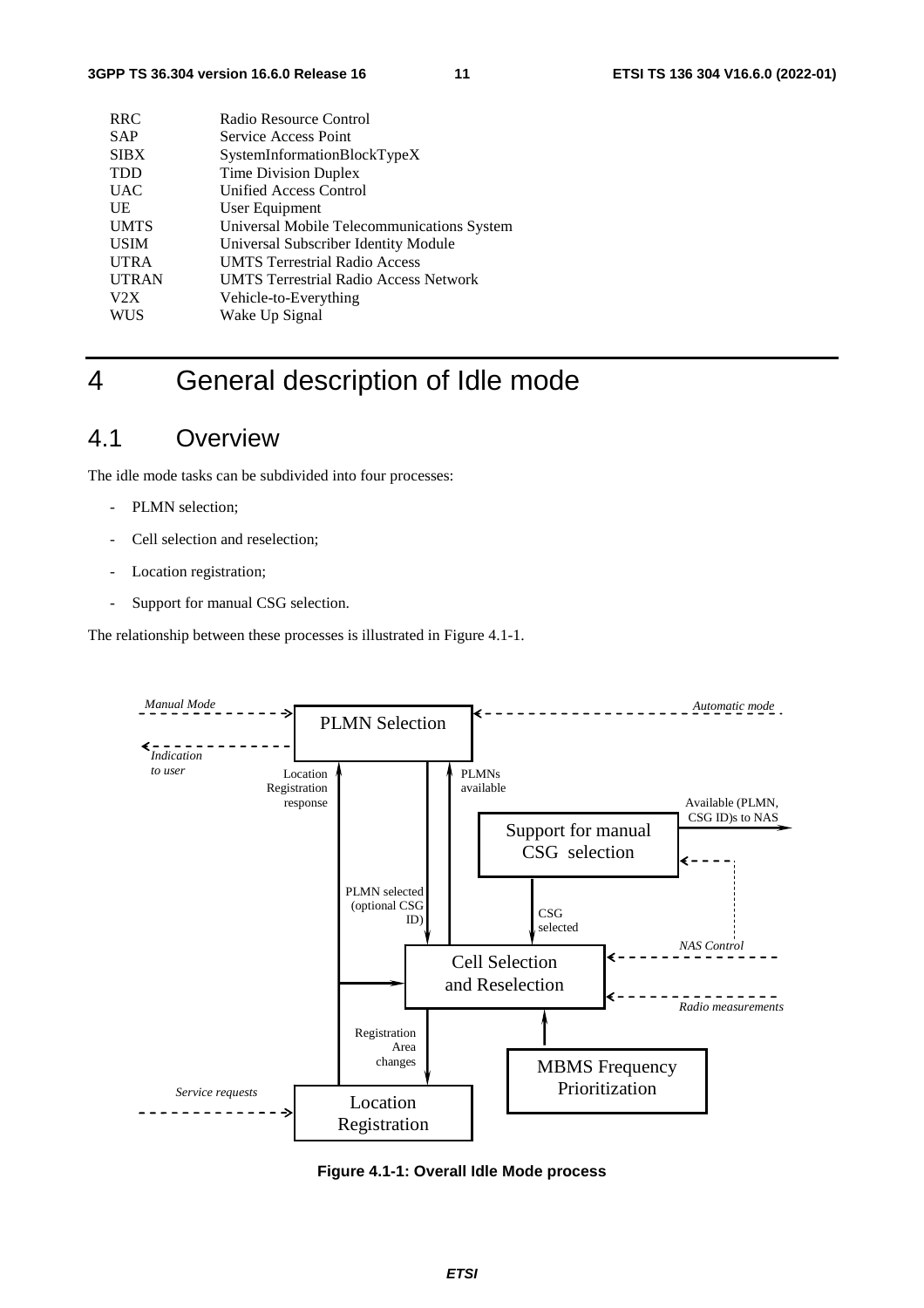| | |
|---|---|
| RRC | Radio Resource Control |
| SAP | Service Access Point |
| SIBX | SystemInformationBlockTypeX |
| TDD | Time Division Duplex |
| UAC | Unified Access Control |
| UE | User Equipment |
| UMTS | Universal Mobile Telecommunications System |
| USIM | Universal Subscriber Identity Module |
| UTRA | UMTS Terrestrial Radio Access |
| UTRAN | UMTS Terrestrial Radio Access Network |
| V2X | Vehicle-to-Everything |
| WUS | Wake Up Signal |

# 4 General description of Idle mode

## 4.1 Overview

The idle mode tasks can be subdivided into four processes:

- PLMN selection;
- Cell selection and reselection;
- Location registration;
- Support for manual CSG selection.

The relationship between these processes is illustrated in Figure 4.1-1.

**Figure 4.1-1: Overall Idle Mode process**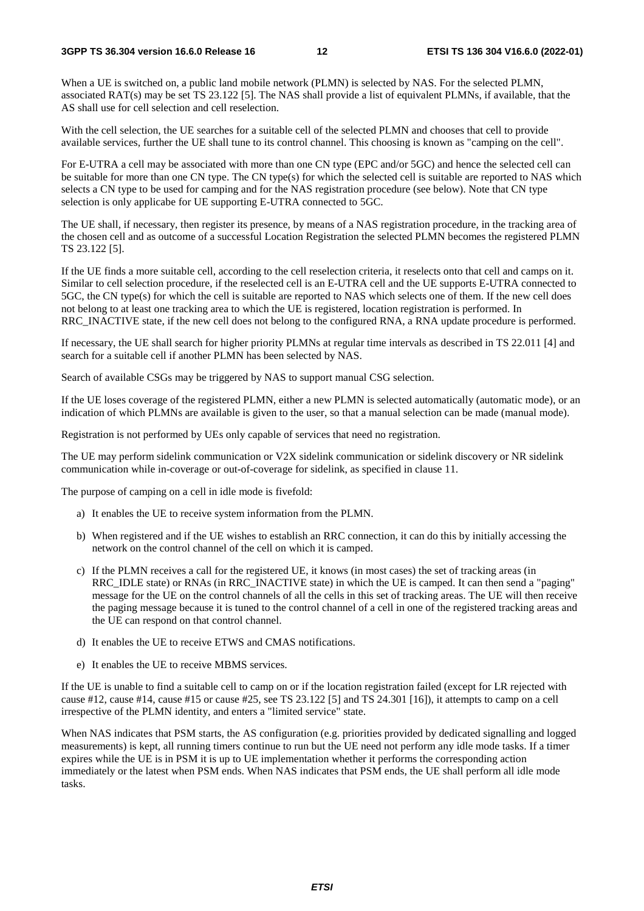When a UE is switched on, a public land mobile network (PLMN) is selected by NAS. For the selected PLMN, associated RAT(s) may be set TS 23.122 [5]. The NAS shall provide a list of equivalent PLMNs, if available, that the AS shall use for cell selection and cell reselection.

With the cell selection, the UE searches for a suitable cell of the selected PLMN and chooses that cell to provide available services, further the UE shall tune to its control channel. This choosing is known as "camping on the cell".

For E-UTRA a cell may be associated with more than one CN type (EPC and/or 5GC) and hence the selected cell can be suitable for more than one CN type. The CN type(s) for which the selected cell is suitable are reported to NAS which selects a CN type to be used for camping and for the NAS registration procedure (see below). Note that CN type selection is only applicabe for UE supporting E-UTRA connected to 5GC.

The UE shall, if necessary, then register its presence, by means of a NAS registration procedure, in the tracking area of the chosen cell and as outcome of a successful Location Registration the selected PLMN becomes the registered PLMN TS 23.122 [5].

If the UE finds a more suitable cell, according to the cell reselection criteria, it reselects onto that cell and camps on it. Similar to cell selection procedure, if the reselected cell is an E-UTRA cell and the UE supports E-UTRA connected to 5GC, the CN type(s) for which the cell is suitable are reported to NAS which selects one of them. If the new cell does not belong to at least one tracking area to which the UE is registered, location registration is performed. In RRC_INACTIVE state, if the new cell does not belong to the configured RNA, a RNA update procedure is performed.

If necessary, the UE shall search for higher priority PLMNs at regular time intervals as described in TS 22.011 [4] and search for a suitable cell if another PLMN has been selected by NAS.

Search of available CSGs may be triggered by NAS to support manual CSG selection.

If the UE loses coverage of the registered PLMN, either a new PLMN is selected automatically (automatic mode), or an indication of which PLMNs are available is given to the user, so that a manual selection can be made (manual mode).

Registration is not performed by UEs only capable of services that need no registration.

The UE may perform sidelink communication or V2X sidelink communication or sidelink discovery or NR sidelink communication while in-coverage or out-of-coverage for sidelink, as specified in clause 11.

The purpose of camping on a cell in idle mode is fivefold:

a) It enables the UE to receive system information from the PLMN.

b) When registered and if the UE wishes to establish an RRC connection, it can do this by initially accessing the network on the control channel of the cell on which it is camped.

c) If the PLMN receives a call for the registered UE, it knows (in most cases) the set of tracking areas (in RRC_IDLE state) or RNAs (in RRC_INACTIVE state) in which the UE is camped. It can then send a "paging" message for the UE on the control channels of all the cells in this set of tracking areas. The UE will then receive the paging message because it is tuned to the control channel of a cell in one of the registered tracking areas and the UE can respond on that control channel.

d) It enables the UE to receive ETWS and CMAS notifications.

e) It enables the UE to receive MBMS services.

If the UE is unable to find a suitable cell to camp on or if the location registration failed (except for LR rejected with cause #12, cause #14, cause #15 or cause #25, see TS 23.122 [5] and TS 24.301 [16]), it attempts to camp on a cell irrespective of the PLMN identity, and enters a "limited service" state.

When NAS indicates that PSM starts, the AS configuration (e.g. priorities provided by dedicated signalling and logged measurements) is kept, all running timers continue to run but the UE need not perform any idle mode tasks. If a timer expires while the UE is in PSM it is up to UE implementation whether it performs the corresponding action immediately or the latest when PSM ends. When NAS indicates that PSM ends, the UE shall perform all idle mode tasks.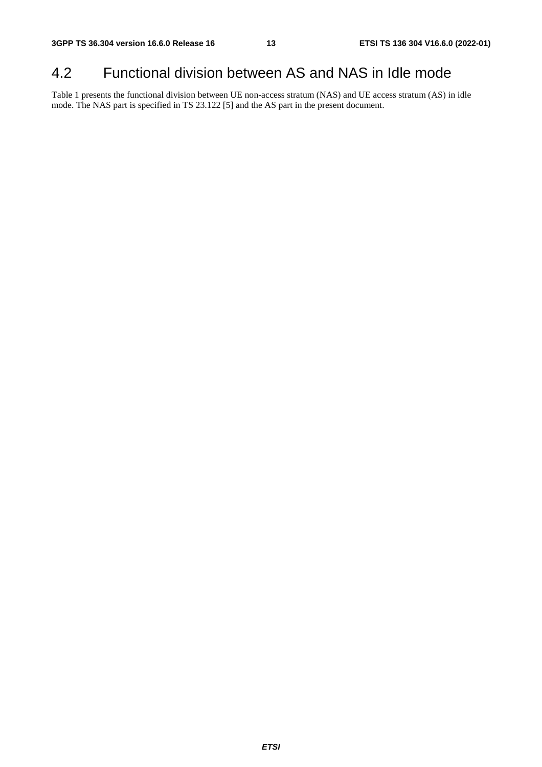## 4.2 Functional division between AS and NAS in Idle mode

Table 1 presents the functional division between UE non-access stratum (NAS) and UE access stratum (AS) in idle mode. The NAS part is specified in TS 23.122 [5] and the AS part in the present document.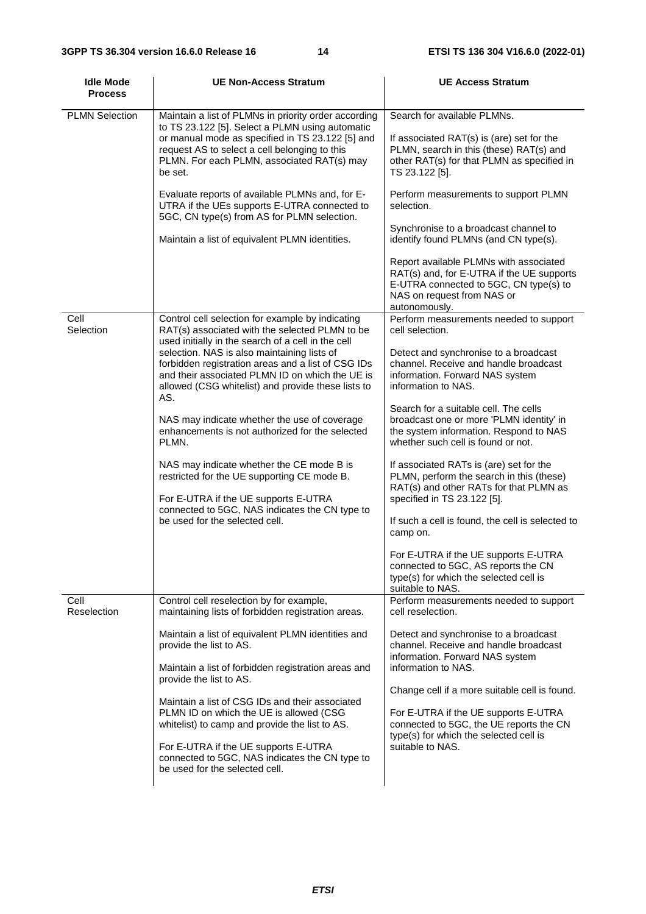| Idle Mode Process | UE Non-Access Stratum | UE Access Stratum |
|---|---|---|
| PLMN Selection | Maintain a list of PLMNs in priority order according to TS 23.122 [5]. Select a PLMN using automatic or manual mode as specified in TS 23.122 [5] and request AS to select a cell belonging to this PLMN. For each PLMN, associated RAT(s) may be set.<br><br>Evaluate reports of available PLMNs and, for E-UTRA if the UEs supports E-UTRA connected to 5GC, CN type(s) from AS for PLMN selection.<br><br>Maintain a list of equivalent PLMN identities. | Search for available PLMNs.<br><br>If associated RAT(s) is (are) set for the PLMN, search in this (these) RAT(s) and other RAT(s) for that PLMN as specified in TS 23.122 [5].<br><br>Perform measurements to support PLMN selection.<br><br>Synchronise to a broadcast channel to identify found PLMNs (and CN type(s).<br><br>Report available PLMNs with associated RAT(s) and, for E-UTRA if the UE supports E-UTRA connected to 5GC, CN type(s) to NAS on request from NAS or autonomously. |
| Cell Selection | Control cell selection for example by indicating RAT(s) associated with the selected PLMN to be used initially in the search of a cell in the cell selection. NAS is also maintaining lists of forbidden registration areas and a list of CSG IDs and their associated PLMN ID on which the UE is allowed (CSG whitelist) and provide these lists to AS.<br><br>NAS may indicate whether the use of coverage enhancements is not authorized for the selected PLMN.<br><br>NAS may indicate whether the CE mode B is restricted for the UE supporting CE mode B.<br><br>For E-UTRA if the UE supports E-UTRA connected to 5GC, NAS indicates the CN type to be used for the selected cell. | Perform measurements needed to support cell selection.<br><br>Detect and synchronise to a broadcast channel. Receive and handle broadcast information. Forward NAS system information to NAS.<br><br>Search for a suitable cell. The cells broadcast one or more 'PLMN identity' in the system information. Respond to NAS whether such cell is found or not.<br><br>If associated RATs is (are) set for the PLMN, perform the search in this (these) RAT(s) and other RATs for that PLMN as specified in TS 23.122 [5].<br><br>If such a cell is found, the cell is selected to camp on.<br><br>For E-UTRA if the UE supports E-UTRA connected to 5GC, AS reports the CN type(s) for which the selected cell is suitable to NAS. |
| Cell Reselection | Control cell reselection by for example, maintaining lists of forbidden registration areas.<br><br>Maintain a list of equivalent PLMN identities and provide the list to AS.<br><br>Maintain a list of forbidden registration areas and provide the list to AS.<br><br>Maintain a list of CSG IDs and their associated PLMN ID on which the UE is allowed (CSG whitelist) to camp and provide the list to AS.<br><br>For E-UTRA if the UE supports E-UTRA connected to 5GC, NAS indicates the CN type to be used for the selected cell. | Perform measurements needed to support cell reselection.<br><br>Detect and synchronise to a broadcast channel. Receive and handle broadcast information. Forward NAS system information to NAS.<br><br>Change cell if a more suitable cell is found.<br><br>For E-UTRA if the UE supports E-UTRA connected to 5GC, the UE reports the CN type(s) for which the selected cell is suitable to NAS. |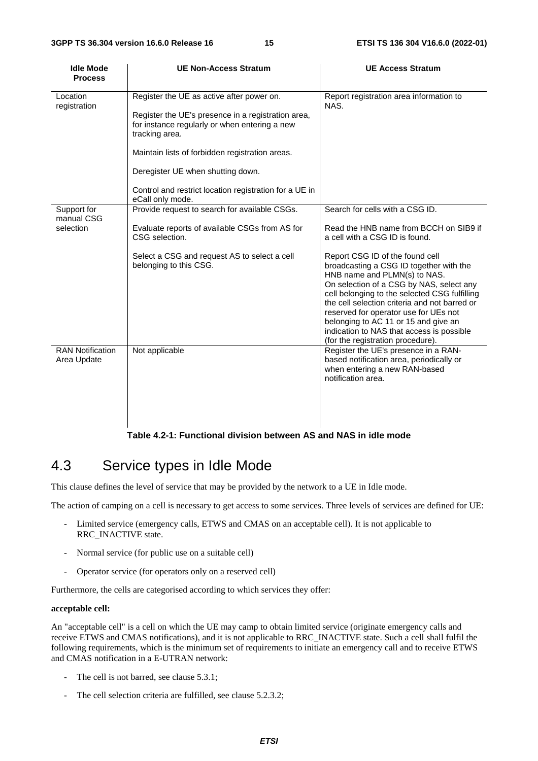| Idle Mode Process | UE Non-Access Stratum | UE Access Stratum |
|---|---|---|
| Location registration | Register the UE as active after power on.<br><br>Register the UE's presence in a registration area, for instance regularly or when entering a new tracking area.<br><br>Maintain lists of forbidden registration areas.<br><br>Deregister UE when shutting down.<br><br>Control and restrict location registration for a UE in eCall only mode. | Report registration area information to NAS. |
| Support for manual CSG selection | Provide request to search for available CSGs.<br><br>Evaluate reports of available CSGs from AS for CSG selection.<br><br>Select a CSG and request AS to select a cell belonging to this CSG. | Search for cells with a CSG ID.<br><br>Read the HNB name from BCCH on SIB9 if a cell with a CSG ID is found.<br><br>Report CSG ID of the found cell broadcasting a CSG ID together with the HNB name and PLMN(s) to NAS.<br>On selection of a CSG by NAS, select any cell belonging to the selected CSG fulfilling the cell selection criteria and not barred or reserved for operator use for UEs not belonging to AC 11 or 15 and give an indication to NAS that access is possible (for the registration procedure). |
| RAN Notification Area Update | Not applicable | Register the UE's presence in a RAN-based notification area, periodically or when entering a new RAN-based notification area. |

**Table 4.2-1: Functional division between AS and NAS in idle mode**

## 4.3 Service types in Idle Mode

This clause defines the level of service that may be provided by the network to a UE in Idle mode.

The action of camping on a cell is necessary to get access to some services. Three levels of services are defined for UE:

- Limited service (emergency calls, ETWS and CMAS on an acceptable cell). It is not applicable to RRC_INACTIVE state.
- Normal service (for public use on a suitable cell)
- Operator service (for operators only on a reserved cell)

Furthermore, the cells are categorised according to which services they offer:

**acceptable cell:**

An "acceptable cell" is a cell on which the UE may camp to obtain limited service (originate emergency calls and receive ETWS and CMAS notifications), and it is not applicable to RRC_INACTIVE state. Such a cell shall fulfil the following requirements, which is the minimum set of requirements to initiate an emergency call and to receive ETWS and CMAS notification in a E-UTRAN network:

- The cell is not barred, see clause 5.3.1;
- The cell selection criteria are fulfilled, see clause 5.2.3.2;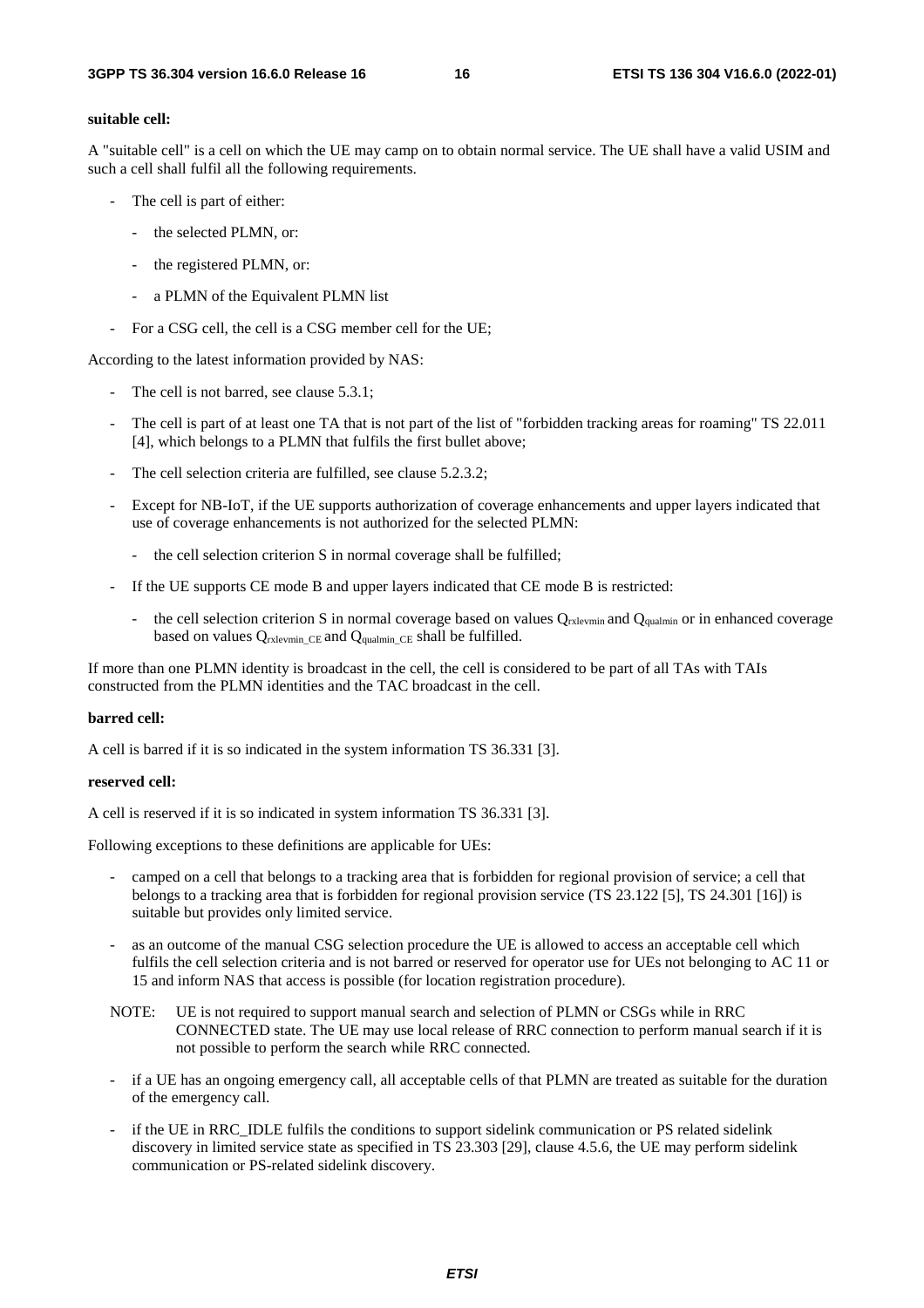**suitable cell:**

A "suitable cell" is a cell on which the UE may camp on to obtain normal service. The UE shall have a valid USIM and such a cell shall fulfil all the following requirements.

- The cell is part of either:
  - the selected PLMN, or:
  - the registered PLMN, or:
  - a PLMN of the Equivalent PLMN list
- For a CSG cell, the cell is a CSG member cell for the UE;

According to the latest information provided by NAS:

- The cell is not barred, see clause 5.3.1;
- The cell is part of at least one TA that is not part of the list of "forbidden tracking areas for roaming" TS 22.011 [4], which belongs to a PLMN that fulfils the first bullet above;
- The cell selection criteria are fulfilled, see clause 5.2.3.2;
- Except for NB-IoT, if the UE supports authorization of coverage enhancements and upper layers indicated that use of coverage enhancements is not authorized for the selected PLMN:
  - the cell selection criterion S in normal coverage shall be fulfilled;
- If the UE supports CE mode B and upper layers indicated that CE mode B is restricted:
  - the cell selection criterion S in normal coverage based on values $Q_{rxlevmin}$ and $Q_{qualmin}$ or in enhanced coverage based on values $Q_{rxlevmin\_CE}$ and $Q_{qualmin\_CE}$ shall be fulfilled.

If more than one PLMN identity is broadcast in the cell, the cell is considered to be part of all TAs with TAIs constructed from the PLMN identities and the TAC broadcast in the cell.

**barred cell:**

A cell is barred if it is so indicated in the system information TS 36.331 [3].

**reserved cell:**

A cell is reserved if it is so indicated in system information TS 36.331 [3].

Following exceptions to these definitions are applicable for UEs:

- camped on a cell that belongs to a tracking area that is forbidden for regional provision of service; a cell that belongs to a tracking area that is forbidden for regional provision service (TS 23.122 [5], TS 24.301 [16]) is suitable but provides only limited service.
- as an outcome of the manual CSG selection procedure the UE is allowed to access an acceptable cell which fulfils the cell selection criteria and is not barred or reserved for operator use for UEs not belonging to AC 11 or 15 and inform NAS that access is possible (for location registration procedure).

NOTE: UE is not required to support manual search and selection of PLMN or CSGs while in RRC CONNECTED state. The UE may use local release of RRC connection to perform manual search if it is not possible to perform the search while RRC connected.

- if a UE has an ongoing emergency call, all acceptable cells of that PLMN are treated as suitable for the duration of the emergency call.
- if the UE in RRC_IDLE fulfils the conditions to support sidelink communication or PS related sidelink discovery in limited service state as specified in TS 23.303 [29], clause 4.5.6, the UE may perform sidelink communication or PS-related sidelink discovery.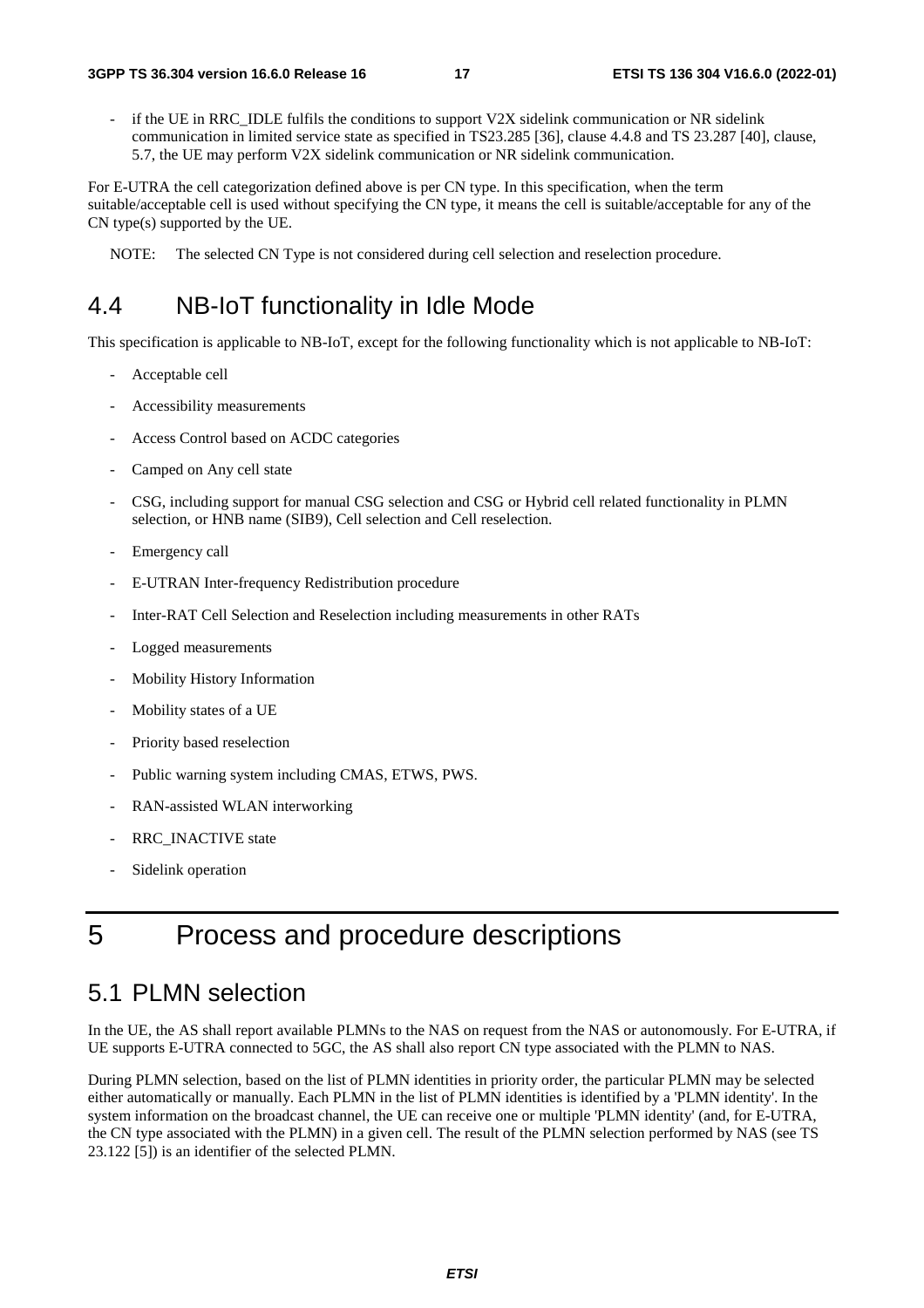- if the UE in RRC_IDLE fulfils the conditions to support V2X sidelink communication or NR sidelink communication in limited service state as specified in TS23.285 [36], clause 4.4.8 and TS 23.287 [40], clause, 5.7, the UE may perform V2X sidelink communication or NR sidelink communication.

For E-UTRA the cell categorization defined above is per CN type. In this specification, when the term suitable/acceptable cell is used without specifying the CN type, it means the cell is suitable/acceptable for any of the CN type(s) supported by the UE.

NOTE: The selected CN Type is not considered during cell selection and reselection procedure.

## 4.4 NB-IoT functionality in Idle Mode

This specification is applicable to NB-IoT, except for the following functionality which is not applicable to NB-IoT:

- Acceptable cell
- Accessibility measurements
- Access Control based on ACDC categories
- Camped on Any cell state
- CSG, including support for manual CSG selection and CSG or Hybrid cell related functionality in PLMN selection, or HNB name (SIB9), Cell selection and Cell reselection.
- Emergency call
- E-UTRAN Inter-frequency Redistribution procedure
- Inter-RAT Cell Selection and Reselection including measurements in other RATs
- Logged measurements
- Mobility History Information
- Mobility states of a UE
- Priority based reselection
- Public warning system including CMAS, ETWS, PWS.
- RAN-assisted WLAN interworking
- RRC_INACTIVE state
- Sidelink operation

# 5 Process and procedure descriptions

## 5.1 PLMN selection

In the UE, the AS shall report available PLMNs to the NAS on request from the NAS or autonomously. For E-UTRA, if UE supports E-UTRA connected to 5GC, the AS shall also report CN type associated with the PLMN to NAS.

During PLMN selection, based on the list of PLMN identities in priority order, the particular PLMN may be selected either automatically or manually. Each PLMN in the list of PLMN identities is identified by a 'PLMN identity'. In the system information on the broadcast channel, the UE can receive one or multiple 'PLMN identity' (and, for E-UTRA, the CN type associated with the PLMN) in a given cell. The result of the PLMN selection performed by NAS (see TS 23.122 [5]) is an identifier of the selected PLMN.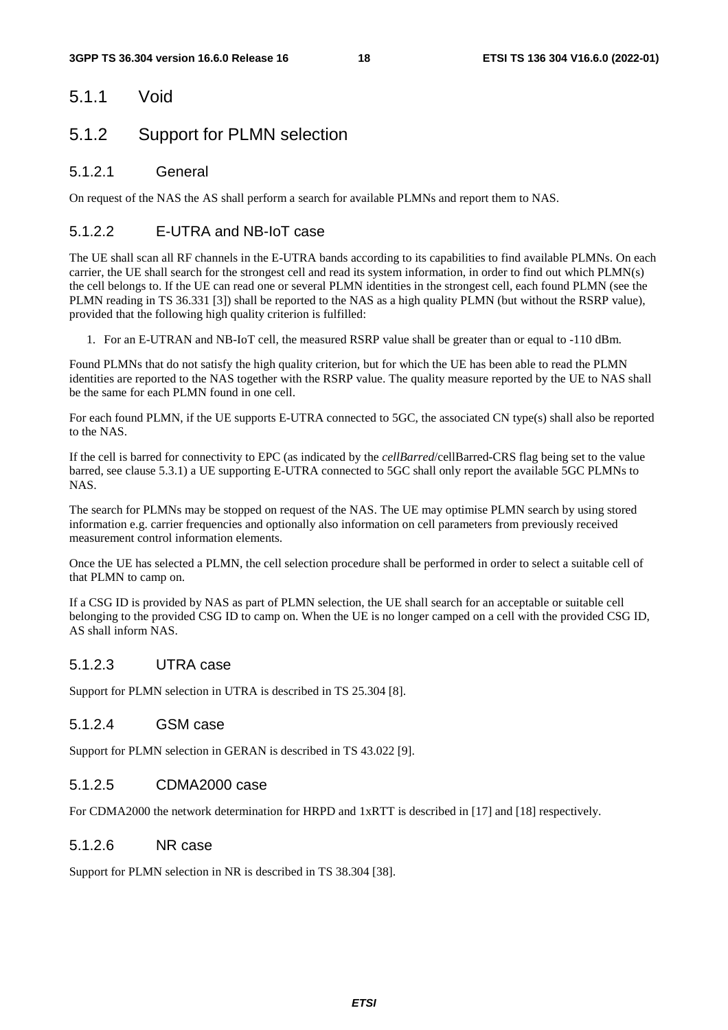### 5.1.1 Void

### 5.1.2 Support for PLMN selection

#### 5.1.2.1 General

On request of the NAS the AS shall perform a search for available PLMNs and report them to NAS.

#### 5.1.2.2 E-UTRA and NB-IoT case

The UE shall scan all RF channels in the E-UTRA bands according to its capabilities to find available PLMNs. On each carrier, the UE shall search for the strongest cell and read its system information, in order to find out which PLMN(s) the cell belongs to. If the UE can read one or several PLMN identities in the strongest cell, each found PLMN (see the PLMN reading in TS 36.331 [3]) shall be reported to the NAS as a high quality PLMN (but without the RSRP value), provided that the following high quality criterion is fulfilled:

1. For an E-UTRAN and NB-IoT cell, the measured RSRP value shall be greater than or equal to -110 dBm.

Found PLMNs that do not satisfy the high quality criterion, but for which the UE has been able to read the PLMN identities are reported to the NAS together with the RSRP value. The quality measure reported by the UE to NAS shall be the same for each PLMN found in one cell.

For each found PLMN, if the UE supports E-UTRA connected to 5GC, the associated CN type(s) shall also be reported to the NAS.

If the cell is barred for connectivity to EPC (as indicated by the *cellBarred*/cellBarred-CRS flag being set to the value barred, see clause 5.3.1) a UE supporting E-UTRA connected to 5GC shall only report the available 5GC PLMNs to NAS.

The search for PLMNs may be stopped on request of the NAS. The UE may optimise PLMN search by using stored information e.g. carrier frequencies and optionally also information on cell parameters from previously received measurement control information elements.

Once the UE has selected a PLMN, the cell selection procedure shall be performed in order to select a suitable cell of that PLMN to camp on.

If a CSG ID is provided by NAS as part of PLMN selection, the UE shall search for an acceptable or suitable cell belonging to the provided CSG ID to camp on. When the UE is no longer camped on a cell with the provided CSG ID, AS shall inform NAS.

#### 5.1.2.3 UTRA case

Support for PLMN selection in UTRA is described in TS 25.304 [8].

#### 5.1.2.4 GSM case

Support for PLMN selection in GERAN is described in TS 43.022 [9].

#### 5.1.2.5 CDMA2000 case

For CDMA2000 the network determination for HRPD and 1xRTT is described in [17] and [18] respectively.

#### 5.1.2.6 NR case

Support for PLMN selection in NR is described in TS 38.304 [38].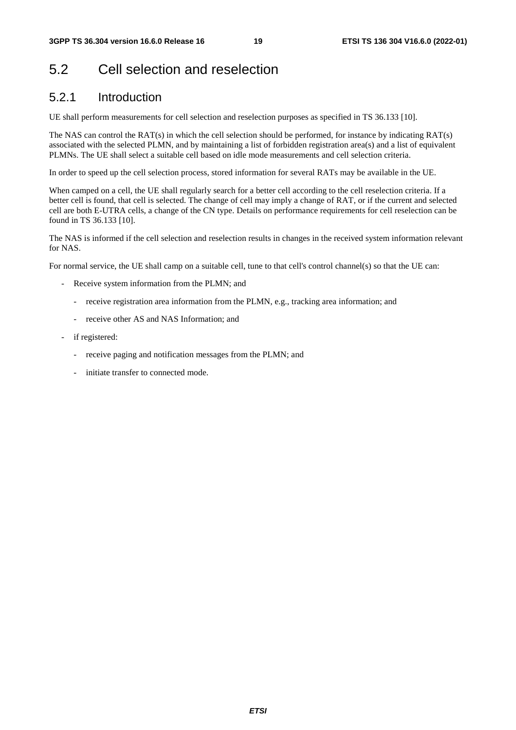## 5.2 Cell selection and reselection

### 5.2.1 Introduction

UE shall perform measurements for cell selection and reselection purposes as specified in TS 36.133 [10].

The NAS can control the RAT(s) in which the cell selection should be performed, for instance by indicating RAT(s) associated with the selected PLMN, and by maintaining a list of forbidden registration area(s) and a list of equivalent PLMNs. The UE shall select a suitable cell based on idle mode measurements and cell selection criteria.

In order to speed up the cell selection process, stored information for several RATs may be available in the UE.

When camped on a cell, the UE shall regularly search for a better cell according to the cell reselection criteria. If a better cell is found, that cell is selected. The change of cell may imply a change of RAT, or if the current and selected cell are both E-UTRA cells, a change of the CN type. Details on performance requirements for cell reselection can be found in TS 36.133 [10].

The NAS is informed if the cell selection and reselection results in changes in the received system information relevant for NAS.

For normal service, the UE shall camp on a suitable cell, tune to that cell's control channel(s) so that the UE can:

- Receive system information from the PLMN; and
  - receive registration area information from the PLMN, e.g., tracking area information; and
  - receive other AS and NAS Information; and
- if registered:
  - receive paging and notification messages from the PLMN; and
  - initiate transfer to connected mode.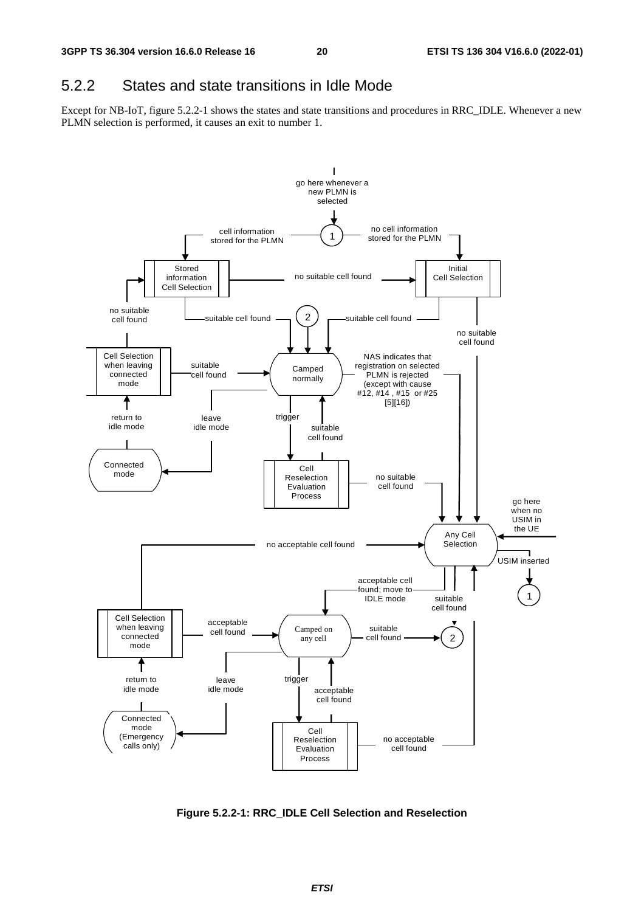## 5.2.2 States and state transitions in Idle Mode

Except for NB-IoT, figure 5.2.2-1 shows the states and state transitions and procedures in RRC_IDLE. Whenever a new PLMN selection is performed, it causes an exit to number 1.

**Figure 5.2.2-1: RRC_IDLE Cell Selection and Reselection**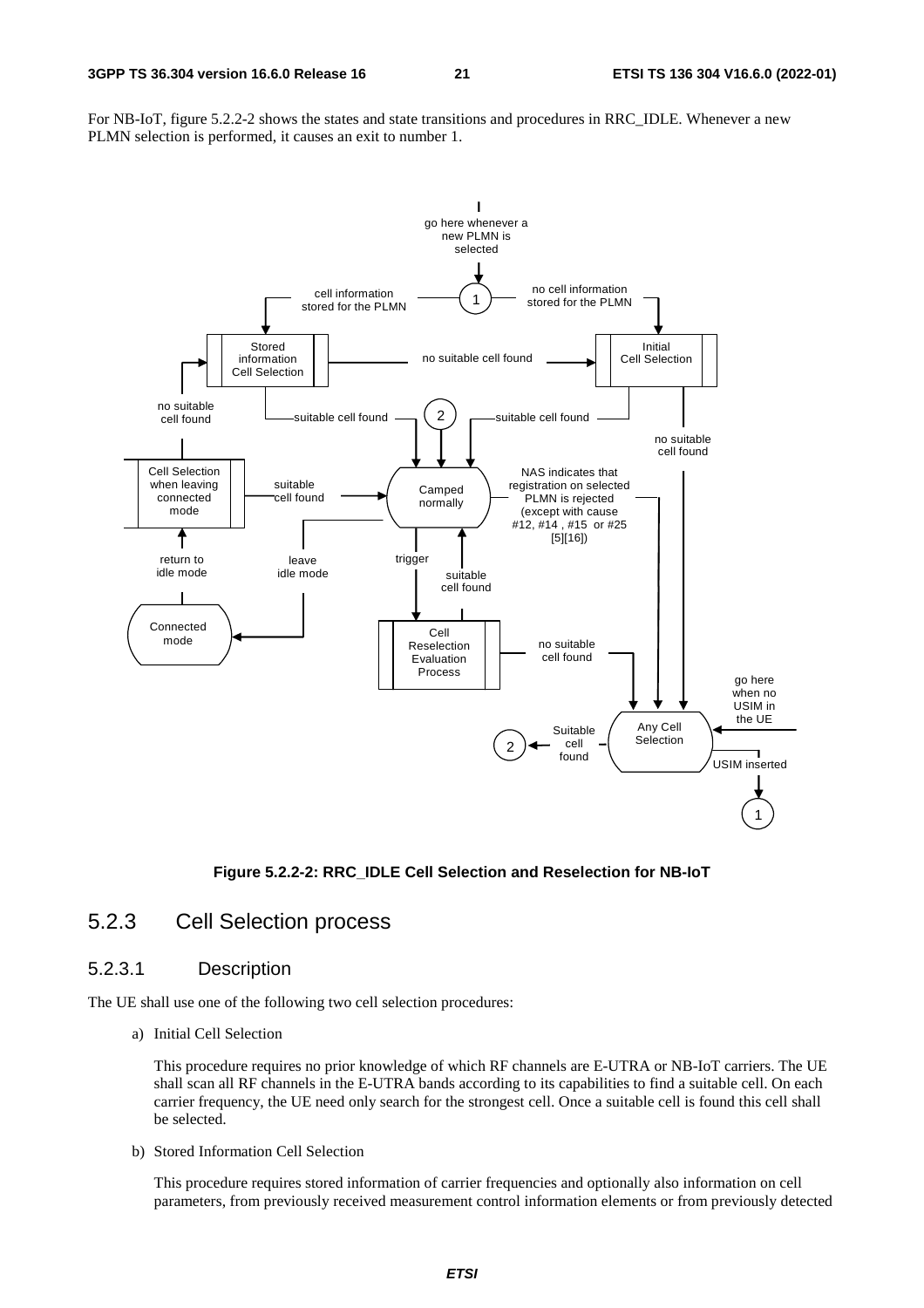For NB-IoT, figure 5.2.2-2 shows the states and state transitions and procedures in RRC_IDLE. Whenever a new PLMN selection is performed, it causes an exit to number 1.

**Figure 5.2.2-2: RRC_IDLE Cell Selection and Reselection for NB-IoT**

## 5.2.3 Cell Selection process

### 5.2.3.1 Description

The UE shall use one of the following two cell selection procedures:

a) Initial Cell Selection

This procedure requires no prior knowledge of which RF channels are E-UTRA or NB-IoT carriers. The UE shall scan all RF channels in the E-UTRA bands according to its capabilities to find a suitable cell. On each carrier frequency, the UE need only search for the strongest cell. Once a suitable cell is found this cell shall be selected.

b) Stored Information Cell Selection

This procedure requires stored information of carrier frequencies and optionally also information on cell parameters, from previously received measurement control information elements or from previously detected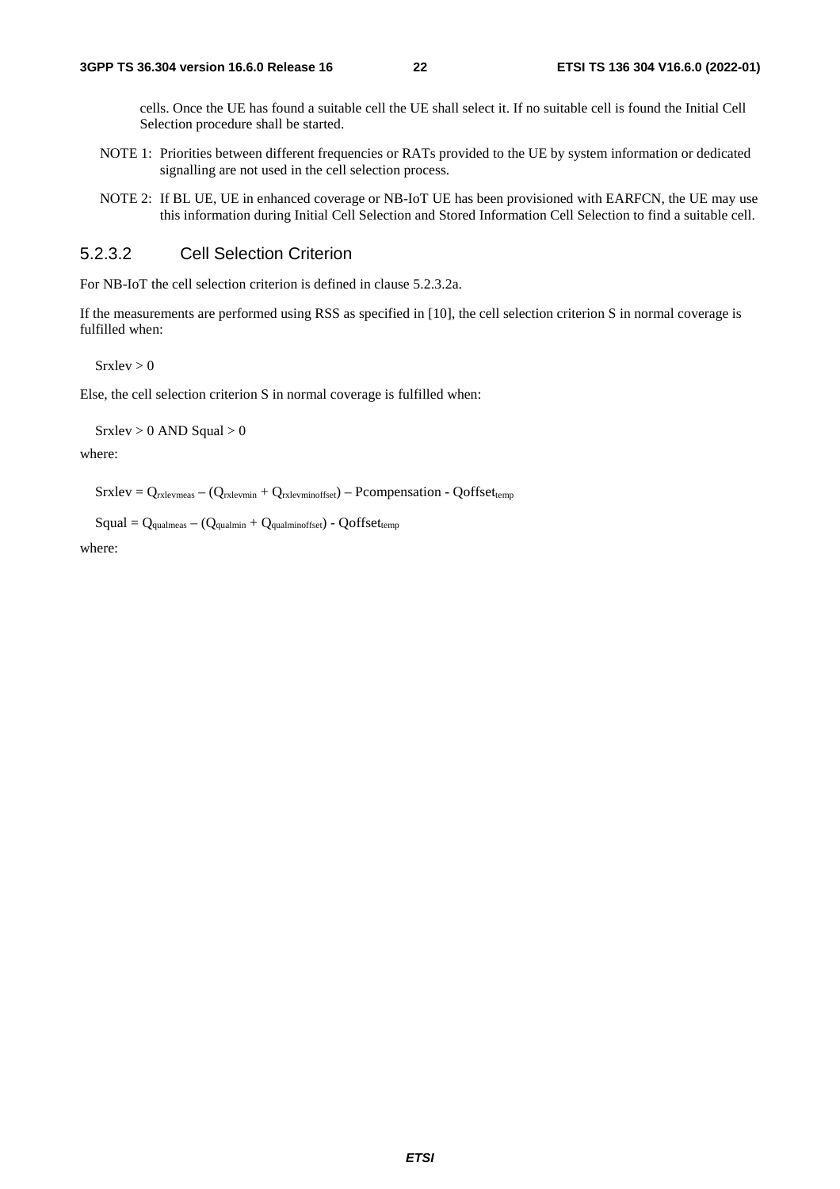cells. Once the UE has found a suitable cell the UE shall select it. If no suitable cell is found the Initial Cell Selection procedure shall be started.

NOTE 1: Priorities between different frequencies or RATs provided to the UE by system information or dedicated signalling are not used in the cell selection process.

NOTE 2: If BL UE, UE in enhanced coverage or NB-IoT UE has been provisioned with EARFCN, the UE may use this information during Initial Cell Selection and Stored Information Cell Selection to find a suitable cell.

### 5.2.3.2 Cell Selection Criterion

For NB-IoT the cell selection criterion is defined in clause 5.2.3.2a.

If the measurements are performed using RSS as specified in [10], the cell selection criterion S in normal coverage is fulfilled when:

Srxlev > 0

Else, the cell selection criterion S in normal coverage is fulfilled when:

Srxlev > 0 AND Squal > 0

where:

$$\text{Srxlev} = Q_{rxlevmeas} – (Q_{rxlevmin} + Q_{rxlevminoffset}) – \text{Pcompensation} - \text{Qoffset}_{temp}$$

$$\text{Squal} = Q_{qualmeas} – (Q_{qualmin} + Q_{qualminoffset}) - \text{Qoffset}_{temp}$$

where: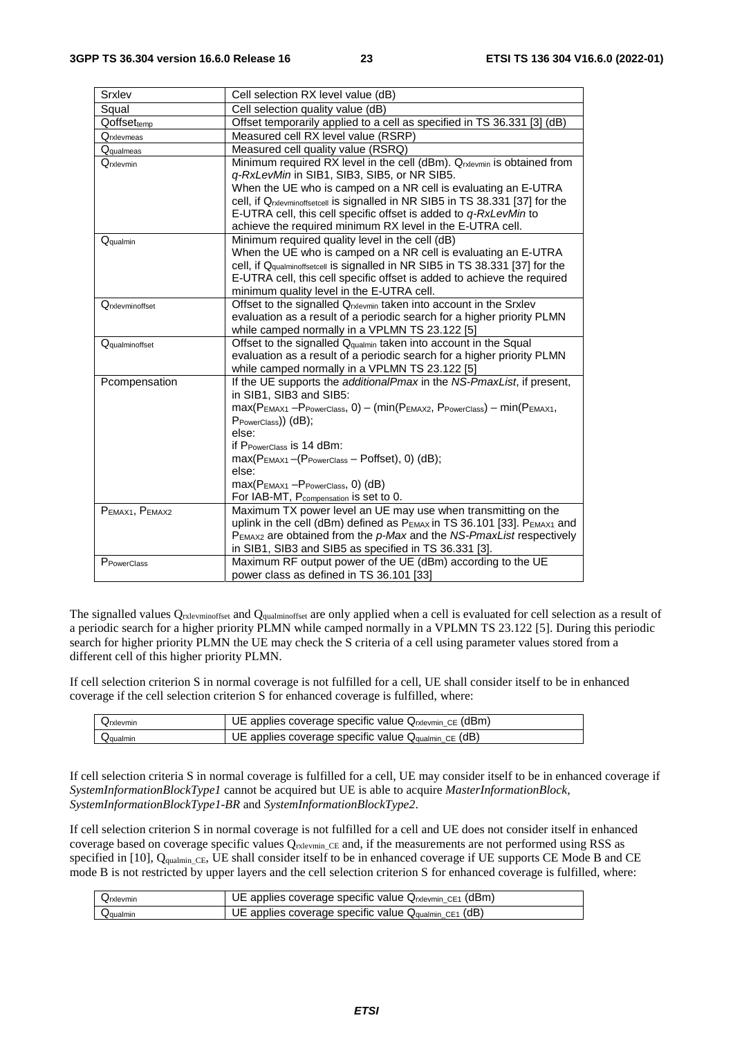| | |
|---|---|
| Srxlev | Cell selection RX level value (dB) |
| Squal | Cell selection quality value (dB) |
| $Qoffset_{temp}$ | Offset temporarily applied to a cell as specified in TS 36.331 [3] (dB) |
| $Q_{rxlevmeas}$ | Measured cell RX level value (RSRP) |
| $Q_{qualmeas}$ | Measured cell quality value (RSRQ) |
| $Q_{rxlevmin}$ | Minimum required RX level in the cell (dBm). $Q_{rxlevmin}$ is obtained from *q-RxLevMin* in SIB1, SIB3, SIB5, or NR SIB5. When the UE who is camped on a NR cell is evaluating an E-UTRA cell, if $Q_{rxlevminoffsetcell}$ is signalled in NR SIB5 in TS 38.331 [37] for the E-UTRA cell, this cell specific offset is added to *q-RxLevMin* to achieve the required minimum RX level in the E-UTRA cell. |
| $Q_{qualmin}$ | Minimum required quality level in the cell (dB) When the UE who is camped on a NR cell is evaluating an E-UTRA cell, if $Q_{qualminoffsetcell}$ is signalled in NR SIB5 in TS 38.331 [37] for the E-UTRA cell, this cell specific offset is added to achieve the required minimum quality level in the E-UTRA cell. |
| $Q_{rxlevminoffset}$ | Offset to the signalled $Q_{rxlevmin}$ taken into account in the Srxlev evaluation as a result of a periodic search for a higher priority PLMN while camped normally in a VPLMN TS 23.122 [5] |
| $Q_{qualminoffset}$ | Offset to the signalled $Q_{qualmin}$ taken into account in the Squal evaluation as a result of a periodic search for a higher priority PLMN while camped normally in a VPLMN TS 23.122 [5] |
| Pcompensation | If the UE supports the *additionalPmax* in the *NS-PmaxList*, if present, in SIB1, SIB3 and SIB5: $\max(P_{EMAX1} - P_{PowerClass}, 0) - (\min(P_{EMAX2}, P_{PowerClass}) - \min(P_{EMAX1}, P_{PowerClass}))$ (dB); else: if $P_{PowerClass}$ is 14 dBm: $\max(P_{EMAX1} - (P_{PowerClass} - \text{Poffset}), 0)$ (dB); else: $\max(P_{EMAX1} - P_{PowerClass}, 0)$ (dB) For IAB-MT, $P_{compensation}$ is set to 0. |
| $P_{EMAX1}$, $P_{EMAX2}$ | Maximum TX power level an UE may use when transmitting on the uplink in the cell (dBm) defined as $P_{EMAX}$ in TS 36.101 [33]. $P_{EMAX1}$ and $P_{EMAX2}$ are obtained from the *p-Max* and the *NS-PmaxList* respectively in SIB1, SIB3 and SIB5 as specified in TS 36.331 [3]. |
| $P_{PowerClass}$ | Maximum RF output power of the UE (dBm) according to the UE power class as defined in TS 36.101 [33] |

The signalled values $Q_{rxlevminoffset}$ and $Q_{qualminoffset}$ are only applied when a cell is evaluated for cell selection as a result of a periodic search for a higher priority PLMN while camped normally in a VPLMN TS 23.122 [5]. During this periodic search for higher priority PLMN the UE may check the S criteria of a cell using parameter values stored from a different cell of this higher priority PLMN.

If cell selection criterion S in normal coverage is not fulfilled for a cell, UE shall consider itself to be in enhanced coverage if the cell selection criterion S for enhanced coverage is fulfilled, where:

| | |
|---|---|
| $Q_{rxlevmin}$ | UE applies coverage specific value $Q_{rxlevmin\_CE}$ (dBm) |
| $Q_{qualmin}$ | UE applies coverage specific value $Q_{qualmin\_CE}$ (dB) |

If cell selection criteria S in normal coverage is fulfilled for a cell, UE may consider itself to be in enhanced coverage if *SystemInformationBlockType1* cannot be acquired but UE is able to acquire *MasterInformationBlock*, *SystemInformationBlockType1-BR* and *SystemInformationBlockType2*.

If cell selection criterion S in normal coverage is not fulfilled for a cell and UE does not consider itself in enhanced coverage based on coverage specific values $Q_{rxlevmin\_CE}$ and, if the measurements are not performed using RSS as specified in [10], $Q_{qualmin\_CE}$, UE shall consider itself to be in enhanced coverage if UE supports CE Mode B and CE mode B is not restricted by upper layers and the cell selection criterion S for enhanced coverage is fulfilled, where:

| | |
|---|---|
| $Q_{rxlevmin}$ | UE applies coverage specific value $Q_{rxlevmin\_CE1}$ (dBm) |
| $Q_{qualmin}$ | UE applies coverage specific value $Q_{qualmin\_CE1}$ (dB) |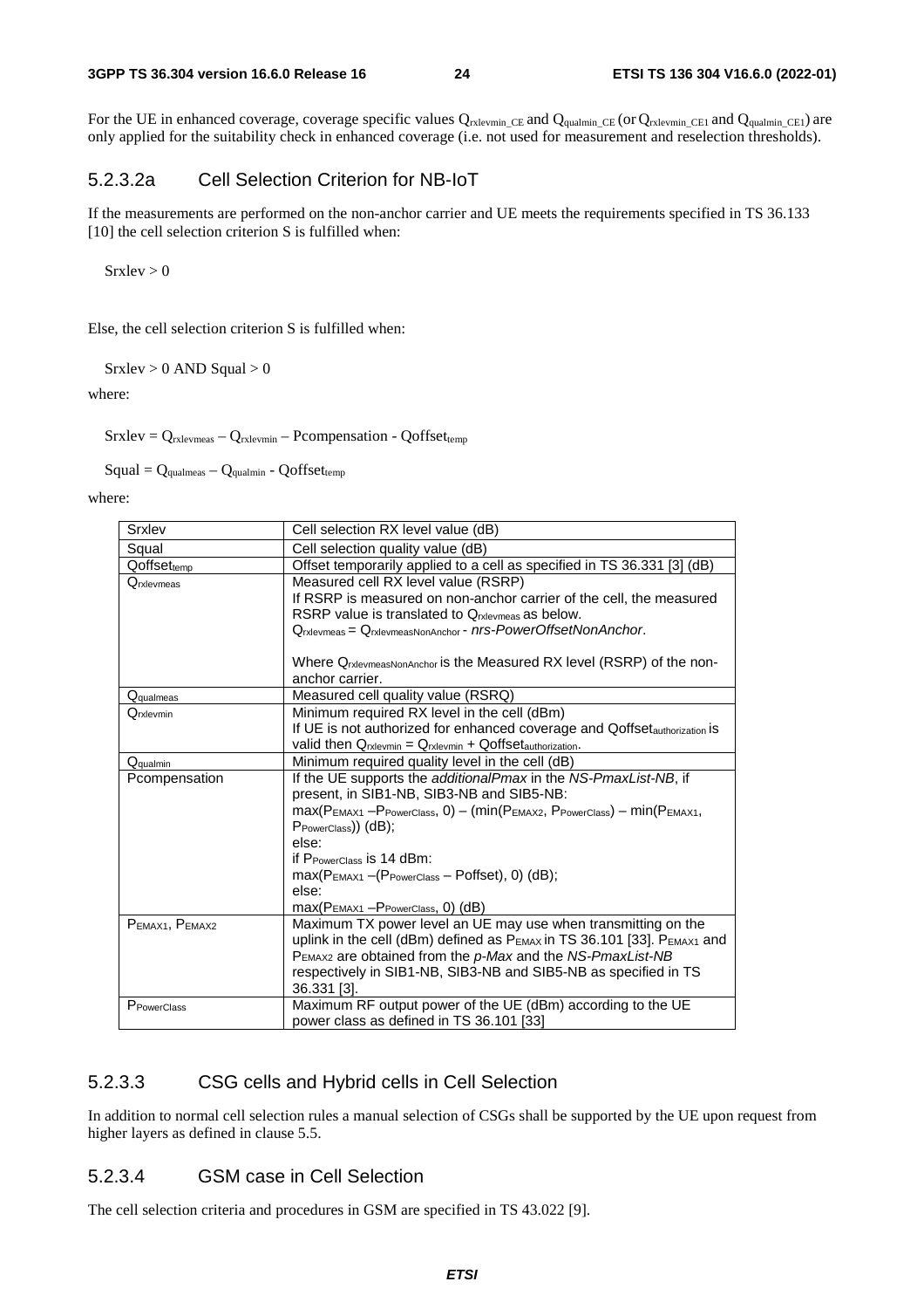For the UE in enhanced coverage, coverage specific values $Q_{rxlevmin\_CE}$ and $Q_{qualmin\_CE}$ (or $Q_{rxlevmin\_CE1}$ and $Q_{qualmin\_CE1}$) are only applied for the suitability check in enhanced coverage (i.e. not used for measurement and reselection thresholds).

### 5.2.3.2a Cell Selection Criterion for NB-IoT

If the measurements are performed on the non-anchor carrier and UE meets the requirements specified in TS 36.133 [10] the cell selection criterion S is fulfilled when:

Srxlev > 0

Else, the cell selection criterion S is fulfilled when:

Srxlev > 0 AND Squal > 0

where:

$Srxlev = Q_{rxlevmeas} – Q_{rxlevmin} – Pcompensation - Qoffset_{temp}$

$Squal = Q_{qualmeas} – Q_{qualmin} - Qoffset_{temp}$

where:

| | |
|---|---|
| Srxlev | Cell selection RX level value (dB) |
| Squal | Cell selection quality value (dB) |
| $Qoffset_{temp}$ | Offset temporarily applied to a cell as specified in TS 36.331 [3] (dB) |
| $Q_{rxlevmeas}$ | Measured cell RX level value (RSRP)<br>If RSRP is measured on non-anchor carrier of the cell, the measured RSRP value is translated to $Q_{rxlevmeas}$ as below.<br>$Q_{rxlevmeas} = Q_{rxlevmeasNonAnchor}$ - *nrs-PowerOffsetNonAnchor*.<br><br>Where $Q_{rxlevmeasNonAnchor}$ is the Measured RX level (RSRP) of the non-anchor carrier. |
| $Q_{qualmeas}$ | Measured cell quality value (RSRQ) |
| $Q_{rxlevmin}$ | Minimum required RX level in the cell (dBm)<br>If UE is not authorized for enhanced coverage and $Qoffset_{authorization}$ is valid then $Q_{rxlevmin} = Q_{rxlevmin} + Qoffset_{authorization}$. |
| $Q_{qualmin}$ | Minimum required quality level in the cell (dB) |
| Pcompensation | If the UE supports the *additionalPmax* in the *NS-PmaxList-NB*, if present, in SIB1-NB, SIB3-NB and SIB5-NB:<br>$max(P_{EMAX1} – P_{PowerClass}, 0) – (min(P_{EMAX2}, P_{PowerClass}) – min(P_{EMAX1}, P_{PowerClass}))$ (dB);<br>else:<br>if $P_{PowerClass}$ is 14 dBm:<br>$max(P_{EMAX1} – (P_{PowerClass} – Poffset), 0)$ (dB);<br>else:<br>$max(P_{EMAX1} – P_{PowerClass}, 0)$ (dB) |
| $P_{EMAX1}$, $P_{EMAX2}$ | Maximum TX power level an UE may use when transmitting on the uplink in the cell (dBm) defined as $P_{EMAX}$ in TS 36.101 [33]. $P_{EMAX1}$ and $P_{EMAX2}$ are obtained from the *p-Max* and the *NS-PmaxList-NB* respectively in SIB1-NB, SIB3-NB and SIB5-NB as specified in TS 36.331 [3]. |
| $P_{PowerClass}$ | Maximum RF output power of the UE (dBm) according to the UE power class as defined in TS 36.101 [33] |

### 5.2.3.3 CSG cells and Hybrid cells in Cell Selection

In addition to normal cell selection rules a manual selection of CSGs shall be supported by the UE upon request from higher layers as defined in clause 5.5.

### 5.2.3.4 GSM case in Cell Selection

The cell selection criteria and procedures in GSM are specified in TS 43.022 [9].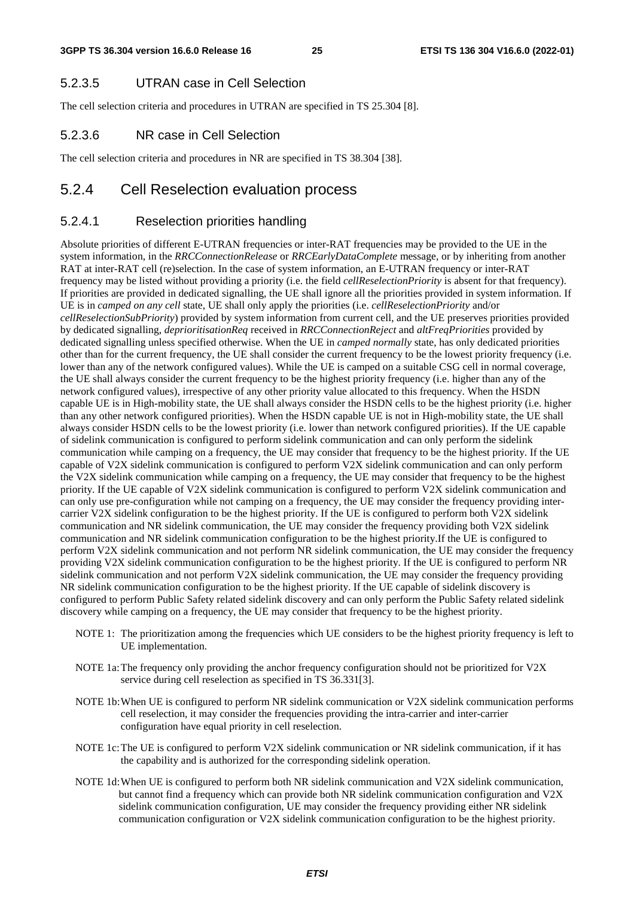#### 5.2.3.5 UTRAN case in Cell Selection

The cell selection criteria and procedures in UTRAN are specified in TS 25.304 [8].

#### 5.2.3.6 NR case in Cell Selection

The cell selection criteria and procedures in NR are specified in TS 38.304 [38].

### 5.2.4 Cell Reselection evaluation process

#### 5.2.4.1 Reselection priorities handling

Absolute priorities of different E-UTRAN frequencies or inter-RAT frequencies may be provided to the UE in the system information, in the *RRCConnectionRelease* or *RRCEarlyDataComplete* message, or by inheriting from another RAT at inter-RAT cell (re)selection. In the case of system information, an E-UTRAN frequency or inter-RAT frequency may be listed without providing a priority (i.e. the field *cellReselectionPriority* is absent for that frequency). If priorities are provided in dedicated signalling, the UE shall ignore all the priorities provided in system information. If UE is in *camped on any cell* state, UE shall only apply the priorities (i.e. *cellReselectionPriority* and/or *cellReselectionSubPriority*) provided by system information from current cell, and the UE preserves priorities provided by dedicated signalling, *deprioritisationReq* received in *RRCConnectionReject* and *altFreqPriorities* provided by dedicated signalling unless specified otherwise. When the UE in *camped normally* state, has only dedicated priorities other than for the current frequency, the UE shall consider the current frequency to be the lowest priority frequency (i.e. lower than any of the network configured values). While the UE is camped on a suitable CSG cell in normal coverage, the UE shall always consider the current frequency to be the highest priority frequency (i.e. higher than any of the network configured values), irrespective of any other priority value allocated to this frequency. When the HSDN capable UE is in High-mobility state, the UE shall always consider the HSDN cells to be the highest priority (i.e. higher than any other network configured priorities). When the HSDN capable UE is not in High-mobility state, the UE shall always consider HSDN cells to be the lowest priority (i.e. lower than network configured priorities). If the UE capable of sidelink communication is configured to perform sidelink communication and can only perform the sidelink communication while camping on a frequency, the UE may consider that frequency to be the highest priority. If the UE capable of V2X sidelink communication is configured to perform V2X sidelink communication and can only perform the V2X sidelink communication while camping on a frequency, the UE may consider that frequency to be the highest priority. If the UE capable of V2X sidelink communication is configured to perform V2X sidelink communication and can only use pre-configuration while not camping on a frequency, the UE may consider the frequency providing inter-carrier V2X sidelink configuration to be the highest priority. If the UE is configured to perform both V2X sidelink communication and NR sidelink communication, the UE may consider the frequency providing both V2X sidelink communication and NR sidelink communication configuration to be the highest priority.If the UE is configured to perform V2X sidelink communication and not perform NR sidelink communication, the UE may consider the frequency providing V2X sidelink communication configuration to be the highest priority. If the UE is configured to perform NR sidelink communication and not perform V2X sidelink communication, the UE may consider the frequency providing NR sidelink communication configuration to be the highest priority. If the UE capable of sidelink discovery is configured to perform Public Safety related sidelink discovery and can only perform the Public Safety related sidelink discovery while camping on a frequency, the UE may consider that frequency to be the highest priority.

NOTE 1: The prioritization among the frequencies which UE considers to be the highest priority frequency is left to UE implementation.

NOTE 1a: The frequency only providing the anchor frequency configuration should not be prioritized for V2X service during cell reselection as specified in TS 36.331[3].

NOTE 1b: When UE is configured to perform NR sidelink communication or V2X sidelink communication performs cell reselection, it may consider the frequencies providing the intra-carrier and inter-carrier configuration have equal priority in cell reselection.

NOTE 1c: The UE is configured to perform V2X sidelink communication or NR sidelink communication, if it has the capability and is authorized for the corresponding sidelink operation.

NOTE 1d: When UE is configured to perform both NR sidelink communication and V2X sidelink communication, but cannot find a frequency which can provide both NR sidelink communication configuration and V2X sidelink communication configuration, UE may consider the frequency providing either NR sidelink communication configuration or V2X sidelink communication configuration to be the highest priority.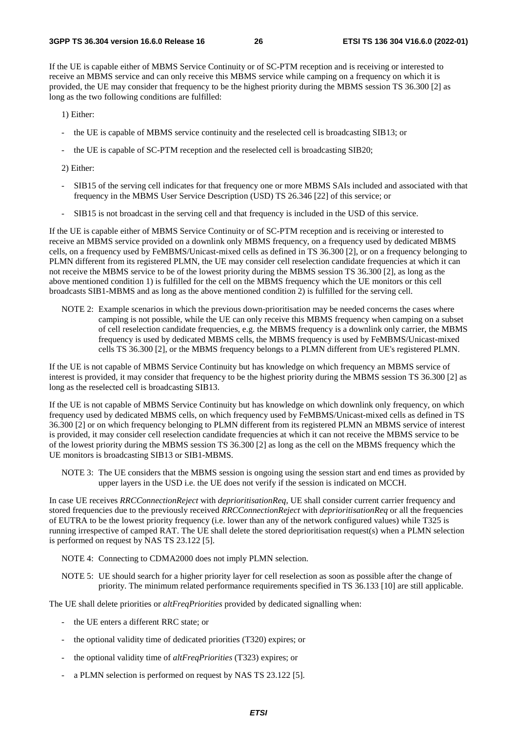If the UE is capable either of MBMS Service Continuity or of SC-PTM reception and is receiving or interested to receive an MBMS service and can only receive this MBMS service while camping on a frequency on which it is provided, the UE may consider that frequency to be the highest priority during the MBMS session TS 36.300 [2] as long as the two following conditions are fulfilled:

1) Either:

- the UE is capable of MBMS service continuity and the reselected cell is broadcasting SIB13; or
- the UE is capable of SC-PTM reception and the reselected cell is broadcasting SIB20;

2) Either:

- SIB15 of the serving cell indicates for that frequency one or more MBMS SAIs included and associated with that frequency in the MBMS User Service Description (USD) TS 26.346 [22] of this service; or
- SIB15 is not broadcast in the serving cell and that frequency is included in the USD of this service.

If the UE is capable either of MBMS Service Continuity or of SC-PTM reception and is receiving or interested to receive an MBMS service provided on a downlink only MBMS frequency, on a frequency used by dedicated MBMS cells, on a frequency used by FeMBMS/Unicast-mixed cells as defined in TS 36.300 [2], or on a frequency belonging to PLMN different from its registered PLMN, the UE may consider cell reselection candidate frequencies at which it can not receive the MBMS service to be of the lowest priority during the MBMS session TS 36.300 [2], as long as the above mentioned condition 1) is fulfilled for the cell on the MBMS frequency which the UE monitors or this cell broadcasts SIB1-MBMS and as long as the above mentioned condition 2) is fulfilled for the serving cell.

NOTE 2: Example scenarios in which the previous down-prioritisation may be needed concerns the cases where camping is not possible, while the UE can only receive this MBMS frequency when camping on a subset of cell reselection candidate frequencies, e.g. the MBMS frequency is a downlink only carrier, the MBMS frequency is used by dedicated MBMS cells, the MBMS frequency is used by FeMBMS/Unicast-mixed cells TS 36.300 [2], or the MBMS frequency belongs to a PLMN different from UE's registered PLMN.

If the UE is not capable of MBMS Service Continuity but has knowledge on which frequency an MBMS service of interest is provided, it may consider that frequency to be the highest priority during the MBMS session TS 36.300 [2] as long as the reselected cell is broadcasting SIB13.

If the UE is not capable of MBMS Service Continuity but has knowledge on which downlink only frequency, on which frequency used by dedicated MBMS cells, on which frequency used by FeMBMS/Unicast-mixed cells as defined in TS 36.300 [2] or on which frequency belonging to PLMN different from its registered PLMN an MBMS service of interest is provided, it may consider cell reselection candidate frequencies at which it can not receive the MBMS service to be of the lowest priority during the MBMS session TS 36.300 [2] as long as the cell on the MBMS frequency which the UE monitors is broadcasting SIB13 or SIB1-MBMS.

NOTE 3: The UE considers that the MBMS session is ongoing using the session start and end times as provided by upper layers in the USD i.e. the UE does not verify if the session is indicated on MCCH.

In case UE receives *RRCConnectionReject* with *deprioritisationReq*, UE shall consider current carrier frequency and stored frequencies due to the previously received *RRCConnectionReject* with *deprioritisationReq* or all the frequencies of EUTRA to be the lowest priority frequency (i.e. lower than any of the network configured values) while T325 is running irrespective of camped RAT. The UE shall delete the stored deprioritisation request(s) when a PLMN selection is performed on request by NAS TS 23.122 [5].

NOTE 4: Connecting to CDMA2000 does not imply PLMN selection.

NOTE 5: UE should search for a higher priority layer for cell reselection as soon as possible after the change of priority. The minimum related performance requirements specified in TS 36.133 [10] are still applicable.

The UE shall delete priorities or *altFreqPriorities* provided by dedicated signalling when:

- the UE enters a different RRC state; or
- the optional validity time of dedicated priorities (T320) expires; or
- the optional validity time of *altFreqPriorities* (T323) expires; or
- a PLMN selection is performed on request by NAS TS 23.122 [5].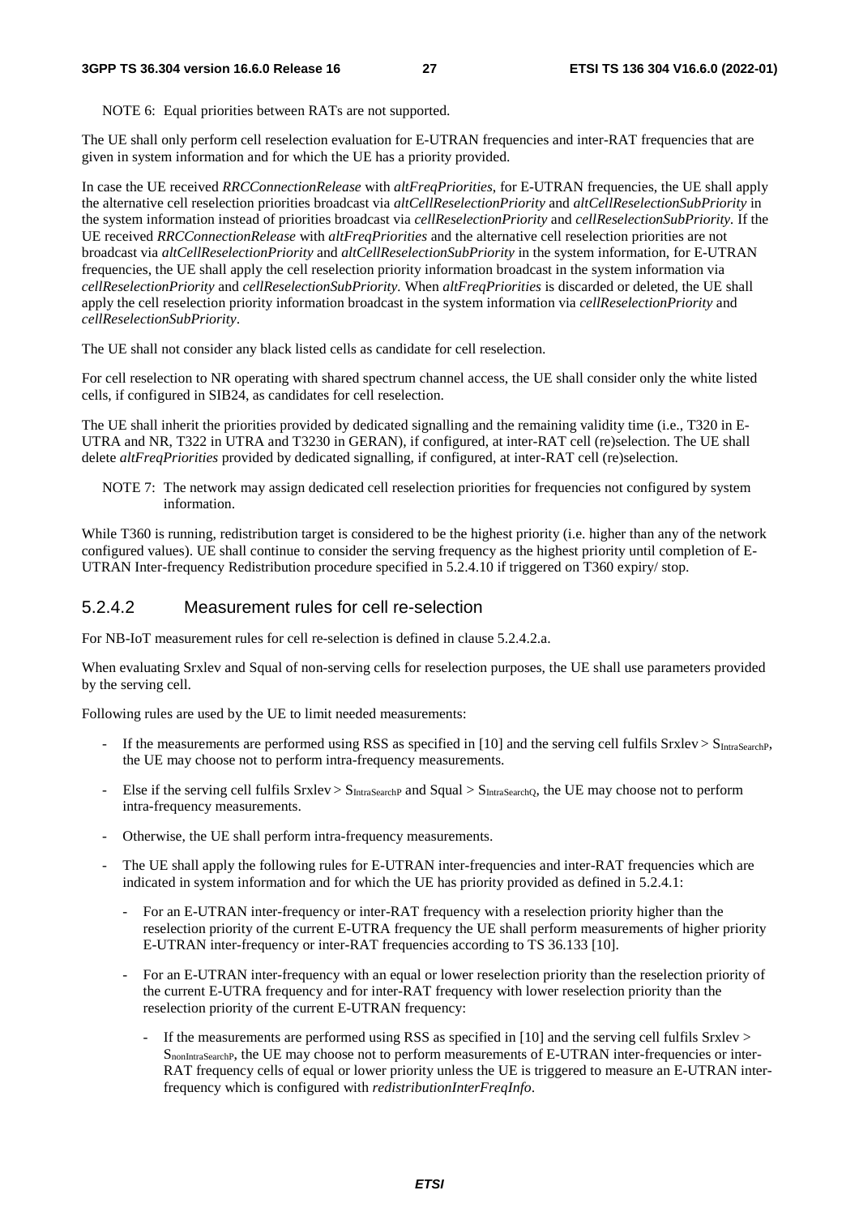NOTE 6: Equal priorities between RATs are not supported.

The UE shall only perform cell reselection evaluation for E-UTRAN frequencies and inter-RAT frequencies that are given in system information and for which the UE has a priority provided.

In case the UE received *RRCConnectionRelease* with *altFreqPriorities*, for E-UTRAN frequencies, the UE shall apply the alternative cell reselection priorities broadcast via *altCellReselectionPriority* and *altCellReselectionSubPriority* in the system information instead of priorities broadcast via *cellReselectionPriority* and *cellReselectionSubPriority*. If the UE received *RRCConnectionRelease* with *altFreqPriorities* and the alternative cell reselection priorities are not broadcast via *altCellReselectionPriority* and *altCellReselectionSubPriority* in the system information, for E-UTRAN frequencies, the UE shall apply the cell reselection priority information broadcast in the system information via *cellReselectionPriority* and *cellReselectionSubPriority*. When *altFreqPriorities* is discarded or deleted, the UE shall apply the cell reselection priority information broadcast in the system information via *cellReselectionPriority* and *cellReselectionSubPriority*.

The UE shall not consider any black listed cells as candidate for cell reselection.

For cell reselection to NR operating with shared spectrum channel access, the UE shall consider only the white listed cells, if configured in SIB24, as candidates for cell reselection.

The UE shall inherit the priorities provided by dedicated signalling and the remaining validity time (i.e., T320 in E-UTRA and NR, T322 in UTRA and T3230 in GERAN), if configured, at inter-RAT cell (re)selection. The UE shall delete *altFreqPriorities* provided by dedicated signalling, if configured, at inter-RAT cell (re)selection.

NOTE 7: The network may assign dedicated cell reselection priorities for frequencies not configured by system information.

While T360 is running, redistribution target is considered to be the highest priority (i.e. higher than any of the network configured values). UE shall continue to consider the serving frequency as the highest priority until completion of E-UTRAN Inter-frequency Redistribution procedure specified in 5.2.4.10 if triggered on T360 expiry/ stop.

### 5.2.4.2 Measurement rules for cell re-selection

For NB-IoT measurement rules for cell re-selection is defined in clause 5.2.4.2.a.

When evaluating Srxlev and Squal of non-serving cells for reselection purposes, the UE shall use parameters provided by the serving cell.

Following rules are used by the UE to limit needed measurements:

- If the measurements are performed using RSS as specified in [10] and the serving cell fulfils Srxlev > $S_{IntraSearchP}$, the UE may choose not to perform intra-frequency measurements.
- Else if the serving cell fulfils Srxlev > $S_{IntraSearchP}$ and Squal > $S_{IntraSearchQ}$, the UE may choose not to perform intra-frequency measurements.
- Otherwise, the UE shall perform intra-frequency measurements.
- The UE shall apply the following rules for E-UTRAN inter-frequencies and inter-RAT frequencies which are indicated in system information and for which the UE has priority provided as defined in 5.2.4.1:
  - For an E-UTRAN inter-frequency or inter-RAT frequency with a reselection priority higher than the reselection priority of the current E-UTRA frequency the UE shall perform measurements of higher priority E-UTRAN inter-frequency or inter-RAT frequencies according to TS 36.133 [10].
  - For an E-UTRAN inter-frequency with an equal or lower reselection priority than the reselection priority of the current E-UTRA frequency and for inter-RAT frequency with lower reselection priority than the reselection priority of the current E-UTRAN frequency:
    - If the measurements are performed using RSS as specified in [10] and the serving cell fulfils Srxlev > $S_{nonIntraSearchP}$, the UE may choose not to perform measurements of E-UTRAN inter-frequencies or inter-RAT frequency cells of equal or lower priority unless the UE is triggered to measure an E-UTRAN inter-frequency which is configured with *redistributionInterFreqInfo*.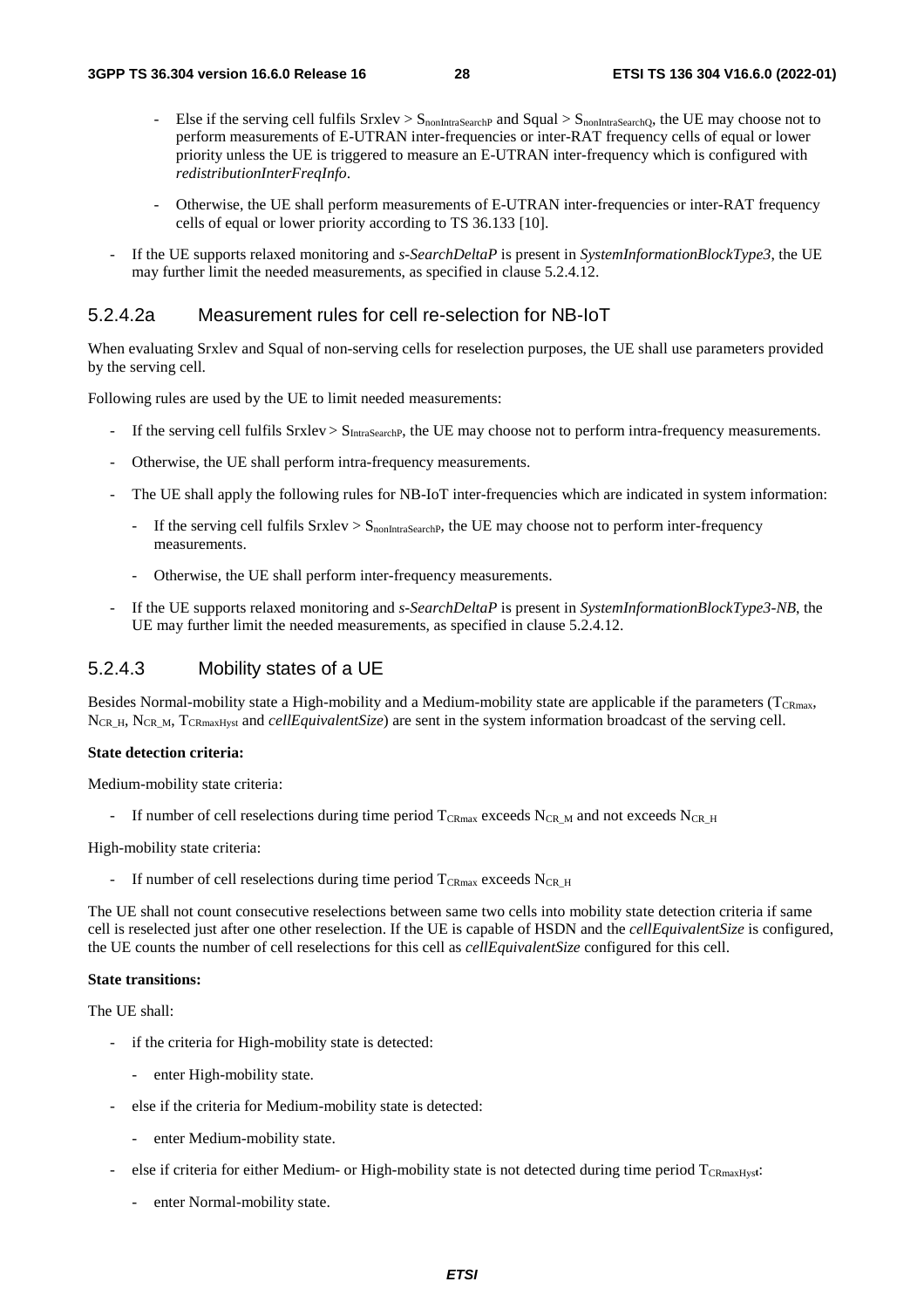- Else if the serving cell fulfils Srxlev > $S_{nonIntraSearchP}$ and Squal > $S_{nonIntraSearchQ}$, the UE may choose not to perform measurements of E-UTRAN inter-frequencies or inter-RAT frequency cells of equal or lower priority unless the UE is triggered to measure an E-UTRAN inter-frequency which is configured with *redistributionInterFreqInfo*.
  - Otherwise, the UE shall perform measurements of E-UTRAN inter-frequencies or inter-RAT frequency cells of equal or lower priority according to TS 36.133 [10].
- If the UE supports relaxed monitoring and *s-SearchDeltaP* is present in *SystemInformationBlockType3*, the UE may further limit the needed measurements, as specified in clause 5.2.4.12.

#### 5.2.4.2a Measurement rules for cell re-selection for NB-IoT

When evaluating Srxlev and Squal of non-serving cells for reselection purposes, the UE shall use parameters provided by the serving cell.

Following rules are used by the UE to limit needed measurements:

- If the serving cell fulfils Srxlev > $S_{IntraSearchP}$, the UE may choose not to perform intra-frequency measurements.
- Otherwise, the UE shall perform intra-frequency measurements.
- The UE shall apply the following rules for NB-IoT inter-frequencies which are indicated in system information:
  - If the serving cell fulfils Srxlev > $S_{nonIntraSearchP}$, the UE may choose not to perform inter-frequency measurements.
  - Otherwise, the UE shall perform inter-frequency measurements.
- If the UE supports relaxed monitoring and *s-SearchDeltaP* is present in *SystemInformationBlockType3-NB*, the UE may further limit the needed measurements, as specified in clause 5.2.4.12.

#### 5.2.4.3 Mobility states of a UE

Besides Normal-mobility state a High-mobility and a Medium-mobility state are applicable if the parameters ($T_{CRmax}$, $N_{CR\_H}$, $N_{CR\_M}$, $T_{CRmaxHyst}$ and *cellEquivalentSize*) are sent in the system information broadcast of the serving cell.

**State detection criteria:**

Medium-mobility state criteria:

- If number of cell reselections during time period $T_{CRmax}$ exceeds $N_{CR\_M}$ and not exceeds $N_{CR\_H}$

High-mobility state criteria:

- If number of cell reselections during time period $T_{CRmax}$ exceeds $N_{CR\_H}$

The UE shall not count consecutive reselections between same two cells into mobility state detection criteria if same cell is reselected just after one other reselection. If the UE is capable of HSDN and the *cellEquivalentSize* is configured, the UE counts the number of cell reselections for this cell as *cellEquivalentSize* configured for this cell.

**State transitions:**

The UE shall:

- if the criteria for High-mobility state is detected:
  - enter High-mobility state.
- else if the criteria for Medium-mobility state is detected:
  - enter Medium-mobility state.
- else if criteria for either Medium- or High-mobility state is not detected during time period $T_{CRmaxHyst}$:
  - enter Normal-mobility state.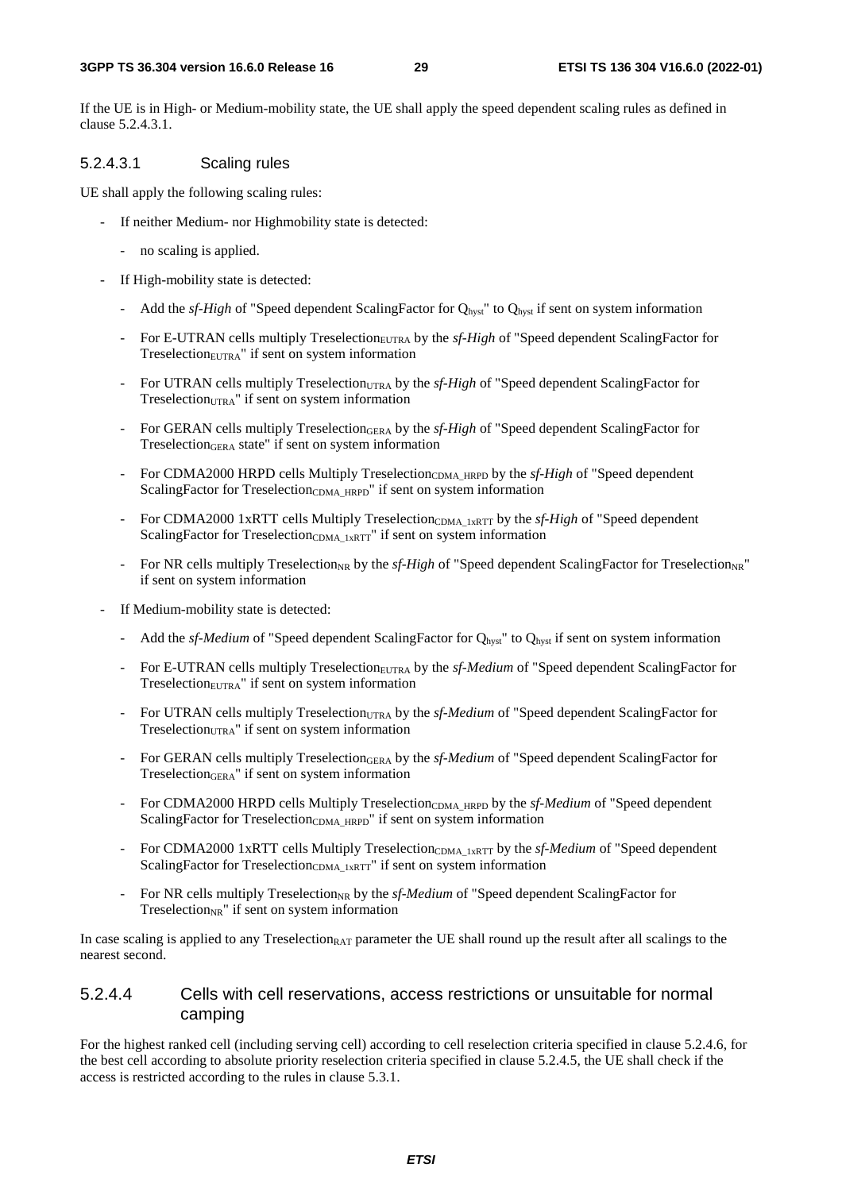If the UE is in High- or Medium-mobility state, the UE shall apply the speed dependent scaling rules as defined in clause 5.2.4.3.1.

#### 5.2.4.3.1 Scaling rules

UE shall apply the following scaling rules:

- If neither Medium- nor Highmobility state is detected:
  - no scaling is applied.
- If High-mobility state is detected:
  - Add the *sf-High* of "Speed dependent ScalingFactor for $Q_{hyst}$" to $Q_{hyst}$ if sent on system information
  - For E-UTRAN cells multiply $Treselection_{EUTRA}$ by the *sf-High* of "Speed dependent ScalingFactor for $Treselection_{EUTRA}$" if sent on system information
  - For UTRAN cells multiply $Treselection_{UTRA}$ by the *sf-High* of "Speed dependent ScalingFactor for $Treselection_{UTRA}$" if sent on system information
  - For GERAN cells multiply $Treselection_{GERA}$ by the *sf-High* of "Speed dependent ScalingFactor for $Treselection_{GERA}$ state" if sent on system information
  - For CDMA2000 HRPD cells Multiply $Treselection_{CDMA\_HRPD}$ by the *sf-High* of "Speed dependent ScalingFactor for $Treselection_{CDMA\_HRPD}$" if sent on system information
  - For CDMA2000 1xRTT cells Multiply $Treselection_{CDMA\_1xRTT}$ by the *sf-High* of "Speed dependent ScalingFactor for $Treselection_{CDMA\_1xRTT}$" if sent on system information
  - For NR cells multiply $Treselection_{NR}$ by the *sf-High* of "Speed dependent ScalingFactor for $Treselection_{NR}$" if sent on system information
- If Medium-mobility state is detected:
  - Add the *sf-Medium* of "Speed dependent ScalingFactor for $Q_{hyst}$" to $Q_{hyst}$ if sent on system information
  - For E-UTRAN cells multiply $Treselection_{EUTRA}$ by the *sf-Medium* of "Speed dependent ScalingFactor for $Treselection_{EUTRA}$" if sent on system information
  - For UTRAN cells multiply $Treselection_{UTRA}$ by the *sf-Medium* of "Speed dependent ScalingFactor for $Treselection_{UTRA}$" if sent on system information
  - For GERAN cells multiply $Treselection_{GERA}$ by the *sf-Medium* of "Speed dependent ScalingFactor for $Treselection_{GERA}$" if sent on system information
  - For CDMA2000 HRPD cells Multiply $Treselection_{CDMA\_HRPD}$ by the *sf-Medium* of "Speed dependent ScalingFactor for $Treselection_{CDMA\_HRPD}$" if sent on system information
  - For CDMA2000 1xRTT cells Multiply $Treselection_{CDMA\_1xRTT}$ by the *sf-Medium* of "Speed dependent ScalingFactor for $Treselection_{CDMA\_1xRTT}$" if sent on system information
  - For NR cells multiply $Treselection_{NR}$ by the *sf-Medium* of "Speed dependent ScalingFactor for $Treselection_{NR}$" if sent on system information

In case scaling is applied to any $Treselection_{RAT}$ parameter the UE shall round up the result after all scalings to the nearest second.

### 5.2.4.4 Cells with cell reservations, access restrictions or unsuitable for normal camping

For the highest ranked cell (including serving cell) according to cell reselection criteria specified in clause 5.2.4.6, for the best cell according to absolute priority reselection criteria specified in clause 5.2.4.5, the UE shall check if the access is restricted according to the rules in clause 5.3.1.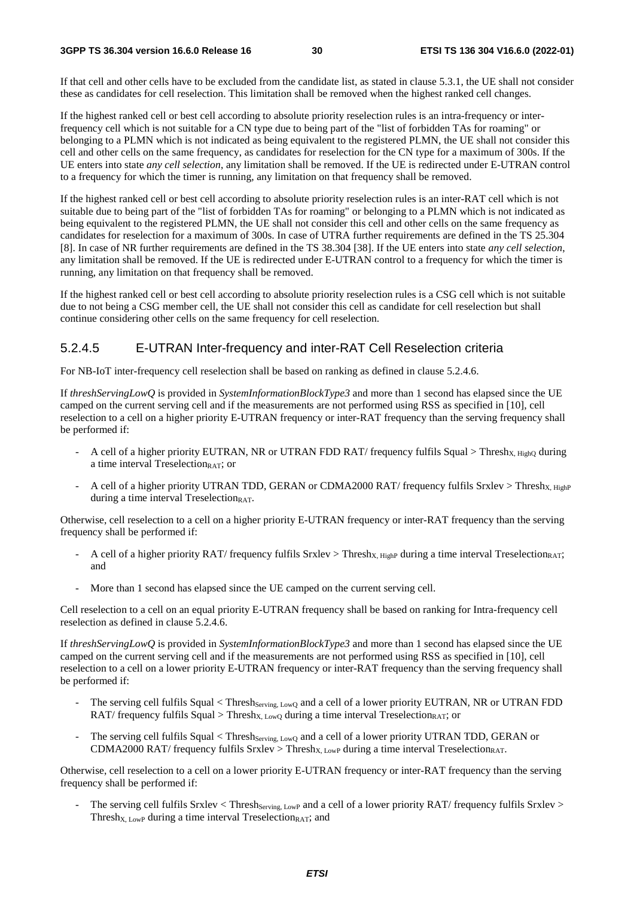If that cell and other cells have to be excluded from the candidate list, as stated in clause 5.3.1, the UE shall not consider these as candidates for cell reselection. This limitation shall be removed when the highest ranked cell changes.

If the highest ranked cell or best cell according to absolute priority reselection rules is an intra-frequency or inter-frequency cell which is not suitable for a CN type due to being part of the "list of forbidden TAs for roaming" or belonging to a PLMN which is not indicated as being equivalent to the registered PLMN, the UE shall not consider this cell and other cells on the same frequency, as candidates for reselection for the CN type for a maximum of 300s. If the UE enters into state *any cell selection*, any limitation shall be removed. If the UE is redirected under E-UTRAN control to a frequency for which the timer is running, any limitation on that frequency shall be removed.

If the highest ranked cell or best cell according to absolute priority reselection rules is an inter-RAT cell which is not suitable due to being part of the "list of forbidden TAs for roaming" or belonging to a PLMN which is not indicated as being equivalent to the registered PLMN, the UE shall not consider this cell and other cells on the same frequency as candidates for reselection for a maximum of 300s. In case of UTRA further requirements are defined in the TS 25.304 [8]. In case of NR further requirements are defined in the TS 38.304 [38]. If the UE enters into state *any cell selection*, any limitation shall be removed. If the UE is redirected under E-UTRAN control to a frequency for which the timer is running, any limitation on that frequency shall be removed.

If the highest ranked cell or best cell according to absolute priority reselection rules is a CSG cell which is not suitable due to not being a CSG member cell, the UE shall not consider this cell as candidate for cell reselection but shall continue considering other cells on the same frequency for cell reselection.

### 5.2.4.5 E-UTRAN Inter-frequency and inter-RAT Cell Reselection criteria

For NB-IoT inter-frequency cell reselection shall be based on ranking as defined in clause 5.2.4.6.

If *threshServingLowQ* is provided in *SystemInformationBlockType3* and more than 1 second has elapsed since the UE camped on the current serving cell and if the measurements are not performed using RSS as specified in [10], cell reselection to a cell on a higher priority E-UTRAN frequency or inter-RAT frequency than the serving frequency shall be performed if:

- A cell of a higher priority EUTRAN, NR or UTRAN FDD RAT/ frequency fulfils Squal > $Thresh_{X, HighQ}$ during a time interval $Treselection_{RAT}$; or
- A cell of a higher priority UTRAN TDD, GERAN or CDMA2000 RAT/ frequency fulfils Srxlev > $Thresh_{X, HighP}$ during a time interval $Treselection_{RAT}$.

Otherwise, cell reselection to a cell on a higher priority E-UTRAN frequency or inter-RAT frequency than the serving frequency shall be performed if:

- A cell of a higher priority RAT/ frequency fulfils Srxlev > $Thresh_{X, HighP}$ during a time interval $Treselection_{RAT}$; and
- More than 1 second has elapsed since the UE camped on the current serving cell.

Cell reselection to a cell on an equal priority E-UTRAN frequency shall be based on ranking for Intra-frequency cell reselection as defined in clause 5.2.4.6.

If *threshServingLowQ* is provided in *SystemInformationBlockType3* and more than 1 second has elapsed since the UE camped on the current serving cell and if the measurements are not performed using RSS as specified in [10], cell reselection to a cell on a lower priority E-UTRAN frequency or inter-RAT frequency than the serving frequency shall be performed if:

- The serving cell fulfils Squal < $Thresh_{Serving, LowQ}$ and a cell of a lower priority EUTRAN, NR or UTRAN FDD RAT/ frequency fulfils Squal > $Thresh_{X, LowQ}$ during a time interval $Treselection_{RAT}$; or
- The serving cell fulfils Squal < $Thresh_{Serving, LowQ}$ and a cell of a lower priority UTRAN TDD, GERAN or CDMA2000 RAT/ frequency fulfils Srxlev > $Thresh_{X, LowP}$ during a time interval $Treselection_{RAT}$.

Otherwise, cell reselection to a cell on a lower priority E-UTRAN frequency or inter-RAT frequency than the serving frequency shall be performed if:

- The serving cell fulfils Srxlev < $Thresh_{Serving, LowP}$ and a cell of a lower priority RAT/ frequency fulfils Srxlev > $Thresh_{X, LowP}$ during a time interval $Treselection_{RAT}$; and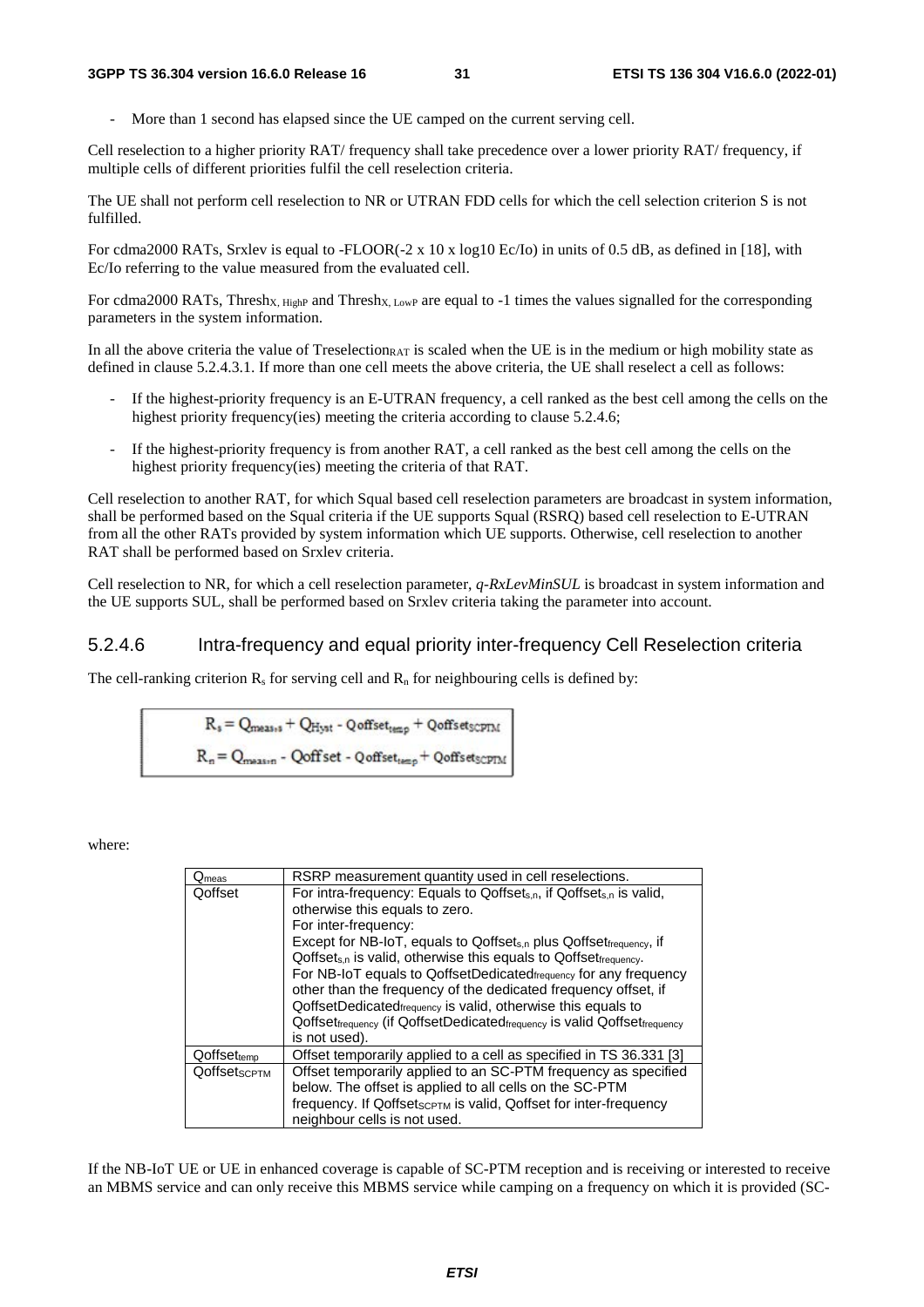- More than 1 second has elapsed since the UE camped on the current serving cell.

Cell reselection to a higher priority RAT/ frequency shall take precedence over a lower priority RAT/ frequency, if multiple cells of different priorities fulfil the cell reselection criteria.

The UE shall not perform cell reselection to NR or UTRAN FDD cells for which the cell selection criterion S is not fulfilled.

For cdma2000 RATs, Srxlev is equal to -FLOOR(-2 x 10 x log10 Ec/Io) in units of 0.5 dB, as defined in [18], with Ec/Io referring to the value measured from the evaluated cell.

For cdma2000 RATs, $Thresh_{X, HighP}$ and $Thresh_{X, LowP}$ are equal to -1 times the values signalled for the corresponding parameters in the system information.

In all the above criteria the value of $Treselection_{RAT}$ is scaled when the UE is in the medium or high mobility state as defined in clause 5.2.4.3.1. If more than one cell meets the above criteria, the UE shall reselect a cell as follows:

- If the highest-priority frequency is an E-UTRAN frequency, a cell ranked as the best cell among the cells on the highest priority frequency(ies) meeting the criteria according to clause 5.2.4.6;
- If the highest-priority frequency is from another RAT, a cell ranked as the best cell among the cells on the highest priority frequency(ies) meeting the criteria of that RAT.

Cell reselection to another RAT, for which Squal based cell reselection parameters are broadcast in system information, shall be performed based on the Squal criteria if the UE supports Squal (RSRQ) based cell reselection to E-UTRAN from all the other RATs provided by system information which UE supports. Otherwise, cell reselection to another RAT shall be performed based on Srxlev criteria.

Cell reselection to NR, for which a cell reselection parameter, *q-RxLevMinSUL* is broadcast in system information and the UE supports SUL, shall be performed based on Srxlev criteria taking the parameter into account.

### 5.2.4.6 Intra-frequency and equal priority inter-frequency Cell Reselection criteria

The cell-ranking criterion $R_s$ for serving cell and $R_n$ for neighbouring cells is defined by:

$$R_s = Q_{meas,s} + Q_{Hyst} - Qoffset_{temp} + Qoffset_{SCPTM}$$

$$R_n = Q_{meas,n} - Qoffset - Qoffset_{temp} + Qoffset_{SCPTM}$$

where:

| | |
|---|---|
| $Q_{meas}$ | RSRP measurement quantity used in cell reselections. |
| Qoffset | For intra-frequency: Equals to $Qoffset_{s,n}$, if $Qoffset_{s,n}$ is valid, otherwise this equals to zero.<br>For inter-frequency:<br>Except for NB-IoT, equals to $Qoffset_{s,n}$ plus $Qoffset_{frequency}$, if $Qoffset_{s,n}$ is valid, otherwise this equals to $Qoffset_{frequency}$.<br>For NB-IoT equals to $QoffsetDedicated_{frequency}$ for any frequency other than the frequency of the dedicated frequency offset, if $QoffsetDedicated_{frequency}$ is valid, otherwise this equals to $Qoffset_{frequency}$ (if $QoffsetDedicated_{frequency}$ is valid $Qoffset_{frequency}$ is not used). |
| $Qoffset_{temp}$ | Offset temporarily applied to a cell as specified in TS 36.331 [3] |
| $Qoffset_{SCPTM}$ | Offset temporarily applied to an SC-PTM frequency as specified below. The offset is applied to all cells on the SC-PTM frequency. If $Qoffset_{SCPTM}$ is valid, Qoffset for inter-frequency neighbour cells is not used. |

If the NB-IoT UE or UE in enhanced coverage is capable of SC-PTM reception and is receiving or interested to receive an MBMS service and can only receive this MBMS service while camping on a frequency on which it is provided (SC-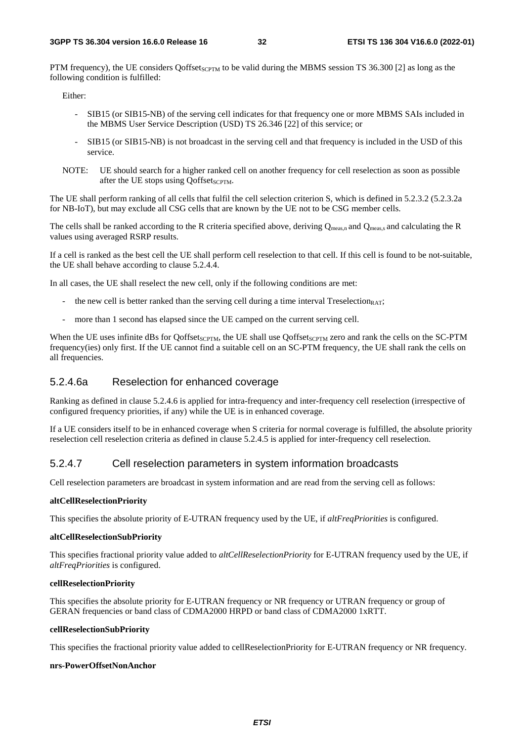PTM frequency), the UE considers $Qoffset_{SCPTM}$ to be valid during the MBMS session TS 36.300 [2] as long as the following condition is fulfilled:

Either:

- SIB15 (or SIB15-NB) of the serving cell indicates for that frequency one or more MBMS SAIs included in the MBMS User Service Description (USD) TS 26.346 [22] of this service; or
- SIB15 (or SIB15-NB) is not broadcast in the serving cell and that frequency is included in the USD of this service.

NOTE: UE should search for a higher ranked cell on another frequency for cell reselection as soon as possible after the UE stops using $Qoffset_{SCPTM}$.

The UE shall perform ranking of all cells that fulfil the cell selection criterion S, which is defined in 5.2.3.2 (5.2.3.2a for NB-IoT), but may exclude all CSG cells that are known by the UE not to be CSG member cells.

The cells shall be ranked according to the R criteria specified above, deriving $Q_{meas,n}$ and $Q_{meas,s}$ and calculating the R values using averaged RSRP results.

If a cell is ranked as the best cell the UE shall perform cell reselection to that cell. If this cell is found to be not-suitable, the UE shall behave according to clause 5.2.4.4.

In all cases, the UE shall reselect the new cell, only if the following conditions are met:

- the new cell is better ranked than the serving cell during a time interval $Treselection_{RAT}$;
- more than 1 second has elapsed since the UE camped on the current serving cell.

When the UE uses infinite dBs for $Qoffset_{SCPTM}$, the UE shall use $Qoffset_{SCPTM}$ zero and rank the cells on the SC-PTM frequency(ies) only first. If the UE cannot find a suitable cell on an SC-PTM frequency, the UE shall rank the cells on all frequencies.

### 5.2.4.6a Reselection for enhanced coverage

Ranking as defined in clause 5.2.4.6 is applied for intra-frequency and inter-frequency cell reselection (irrespective of configured frequency priorities, if any) while the UE is in enhanced coverage.

If a UE considers itself to be in enhanced coverage when S criteria for normal coverage is fulfilled, the absolute priority reselection cell reselection criteria as defined in clause 5.2.4.5 is applied for inter-frequency cell reselection.

### 5.2.4.7 Cell reselection parameters in system information broadcasts

Cell reselection parameters are broadcast in system information and are read from the serving cell as follows:

**altCellReselectionPriority**

This specifies the absolute priority of E-UTRAN frequency used by the UE, if *altFreqPriorities* is configured.

**altCellReselectionSubPriority**

This specifies fractional priority value added to *altCellReselectionPriority* for E-UTRAN frequency used by the UE, if *altFreqPriorities* is configured.

**cellReselectionPriority**

This specifies the absolute priority for E-UTRAN frequency or NR frequency or UTRAN frequency or group of GERAN frequencies or band class of CDMA2000 HRPD or band class of CDMA2000 1xRTT.

**cellReselectionSubPriority**

This specifies the fractional priority value added to cellReselectionPriority for E-UTRAN frequency or NR frequency.

**nrs-PowerOffsetNonAnchor**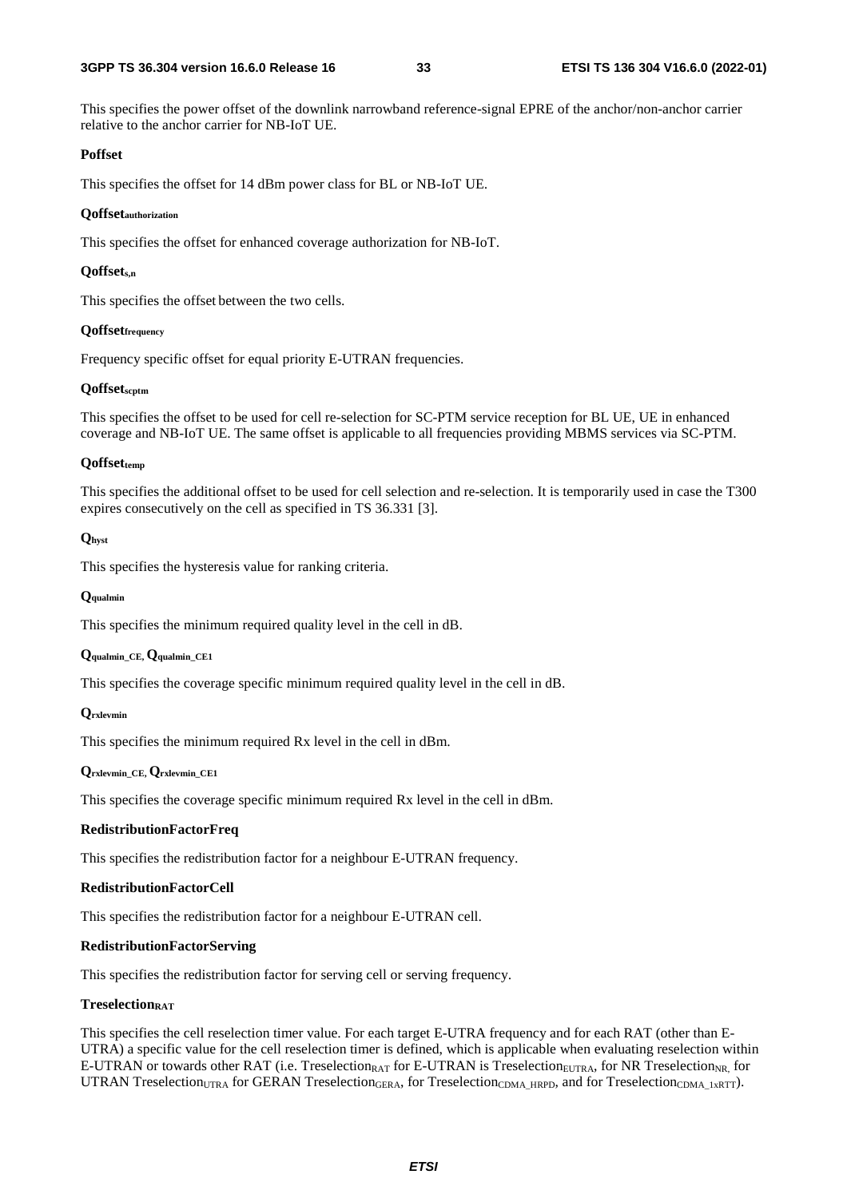This specifies the power offset of the downlink narrowband reference-signal EPRE of the anchor/non-anchor carrier relative to the anchor carrier for NB-IoT UE.

**Poffset**

This specifies the offset for 14 dBm power class for BL or NB-IoT UE.

**$Qoffset_{authorization}$**

This specifies the offset for enhanced coverage authorization for NB-IoT.

**$Qoffset_{s,n}$**

This specifies the offset between the two cells.

**$Qoffset_{frequency}$**

Frequency specific offset for equal priority E-UTRAN frequencies.

**$Qoffset_{scptm}$**

This specifies the offset to be used for cell re-selection for SC-PTM service reception for BL UE, UE in enhanced coverage and NB-IoT UE. The same offset is applicable to all frequencies providing MBMS services via SC-PTM.

**$Qoffset_{temp}$**

This specifies the additional offset to be used for cell selection and re-selection. It is temporarily used in case the T300 expires consecutively on the cell as specified in TS 36.331 [3].

**$Q_{hyst}$**

This specifies the hysteresis value for ranking criteria.

**$Q_{qualmin}$**

This specifies the minimum required quality level in the cell in dB.

**$Q_{qualmin\_CE}$, $Q_{qualmin\_CE1}$**

This specifies the coverage specific minimum required quality level in the cell in dB.

**$Q_{rxlevmin}$**

This specifies the minimum required Rx level in the cell in dBm.

**$Q_{rxlevmin\_CE}$, $Q_{rxlevmin\_CE1}$**

This specifies the coverage specific minimum required Rx level in the cell in dBm.

**RedistributionFactorFreq**

This specifies the redistribution factor for a neighbour E-UTRAN frequency.

**RedistributionFactorCell**

This specifies the redistribution factor for a neighbour E-UTRAN cell.

**RedistributionFactorServing**

This specifies the redistribution factor for serving cell or serving frequency.

**$Treselection_{RAT}$**

This specifies the cell reselection timer value. For each target E-UTRA frequency and for each RAT (other than E-UTRA) a specific value for the cell reselection timer is defined, which is applicable when evaluating reselection within E-UTRAN or towards other RAT (i.e. $Treselection_{RAT}$ for E-UTRAN is $Treselection_{EUTRA}$, for NR $Treselection_{NR,}$ for UTRAN $Treselection_{UTRA}$ for GERAN $Treselection_{GERA}$, for $Treselection_{CDMA\_HRPD}$, and for $Treselection_{CDMA\_1xRTT}$).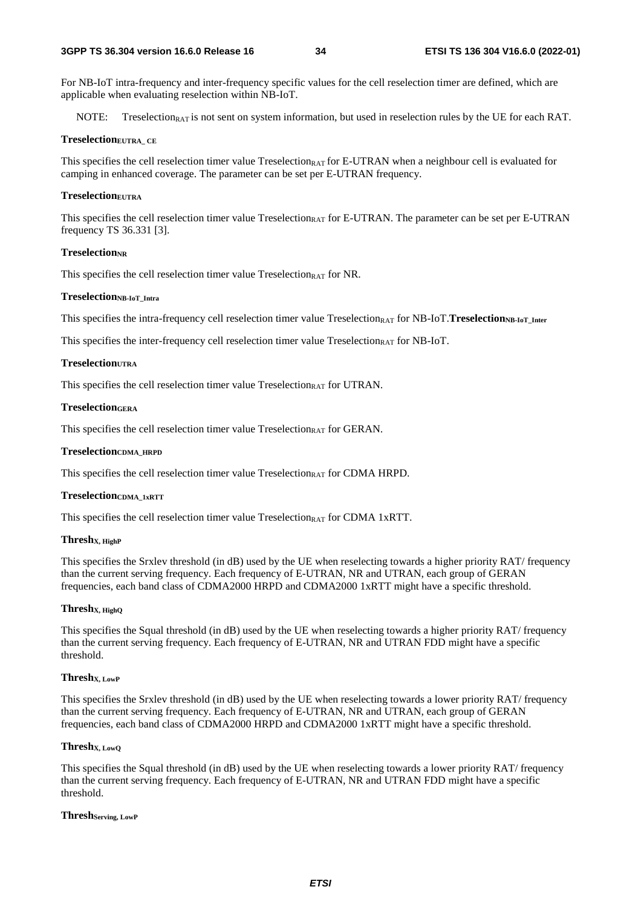For NB-IoT intra-frequency and inter-frequency specific values for the cell reselection timer are defined, which are applicable when evaluating reselection within NB-IoT.

NOTE: $Treselection_{RAT}$ is not sent on system information, but used in reselection rules by the UE for each RAT.

**$Treselection_{EUTRA\_CE}$**

This specifies the cell reselection timer value $Treselection_{RAT}$ for E-UTRAN when a neighbour cell is evaluated for camping in enhanced coverage. The parameter can be set per E-UTRAN frequency.

**$Treselection_{EUTRA}$**

This specifies the cell reselection timer value $Treselection_{RAT}$ for E-UTRAN. The parameter can be set per E-UTRAN frequency TS 36.331 [3].

**$Treselection_{NR}$**

This specifies the cell reselection timer value $Treselection_{RAT}$ for NR.

**$Treselection_{NB\text{-}IoT\_Intra}$**

This specifies the intra-frequency cell reselection timer value $Treselection_{RAT}$ for NB-IoT.**$Treselection_{NB\text{-}IoT\_Inter}$**

This specifies the inter-frequency cell reselection timer value $Treselection_{RAT}$ for NB-IoT.

**$Treselection_{UTRA}$**

This specifies the cell reselection timer value $Treselection_{RAT}$ for UTRAN.

**$Treselection_{GERA}$**

This specifies the cell reselection timer value $Treselection_{RAT}$ for GERAN.

**$Treselection_{CDMA\_HRPD}$**

This specifies the cell reselection timer value $Treselection_{RAT}$ for CDMA HRPD.

**$Treselection_{CDMA\_1xRTT}$**

This specifies the cell reselection timer value $Treselection_{RAT}$ for CDMA 1xRTT.

**$Thresh_{X,\ HighP}$**

This specifies the Srxlev threshold (in dB) used by the UE when reselecting towards a higher priority RAT/ frequency than the current serving frequency. Each frequency of E-UTRAN, NR and UTRAN, each group of GERAN frequencies, each band class of CDMA2000 HRPD and CDMA2000 1xRTT might have a specific threshold.

**$Thresh_{X,\ HighQ}$**

This specifies the Squal threshold (in dB) used by the UE when reselecting towards a higher priority RAT/ frequency than the current serving frequency. Each frequency of E-UTRAN, NR and UTRAN FDD might have a specific threshold.

**$Thresh_{X,\ LowP}$**

This specifies the Srxlev threshold (in dB) used by the UE when reselecting towards a lower priority RAT/ frequency than the current serving frequency. Each frequency of E-UTRAN, NR and UTRAN, each group of GERAN frequencies, each band class of CDMA2000 HRPD and CDMA2000 1xRTT might have a specific threshold.

**$Thresh_{X,\ LowQ}$**

This specifies the Squal threshold (in dB) used by the UE when reselecting towards a lower priority RAT/ frequency than the current serving frequency. Each frequency of E-UTRAN, NR and UTRAN FDD might have a specific threshold.

**$Thresh_{Serving,\ LowP}$**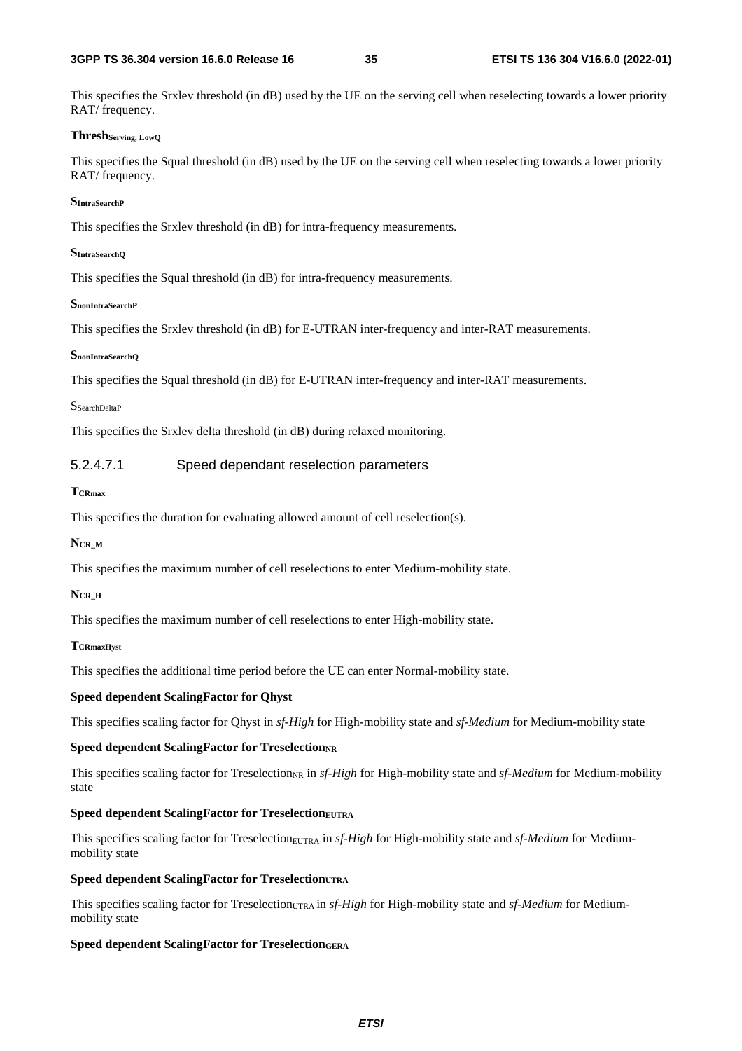This specifies the Srxlev threshold (in dB) used by the UE on the serving cell when reselecting towards a lower priority RAT/ frequency.

**$Thresh_{Serving, LowQ}$**

This specifies the Squal threshold (in dB) used by the UE on the serving cell when reselecting towards a lower priority RAT/ frequency.

**$S_{IntraSearchP}$**

This specifies the Srxlev threshold (in dB) for intra-frequency measurements.

**$S_{IntraSearchQ}$**

This specifies the Squal threshold (in dB) for intra-frequency measurements.

**$S_{nonIntraSearchP}$**

This specifies the Srxlev threshold (in dB) for E-UTRAN inter-frequency and inter-RAT measurements.

**$S_{nonIntraSearchQ}$**

This specifies the Squal threshold (in dB) for E-UTRAN inter-frequency and inter-RAT measurements.

$S_{SearchDeltaP}$

This specifies the Srxlev delta threshold (in dB) during relaxed monitoring.

#### 5.2.4.7.1 Speed dependant reselection parameters

**$T_{CRmax}$**

This specifies the duration for evaluating allowed amount of cell reselection(s).

**$N_{CR\_M}$**

This specifies the maximum number of cell reselections to enter Medium-mobility state.

**$N_{CR\_H}$**

This specifies the maximum number of cell reselections to enter High-mobility state.

**$T_{CRmaxHyst}$**

This specifies the additional time period before the UE can enter Normal-mobility state.

**Speed dependent ScalingFactor for Qhyst**

This specifies scaling factor for Qhyst in *sf-High* for High-mobility state and *sf-Medium* for Medium-mobility state

**Speed dependent ScalingFactor for $Treselection_{NR}$**

This specifies scaling factor for $Treselection_{NR}$ in *sf-High* for High-mobility state and *sf-Medium* for Medium-mobility state

**Speed dependent ScalingFactor for $Treselection_{EUTRA}$**

This specifies scaling factor for $Treselection_{EUTRA}$ in *sf-High* for High-mobility state and *sf-Medium* for Medium-mobility state

**Speed dependent ScalingFactor for $Treselection_{UTRA}$**

This specifies scaling factor for $Treselection_{UTRA}$ in *sf-High* for High-mobility state and *sf-Medium* for Medium-mobility state

**Speed dependent ScalingFactor for $Treselection_{GERA}$**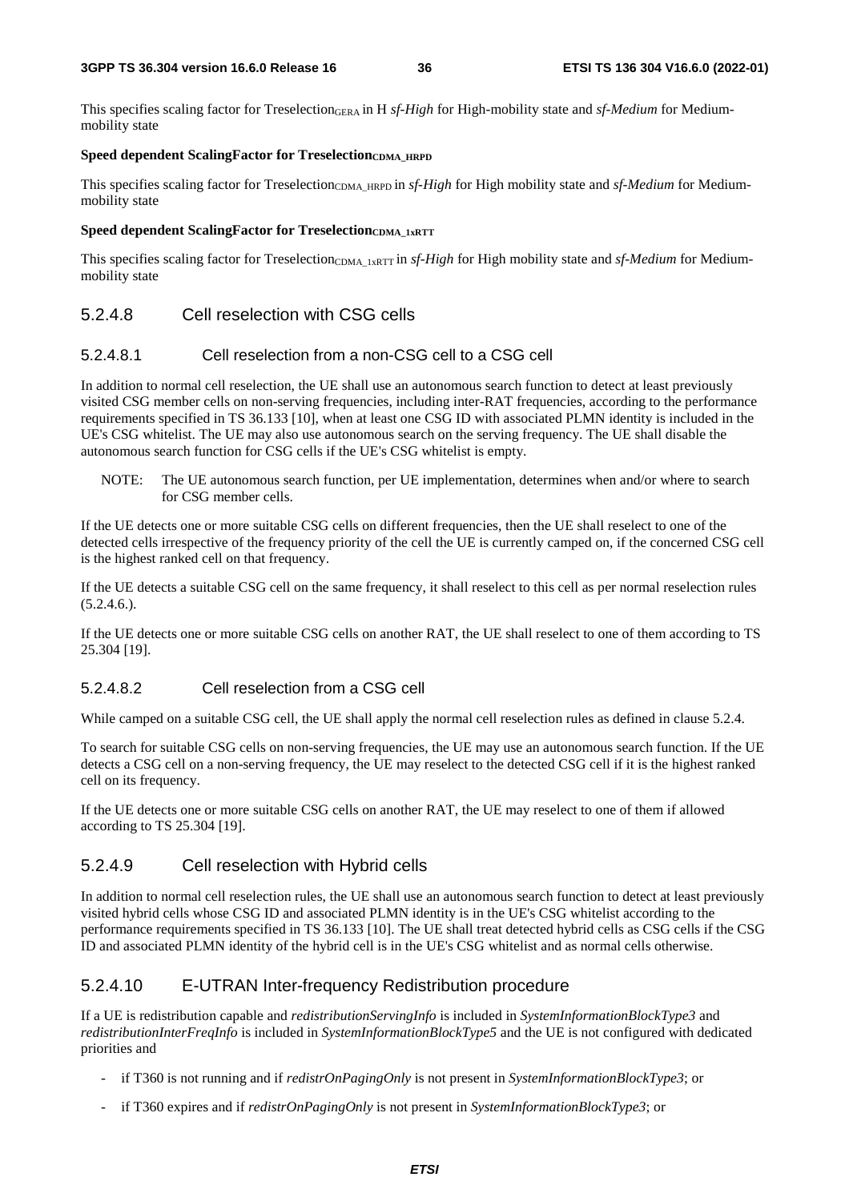This specifies scaling factor for $Treselection_{GERA}$ in H *sf-High* for High-mobility state and *sf-Medium* for Medium-mobility state

**Speed dependent ScalingFactor for $Treselection_{CDMA\_HRPD}$**

This specifies scaling factor for $Treselection_{CDMA\_HRPD}$ in *sf-High* for High mobility state and *sf-Medium* for Medium-mobility state

**Speed dependent ScalingFactor for $Treselection_{CDMA\_1xRTT}$**

This specifies scaling factor for $Treselection_{CDMA\_1xRTT}$ in *sf-High* for High mobility state and *sf-Medium* for Medium-mobility state

### 5.2.4.8 Cell reselection with CSG cells

#### 5.2.4.8.1 Cell reselection from a non-CSG cell to a CSG cell

In addition to normal cell reselection, the UE shall use an autonomous search function to detect at least previously visited CSG member cells on non-serving frequencies, including inter-RAT frequencies, according to the performance requirements specified in TS 36.133 [10], when at least one CSG ID with associated PLMN identity is included in the UE's CSG whitelist. The UE may also use autonomous search on the serving frequency. The UE shall disable the autonomous search function for CSG cells if the UE's CSG whitelist is empty.

NOTE: The UE autonomous search function, per UE implementation, determines when and/or where to search for CSG member cells.

If the UE detects one or more suitable CSG cells on different frequencies, then the UE shall reselect to one of the detected cells irrespective of the frequency priority of the cell the UE is currently camped on, if the concerned CSG cell is the highest ranked cell on that frequency.

If the UE detects a suitable CSG cell on the same frequency, it shall reselect to this cell as per normal reselection rules (5.2.4.6.).

If the UE detects one or more suitable CSG cells on another RAT, the UE shall reselect to one of them according to TS 25.304 [19].

#### 5.2.4.8.2 Cell reselection from a CSG cell

While camped on a suitable CSG cell, the UE shall apply the normal cell reselection rules as defined in clause 5.2.4.

To search for suitable CSG cells on non-serving frequencies, the UE may use an autonomous search function. If the UE detects a CSG cell on a non-serving frequency, the UE may reselect to the detected CSG cell if it is the highest ranked cell on its frequency.

If the UE detects one or more suitable CSG cells on another RAT, the UE may reselect to one of them if allowed according to TS 25.304 [19].

### 5.2.4.9 Cell reselection with Hybrid cells

In addition to normal cell reselection rules, the UE shall use an autonomous search function to detect at least previously visited hybrid cells whose CSG ID and associated PLMN identity is in the UE's CSG whitelist according to the performance requirements specified in TS 36.133 [10]. The UE shall treat detected hybrid cells as CSG cells if the CSG ID and associated PLMN identity of the hybrid cell is in the UE's CSG whitelist and as normal cells otherwise.

### 5.2.4.10 E-UTRAN Inter-frequency Redistribution procedure

If a UE is redistribution capable and *redistributionServingInfo* is included in *SystemInformationBlockType3* and *redistributionInterFreqInfo* is included in *SystemInformationBlockType5* and the UE is not configured with dedicated priorities and

- if T360 is not running and if *redistrOnPagingOnly* is not present in *SystemInformationBlockType3*; or
- if T360 expires and if *redistrOnPagingOnly* is not present in *SystemInformationBlockType3*; or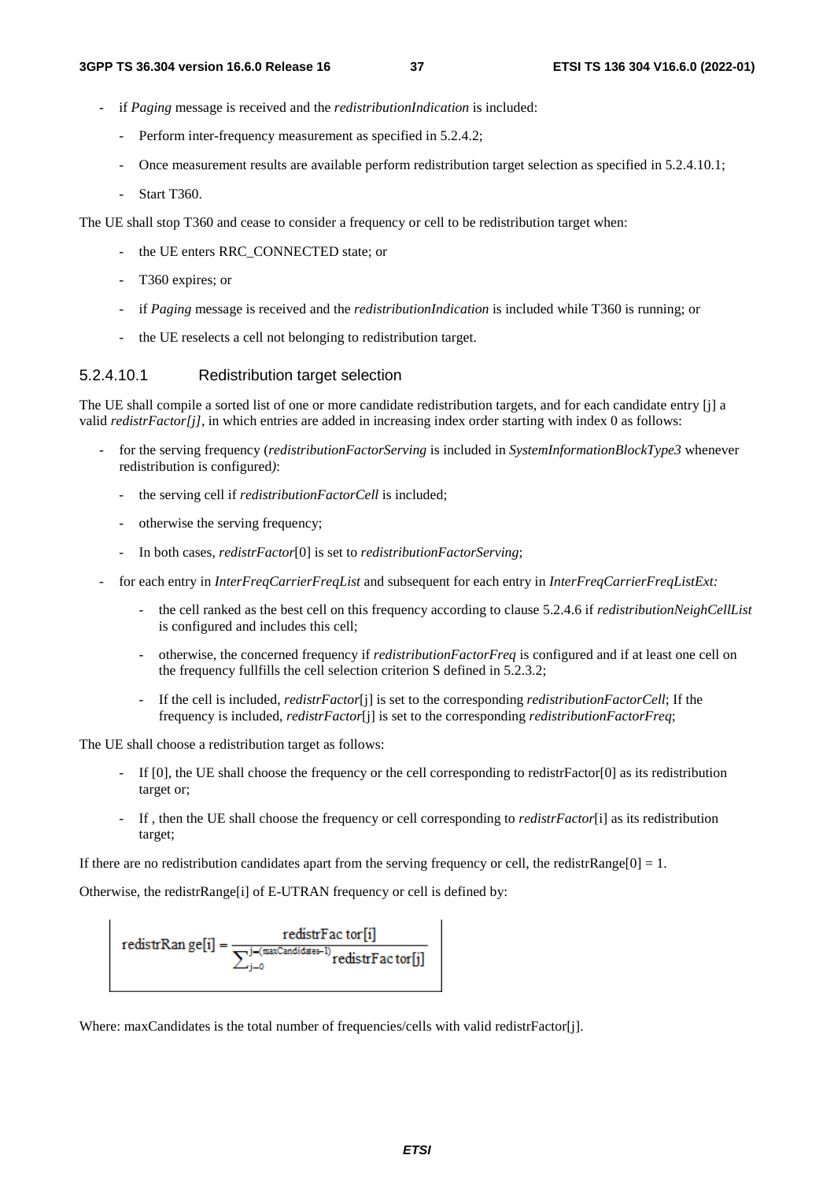- if *Paging* message is received and the *redistributionIndication* is included:
  - Perform inter-frequency measurement as specified in 5.2.4.2;
  - Once measurement results are available perform redistribution target selection as specified in 5.2.4.10.1;
  - Start T360.

The UE shall stop T360 and cease to consider a frequency or cell to be redistribution target when:

- the UE enters RRC_CONNECTED state; or
- T360 expires; or
- if *Paging* message is received and the *redistributionIndication* is included while T360 is running; or
- the UE reselects a cell not belonging to redistribution target.

#### 5.2.4.10.1 Redistribution target selection

The UE shall compile a sorted list of one or more candidate redistribution targets, and for each candidate entry [j] a valid *redistrFactor[j]*, in which entries are added in increasing index order starting with index 0 as follows:

- for the serving frequency (*redistributionFactorServing* is included in *SystemInformationBlockType3* whenever redistribution is configured*)*:
  - the serving cell if *redistributionFactorCell* is included;
  - otherwise the serving frequency;
  - In both cases, *redistrFactor*[0] is set to *redistributionFactorServing*;
- for each entry in *InterFreqCarrierFreqList* and subsequent for each entry in *InterFreqCarrierFreqListExt:*
  - the cell ranked as the best cell on this frequency according to clause 5.2.4.6 if *redistributionNeighCellList* is configured and includes this cell;
  - otherwise, the concerned frequency if *redistributionFactorFreq* is configured and if at least one cell on the frequency fullfills the cell selection criterion S defined in 5.2.3.2;
  - If the cell is included, *redistrFactor*[j] is set to the corresponding *redistributionFactorCell*; If the frequency is included, *redistrFactor*[j] is set to the corresponding *redistributionFactorFreq*;

The UE shall choose a redistribution target as follows:

- If [0], the UE shall choose the frequency or the cell corresponding to redistrFactor[0] as its redistribution target or;
- If , then the UE shall choose the frequency or cell corresponding to *redistrFactor*[i] as its redistribution target;

If there are no redistribution candidates apart from the serving frequency or cell, the redistrRange[0] = 1.

Otherwise, the redistrRange[i] of E-UTRAN frequency or cell is defined by:

$$\text{redistrRange}[i] = \frac{\text{redistrFactor}[i]}{\sum_{j=0}^{j=(\text{maxCandidates}-1)} \text{redistrFactor}[j]}$$

Where: maxCandidates is the total number of frequencies/cells with valid redistrFactor[j].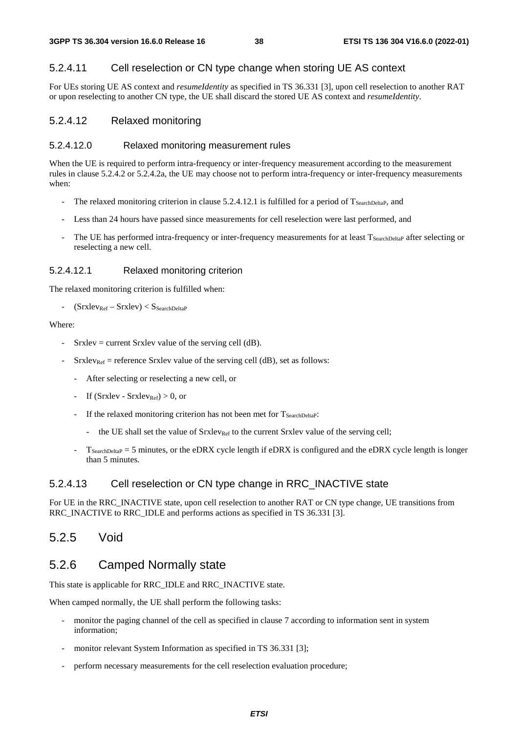### 5.2.4.11 Cell reselection or CN type change when storing UE AS context

For UEs storing UE AS context and *resumeIdentity* as specified in TS 36.331 [3], upon cell reselection to another RAT or upon reselecting to another CN type, the UE shall discard the stored UE AS context and *resumeIdentity*.

### 5.2.4.12 Relaxed monitoring

#### 5.2.4.12.0 Relaxed monitoring measurement rules

When the UE is required to perform intra-frequency or inter-frequency measurement according to the measurement rules in clause 5.2.4.2 or 5.2.4.2a, the UE may choose not to perform intra-frequency or inter-frequency measurements when:

- The relaxed monitoring criterion in clause 5.2.4.12.1 is fulfilled for a period of $T_{SearchDeltaP}$, and
- Less than 24 hours have passed since measurements for cell reselection were last performed, and
- The UE has performed intra-frequency or inter-frequency measurements for at least $T_{SearchDeltaP}$ after selecting or reselecting a new cell.

#### 5.2.4.12.1 Relaxed monitoring criterion

The relaxed monitoring criterion is fulfilled when:

- $(Srxlev_{Ref} – Srxlev) < S_{SearchDeltaP}$

Where:

- Srxlev = current Srxlev value of the serving cell (dB).
- $Srxlev_{Ref}$ = reference Srxlev value of the serving cell (dB), set as follows:
  - After selecting or reselecting a new cell, or
  - If $(Srxlev - Srxlev_{Ref}) > 0$, or
  - If the relaxed monitoring criterion has not been met for $T_{SearchDeltaP}$:
    - the UE shall set the value of $Srxlev_{Ref}$ to the current Srxlev value of the serving cell;
- $T_{SearchDeltaP}$ = 5 minutes, or the eDRX cycle length if eDRX is configured and the eDRX cycle length is longer than 5 minutes.

### 5.2.4.13 Cell reselection or CN type change in RRC_INACTIVE state

For UE in the RRC_INACTIVE state, upon cell reselection to another RAT or CN type change, UE transitions from RRC_INACTIVE to RRC_IDLE and performs actions as specified in TS 36.331 [3].

## 5.2.5 Void

## 5.2.6 Camped Normally state

This state is applicable for RRC_IDLE and RRC_INACTIVE state.

When camped normally, the UE shall perform the following tasks:

- monitor the paging channel of the cell as specified in clause 7 according to information sent in system information;
- monitor relevant System Information as specified in TS 36.331 [3];
- perform necessary measurements for the cell reselection evaluation procedure;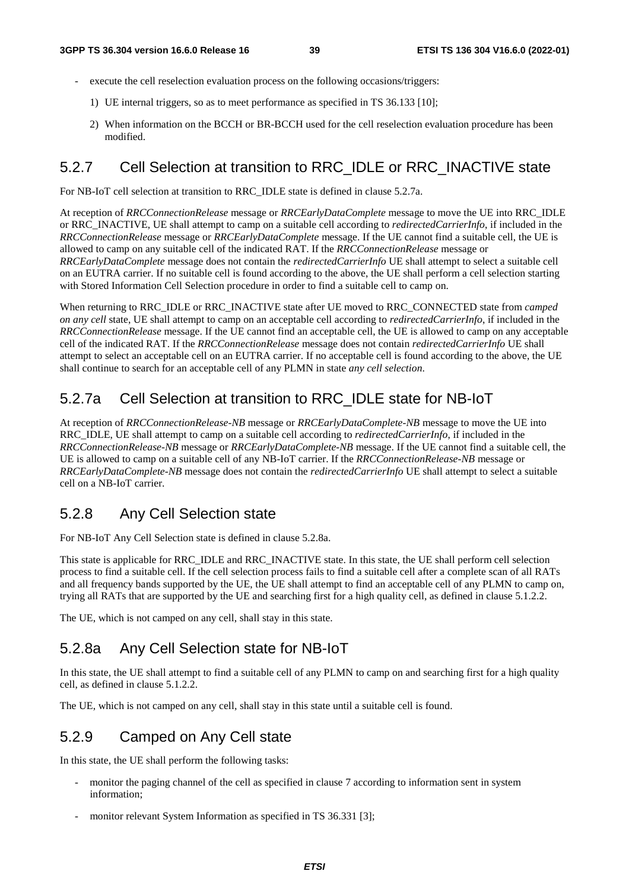- execute the cell reselection evaluation process on the following occasions/triggers:

  1) UE internal triggers, so as to meet performance as specified in TS 36.133 [10];

  2) When information on the BCCH or BR-BCCH used for the cell reselection evaluation procedure has been modified.

### 5.2.7 Cell Selection at transition to RRC_IDLE or RRC_INACTIVE state

For NB-IoT cell selection at transition to RRC_IDLE state is defined in clause 5.2.7a.

At reception of *RRCConnectionRelease* message or *RRCEarlyDataComplete* message to move the UE into RRC_IDLE or RRC_INACTIVE, UE shall attempt to camp on a suitable cell according to *redirectedCarrierInfo*, if included in the *RRCConnectionRelease* message or *RRCEarlyDataComplete* message. If the UE cannot find a suitable cell, the UE is allowed to camp on any suitable cell of the indicated RAT. If the *RRCConnectionRelease* message or *RRCEarlyDataComplete* message does not contain the *redirectedCarrierInfo* UE shall attempt to select a suitable cell on an EUTRA carrier. If no suitable cell is found according to the above, the UE shall perform a cell selection starting with Stored Information Cell Selection procedure in order to find a suitable cell to camp on.

When returning to RRC_IDLE or RRC_INACTIVE state after UE moved to RRC_CONNECTED state from *camped on any cell* state, UE shall attempt to camp on an acceptable cell according to *redirectedCarrierInfo*, if included in the *RRCConnectionRelease* message. If the UE cannot find an acceptable cell, the UE is allowed to camp on any acceptable cell of the indicated RAT. If the *RRCConnectionRelease* message does not contain *redirectedCarrierInfo* UE shall attempt to select an acceptable cell on an EUTRA carrier. If no acceptable cell is found according to the above, the UE shall continue to search for an acceptable cell of any PLMN in state *any cell selection*.

### 5.2.7a Cell Selection at transition to RRC_IDLE state for NB-IoT

At reception of *RRCConnectionRelease-NB* message or *RRCEarlyDataComplete-NB* message to move the UE into RRC_IDLE, UE shall attempt to camp on a suitable cell according to *redirectedCarrierInfo*, if included in the *RRCConnectionRelease-NB* message or *RRCEarlyDataComplete-NB* message. If the UE cannot find a suitable cell, the UE is allowed to camp on a suitable cell of any NB-IoT carrier. If the *RRCConnectionRelease-NB* message or *RRCEarlyDataComplete-NB* message does not contain the *redirectedCarrierInfo* UE shall attempt to select a suitable cell on a NB-IoT carrier.

### 5.2.8 Any Cell Selection state

For NB-IoT Any Cell Selection state is defined in clause 5.2.8a.

This state is applicable for RRC_IDLE and RRC_INACTIVE state. In this state, the UE shall perform cell selection process to find a suitable cell. If the cell selection process fails to find a suitable cell after a complete scan of all RATs and all frequency bands supported by the UE, the UE shall attempt to find an acceptable cell of any PLMN to camp on, trying all RATs that are supported by the UE and searching first for a high quality cell, as defined in clause 5.1.2.2.

The UE, which is not camped on any cell, shall stay in this state.

### 5.2.8a Any Cell Selection state for NB-IoT

In this state, the UE shall attempt to find a suitable cell of any PLMN to camp on and searching first for a high quality cell, as defined in clause 5.1.2.2.

The UE, which is not camped on any cell, shall stay in this state until a suitable cell is found.

### 5.2.9 Camped on Any Cell state

In this state, the UE shall perform the following tasks:

- monitor the paging channel of the cell as specified in clause 7 according to information sent in system information;

- monitor relevant System Information as specified in TS 36.331 [3];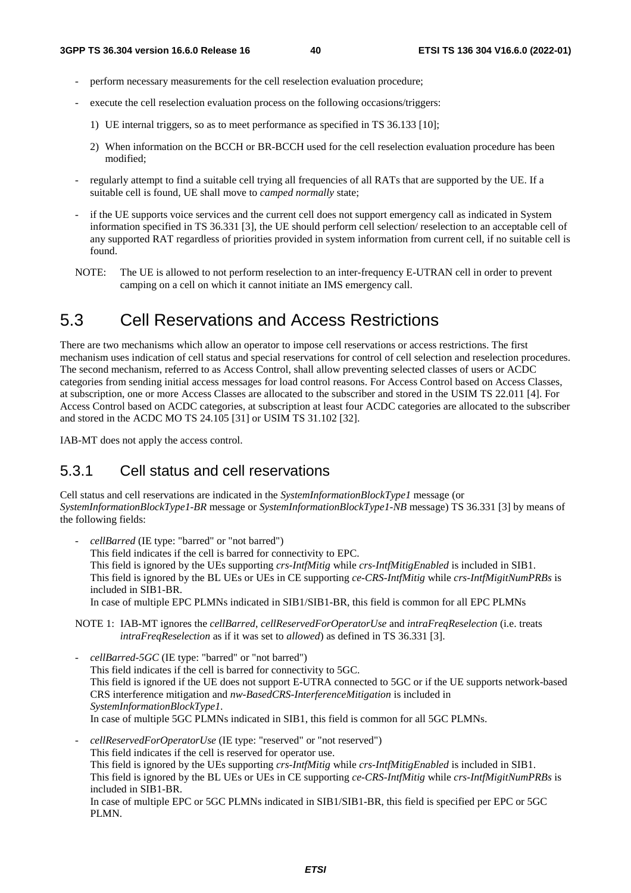- perform necessary measurements for the cell reselection evaluation procedure;
- execute the cell reselection evaluation process on the following occasions/triggers:
  1) UE internal triggers, so as to meet performance as specified in TS 36.133 [10];
  2) When information on the BCCH or BR-BCCH used for the cell reselection evaluation procedure has been modified;
- regularly attempt to find a suitable cell trying all frequencies of all RATs that are supported by the UE. If a suitable cell is found, UE shall move to *camped normally* state;
- if the UE supports voice services and the current cell does not support emergency call as indicated in System information specified in TS 36.331 [3], the UE should perform cell selection/ reselection to an acceptable cell of any supported RAT regardless of priorities provided in system information from current cell, if no suitable cell is found.

NOTE: The UE is allowed to not perform reselection to an inter-frequency E-UTRAN cell in order to prevent camping on a cell on which it cannot initiate an IMS emergency call.

# 5.3 Cell Reservations and Access Restrictions

There are two mechanisms which allow an operator to impose cell reservations or access restrictions. The first mechanism uses indication of cell status and special reservations for control of cell selection and reselection procedures. The second mechanism, referred to as Access Control, shall allow preventing selected classes of users or ACDC categories from sending initial access messages for load control reasons. For Access Control based on Access Classes, at subscription, one or more Access Classes are allocated to the subscriber and stored in the USIM TS 22.011 [4]. For Access Control based on ACDC categories, at subscription at least four ACDC categories are allocated to the subscriber and stored in the ACDC MO TS 24.105 [31] or USIM TS 31.102 [32].

IAB-MT does not apply the access control.

## 5.3.1 Cell status and cell reservations

Cell status and cell reservations are indicated in the *SystemInformationBlockType1* message (or *SystemInformationBlockType1-BR* message or *SystemInformationBlockType1-NB* message) TS 36.331 [3] by means of the following fields:

- *cellBarred* (IE type: "barred" or "not barred")
  This field indicates if the cell is barred for connectivity to EPC.
  This field is ignored by the UEs supporting *crs-IntfMitig* while *crs-IntfMitigEnabled* is included in SIB1.
  This field is ignored by the BL UEs or UEs in CE supporting *ce-CRS-IntfMitig* while *crs-IntfMigitNumPRBs* is included in SIB1-BR.
  In case of multiple EPC PLMNs indicated in SIB1/SIB1-BR, this field is common for all EPC PLMNs

NOTE 1: IAB-MT ignores the *cellBarred*, *cellReservedForOperatorUse* and *intraFreqReselection* (i.e. treats *intraFreqReselection* as if it was set to *allowed*) as defined in TS 36.331 [3].

- *cellBarred-5GC* (IE type: "barred" or "not barred")
  This field indicates if the cell is barred for connectivity to 5GC.
  This field is ignored if the UE does not support E-UTRA connected to 5GC or if the UE supports network-based CRS interference mitigation and *nw-BasedCRS-InterferenceMitigation* is included in *SystemInformationBlockType1*.
  In case of multiple 5GC PLMNs indicated in SIB1, this field is common for all 5GC PLMNs.

- *cellReservedForOperatorUse* (IE type: "reserved" or "not reserved")
  This field indicates if the cell is reserved for operator use.
  This field is ignored by the UEs supporting *crs-IntfMitig* while *crs-IntfMitigEnabled* is included in SIB1.
  This field is ignored by the BL UEs or UEs in CE supporting *ce-CRS-IntfMitig* while *crs-IntfMigitNumPRBs* is included in SIB1-BR.
  In case of multiple EPC or 5GC PLMNs indicated in SIB1/SIB1-BR, this field is specified per EPC or 5GC PLMN.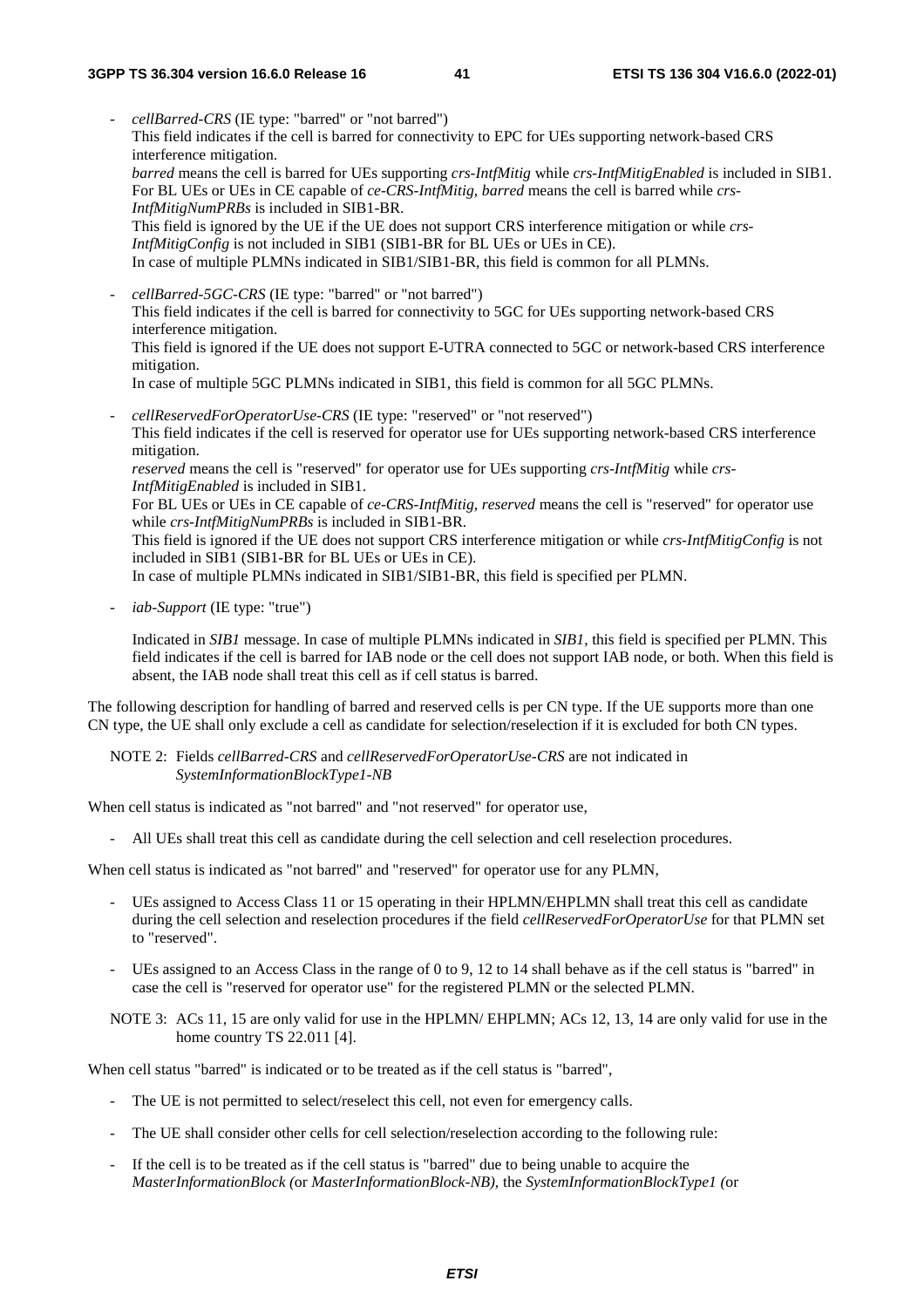- *cellBarred-CRS* (IE type: "barred" or "not barred")
  This field indicates if the cell is barred for connectivity to EPC for UEs supporting network-based CRS interference mitigation.
  *barred* means the cell is barred for UEs supporting *crs-IntfMitig* while *crs-IntfMitigEnabled* is included in SIB1. For BL UEs or UEs in CE capable of *ce-CRS-IntfMitig*, *barred* means the cell is barred while *crs-IntfMitigNumPRBs* is included in SIB1-BR.
  This field is ignored by the UE if the UE does not support CRS interference mitigation or while *crs-IntfMitigConfig* is not included in SIB1 (SIB1-BR for BL UEs or UEs in CE).
  In case of multiple PLMNs indicated in SIB1/SIB1-BR, this field is common for all PLMNs.

- *cellBarred-5GC-CRS* (IE type: "barred" or "not barred")
  This field indicates if the cell is barred for connectivity to 5GC for UEs supporting network-based CRS interference mitigation.
  This field is ignored if the UE does not support E-UTRA connected to 5GC or network-based CRS interference mitigation.
  In case of multiple 5GC PLMNs indicated in SIB1, this field is common for all 5GC PLMNs.

- *cellReservedForOperatorUse-CRS* (IE type: "reserved" or "not reserved")
  This field indicates if the cell is reserved for operator use for UEs supporting network-based CRS interference mitigation.
  *reserved* means the cell is "reserved" for operator use for UEs supporting *crs-IntfMitig* while *crs-IntfMitigEnabled* is included in SIB1.
  For BL UEs or UEs in CE capable of *ce-CRS-IntfMitig*, *reserved* means the cell is "reserved" for operator use while *crs-IntfMitigNumPRBs* is included in SIB1-BR.
  This field is ignored if the UE does not support CRS interference mitigation or while *crs-IntfMitigConfig* is not included in SIB1 (SIB1-BR for BL UEs or UEs in CE).
  In case of multiple PLMNs indicated in SIB1/SIB1-BR, this field is specified per PLMN.

- *iab-Support* (IE type: "true")

  Indicated in *SIB1* message. In case of multiple PLMNs indicated in *SIB1*, this field is specified per PLMN. This field indicates if the cell is barred for IAB node or the cell does not support IAB node, or both. When this field is absent, the IAB node shall treat this cell as if cell status is barred.

The following description for handling of barred and reserved cells is per CN type. If the UE supports more than one CN type, the UE shall only exclude a cell as candidate for selection/reselection if it is excluded for both CN types.

NOTE 2: Fields *cellBarred-CRS* and *cellReservedForOperatorUse-CRS* are not indicated in *SystemInformationBlockType1-NB*

When cell status is indicated as "not barred" and "not reserved" for operator use,

- All UEs shall treat this cell as candidate during the cell selection and cell reselection procedures.

When cell status is indicated as "not barred" and "reserved" for operator use for any PLMN,

- UEs assigned to Access Class 11 or 15 operating in their HPLMN/EHPLMN shall treat this cell as candidate during the cell selection and reselection procedures if the field *cellReservedForOperatorUse* for that PLMN set to "reserved".

- UEs assigned to an Access Class in the range of 0 to 9, 12 to 14 shall behave as if the cell status is "barred" in case the cell is "reserved for operator use" for the registered PLMN or the selected PLMN.

NOTE 3: ACs 11, 15 are only valid for use in the HPLMN/ EHPLMN; ACs 12, 13, 14 are only valid for use in the home country TS 22.011 [4].

When cell status "barred" is indicated or to be treated as if the cell status is "barred",

- The UE is not permitted to select/reselect this cell, not even for emergency calls.

- The UE shall consider other cells for cell selection/reselection according to the following rule:

- If the cell is to be treated as if the cell status is "barred" due to being unable to acquire the *MasterInformationBlock (*or *MasterInformationBlock-NB),* the *SystemInformationBlockType1 (*or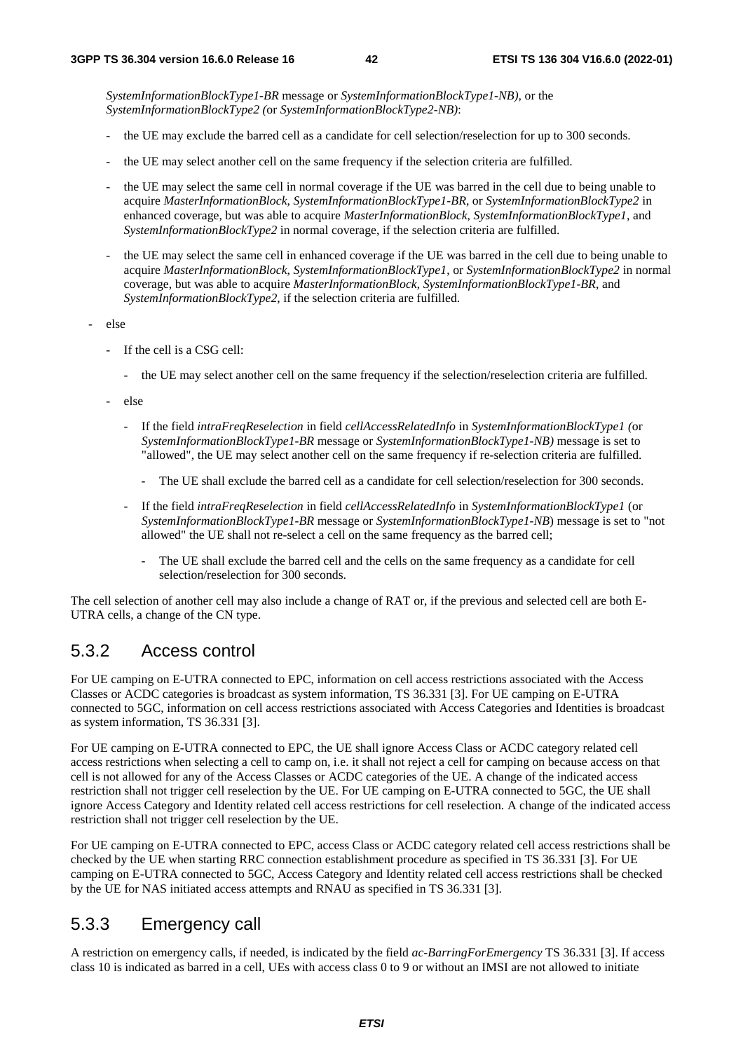*SystemInformationBlockType1-BR* message or *SystemInformationBlockType1-NB),* or the *SystemInformationBlockType2 (*or *SystemInformationBlockType2-NB)*:

- the UE may exclude the barred cell as a candidate for cell selection/reselection for up to 300 seconds.
- the UE may select another cell on the same frequency if the selection criteria are fulfilled.
- the UE may select the same cell in normal coverage if the UE was barred in the cell due to being unable to acquire *MasterInformationBlock*, *SystemInformationBlockType1-BR*, or *SystemInformationBlockType2* in enhanced coverage, but was able to acquire *MasterInformationBlock*, *SystemInformationBlockType1*, and *SystemInformationBlockType2* in normal coverage, if the selection criteria are fulfilled.
- the UE may select the same cell in enhanced coverage if the UE was barred in the cell due to being unable to acquire *MasterInformationBlock*, *SystemInformationBlockType1*, or *SystemInformationBlockType2* in normal coverage, but was able to acquire *MasterInformationBlock*, *SystemInformationBlockType1-BR*, and *SystemInformationBlockType2*, if the selection criteria are fulfilled.

- else
  - If the cell is a CSG cell:
    - the UE may select another cell on the same frequency if the selection/reselection criteria are fulfilled.
  - else
    - If the field *intraFreqReselection* in field *cellAccessRelatedInfo* in *SystemInformationBlockType1 (*or *SystemInformationBlockType1-BR* message or *SystemInformationBlockType1-NB)* message is set to "allowed", the UE may select another cell on the same frequency if re-selection criteria are fulfilled.
      - The UE shall exclude the barred cell as a candidate for cell selection/reselection for 300 seconds.
    - If the field *intraFreqReselection* in field *cellAccessRelatedInfo* in *SystemInformationBlockType1* (or *SystemInformationBlockType1-BR* message or *SystemInformationBlockType1-NB*) message is set to "not allowed" the UE shall not re-select a cell on the same frequency as the barred cell;
      - The UE shall exclude the barred cell and the cells on the same frequency as a candidate for cell selection/reselection for 300 seconds.

The cell selection of another cell may also include a change of RAT or, if the previous and selected cell are both E-UTRA cells, a change of the CN type.

## 5.3.2 Access control

For UE camping on E-UTRA connected to EPC, information on cell access restrictions associated with the Access Classes or ACDC categories is broadcast as system information, TS 36.331 [3]. For UE camping on E-UTRA connected to 5GC, information on cell access restrictions associated with Access Categories and Identities is broadcast as system information, TS 36.331 [3].

For UE camping on E-UTRA connected to EPC, the UE shall ignore Access Class or ACDC category related cell access restrictions when selecting a cell to camp on, i.e. it shall not reject a cell for camping on because access on that cell is not allowed for any of the Access Classes or ACDC categories of the UE. A change of the indicated access restriction shall not trigger cell reselection by the UE. For UE camping on E-UTRA connected to 5GC, the UE shall ignore Access Category and Identity related cell access restrictions for cell reselection. A change of the indicated access restriction shall not trigger cell reselection by the UE.

For UE camping on E-UTRA connected to EPC, access Class or ACDC category related cell access restrictions shall be checked by the UE when starting RRC connection establishment procedure as specified in TS 36.331 [3]. For UE camping on E-UTRA connected to 5GC, Access Category and Identity related cell access restrictions shall be checked by the UE for NAS initiated access attempts and RNAU as specified in TS 36.331 [3].

## 5.3.3 Emergency call

A restriction on emergency calls, if needed, is indicated by the field *ac-BarringForEmergency* TS 36.331 [3]. If access class 10 is indicated as barred in a cell, UEs with access class 0 to 9 or without an IMSI are not allowed to initiate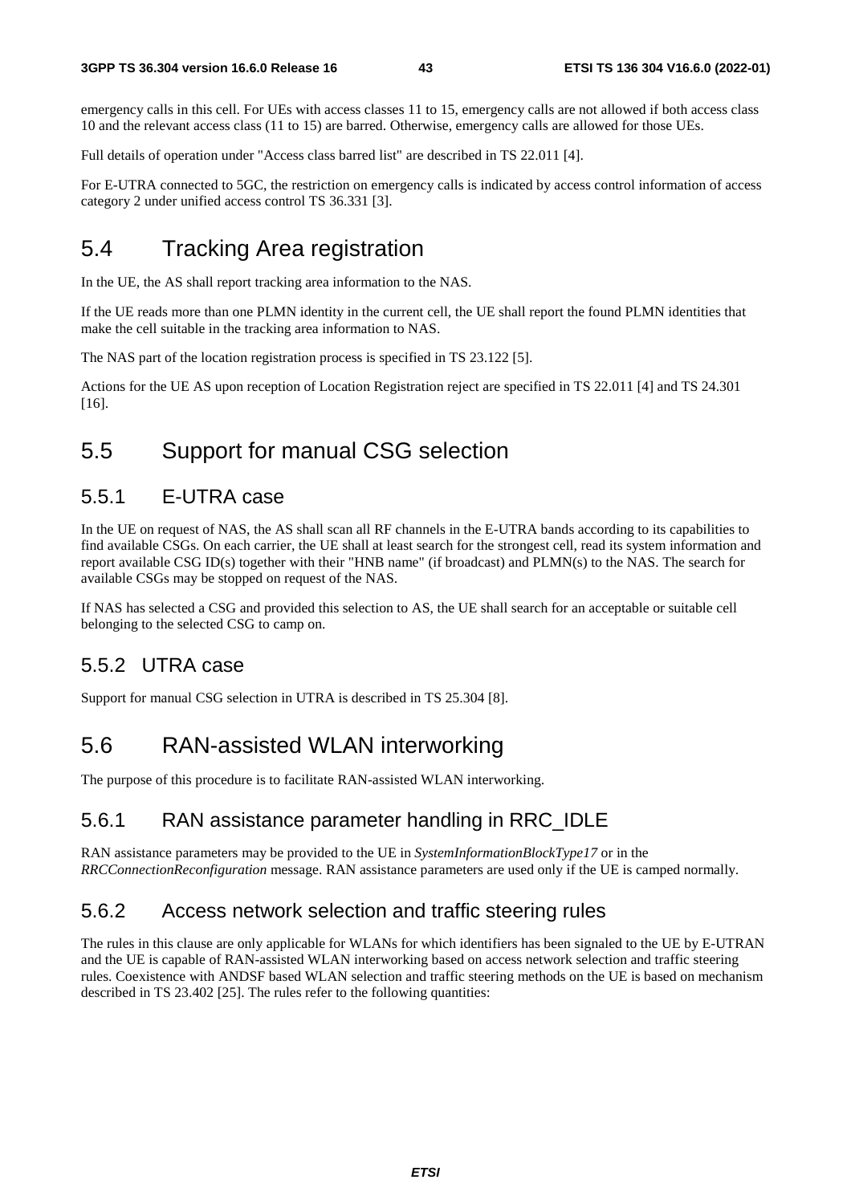emergency calls in this cell. For UEs with access classes 11 to 15, emergency calls are not allowed if both access class 10 and the relevant access class (11 to 15) are barred. Otherwise, emergency calls are allowed for those UEs.

Full details of operation under "Access class barred list" are described in TS 22.011 [4].

For E-UTRA connected to 5GC, the restriction on emergency calls is indicated by access control information of access category 2 under unified access control TS 36.331 [3].

# 5.4 Tracking Area registration

In the UE, the AS shall report tracking area information to the NAS.

If the UE reads more than one PLMN identity in the current cell, the UE shall report the found PLMN identities that make the cell suitable in the tracking area information to NAS.

The NAS part of the location registration process is specified in TS 23.122 [5].

Actions for the UE AS upon reception of Location Registration reject are specified in TS 22.011 [4] and TS 24.301 [16].

# 5.5 Support for manual CSG selection

## 5.5.1 E-UTRA case

In the UE on request of NAS, the AS shall scan all RF channels in the E-UTRA bands according to its capabilities to find available CSGs. On each carrier, the UE shall at least search for the strongest cell, read its system information and report available CSG ID(s) together with their "HNB name" (if broadcast) and PLMN(s) to the NAS. The search for available CSGs may be stopped on request of the NAS.

If NAS has selected a CSG and provided this selection to AS, the UE shall search for an acceptable or suitable cell belonging to the selected CSG to camp on.

## 5.5.2 UTRA case

Support for manual CSG selection in UTRA is described in TS 25.304 [8].

# 5.6 RAN-assisted WLAN interworking

The purpose of this procedure is to facilitate RAN-assisted WLAN interworking.

## 5.6.1 RAN assistance parameter handling in RRC_IDLE

RAN assistance parameters may be provided to the UE in *SystemInformationBlockType17* or in the *RRCConnectionReconfiguration* message. RAN assistance parameters are used only if the UE is camped normally.

## 5.6.2 Access network selection and traffic steering rules

The rules in this clause are only applicable for WLANs for which identifiers has been signaled to the UE by E-UTRAN and the UE is capable of RAN-assisted WLAN interworking based on access network selection and traffic steering rules. Coexistence with ANDSF based WLAN selection and traffic steering methods on the UE is based on mechanism described in TS 23.402 [25]. The rules refer to the following quantities: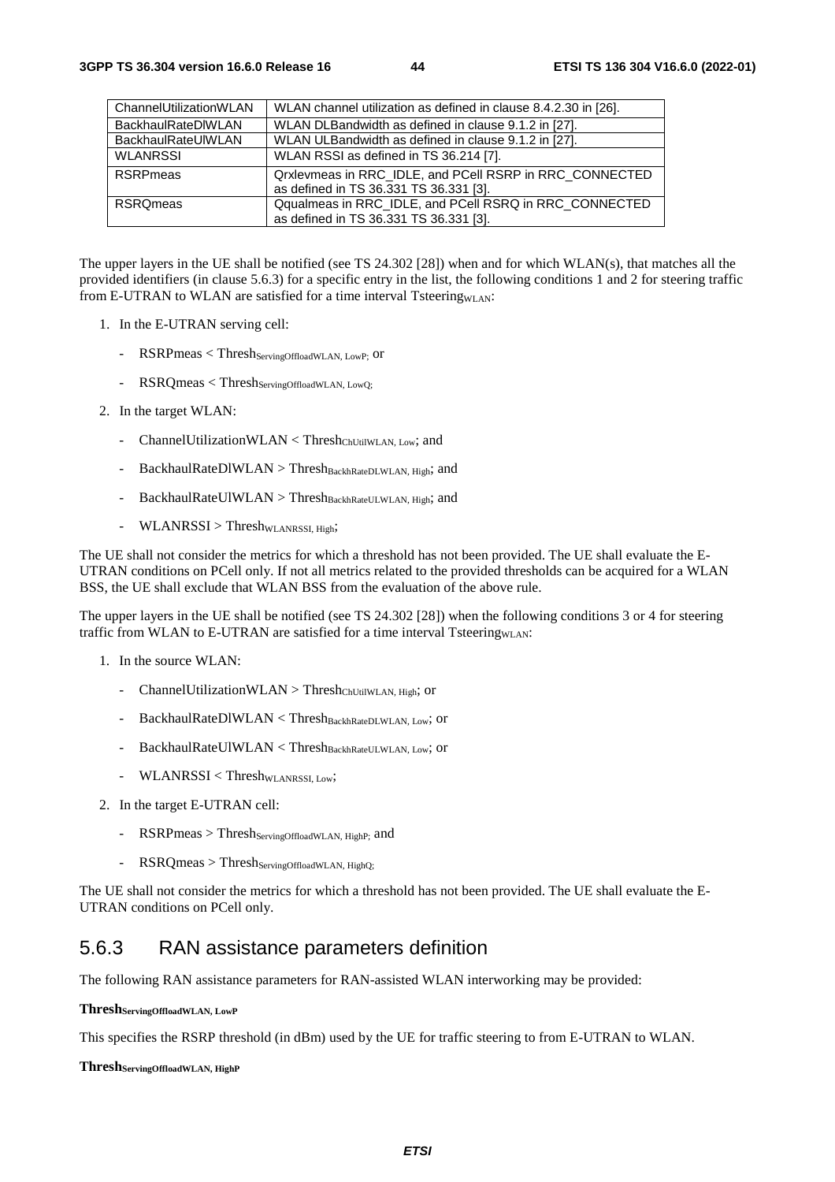| ChannelUtilizationWLAN | WLAN channel utilization as defined in clause 8.4.2.30 in [26]. |
|---|---|
| BackhaulRateDlWLAN | WLAN DLBandwidth as defined in clause 9.1.2 in [27]. |
| BackhaulRateUlWLAN | WLAN ULBandwidth as defined in clause 9.1.2 in [27]. |
| WLANRSSI | WLAN RSSI as defined in TS 36.214 [7]. |
| RSRPmeas | Qrxlevmeas in RRC_IDLE, and PCell RSRP in RRC_CONNECTED as defined in TS 36.331 TS 36.331 [3]. |
| RSRQmeas | Qqualmeas in RRC_IDLE, and PCell RSRQ in RRC_CONNECTED as defined in TS 36.331 TS 36.331 [3]. |

The upper layers in the UE shall be notified (see TS 24.302 [28]) when and for which WLAN(s), that matches all the provided identifiers (in clause 5.6.3) for a specific entry in the list, the following conditions 1 and 2 for steering traffic from E-UTRAN to WLAN are satisfied for a time interval $Tsteering_{WLAN}$:

1. In the E-UTRAN serving cell:
   - RSRPmeas < $Thresh_{ServingOffloadWLAN, LowP}$; or
   - RSRQmeas < $Thresh_{ServingOffloadWLAN, LowQ}$;
2. In the target WLAN:
   - ChannelUtilizationWLAN < $Thresh_{ChUtilWLAN, Low}$; and
   - BackhaulRateDlWLAN > $Thresh_{BackhRateDLWLAN, High}$; and
   - BackhaulRateUlWLAN > $Thresh_{BackhRateULWLAN, High}$; and
   - WLANRSSI > $Thresh_{WLANRSSI, High}$;

The UE shall not consider the metrics for which a threshold has not been provided. The UE shall evaluate the E-UTRAN conditions on PCell only. If not all metrics related to the provided thresholds can be acquired for a WLAN BSS, the UE shall exclude that WLAN BSS from the evaluation of the above rule.

The upper layers in the UE shall be notified (see TS 24.302 [28]) when the following conditions 3 or 4 for steering traffic from WLAN to E-UTRAN are satisfied for a time interval $Tsteering_{WLAN}$:

1. In the source WLAN:
   - ChannelUtilizationWLAN > $Thresh_{ChUtilWLAN, High}$; or
   - BackhaulRateDlWLAN < $Thresh_{BackhRateDLWLAN, Low}$; or
   - BackhaulRateUlWLAN < $Thresh_{BackhRateULWLAN, Low}$; or
   - WLANRSSI < $Thresh_{WLANRSSI, Low}$;
2. In the target E-UTRAN cell:
   - RSRPmeas > $Thresh_{ServingOffloadWLAN, HighP}$; and
   - RSRQmeas > $Thresh_{ServingOffloadWLAN, HighQ}$;

The UE shall not consider the metrics for which a threshold has not been provided. The UE shall evaluate the E-UTRAN conditions on PCell only.

### 5.6.3 RAN assistance parameters definition

The following RAN assistance parameters for RAN-assisted WLAN interworking may be provided:

**$Thresh_{ServingOffloadWLAN, LowP}$**

This specifies the RSRP threshold (in dBm) used by the UE for traffic steering to from E-UTRAN to WLAN.

**$Thresh_{ServingOffloadWLAN, HighP}$**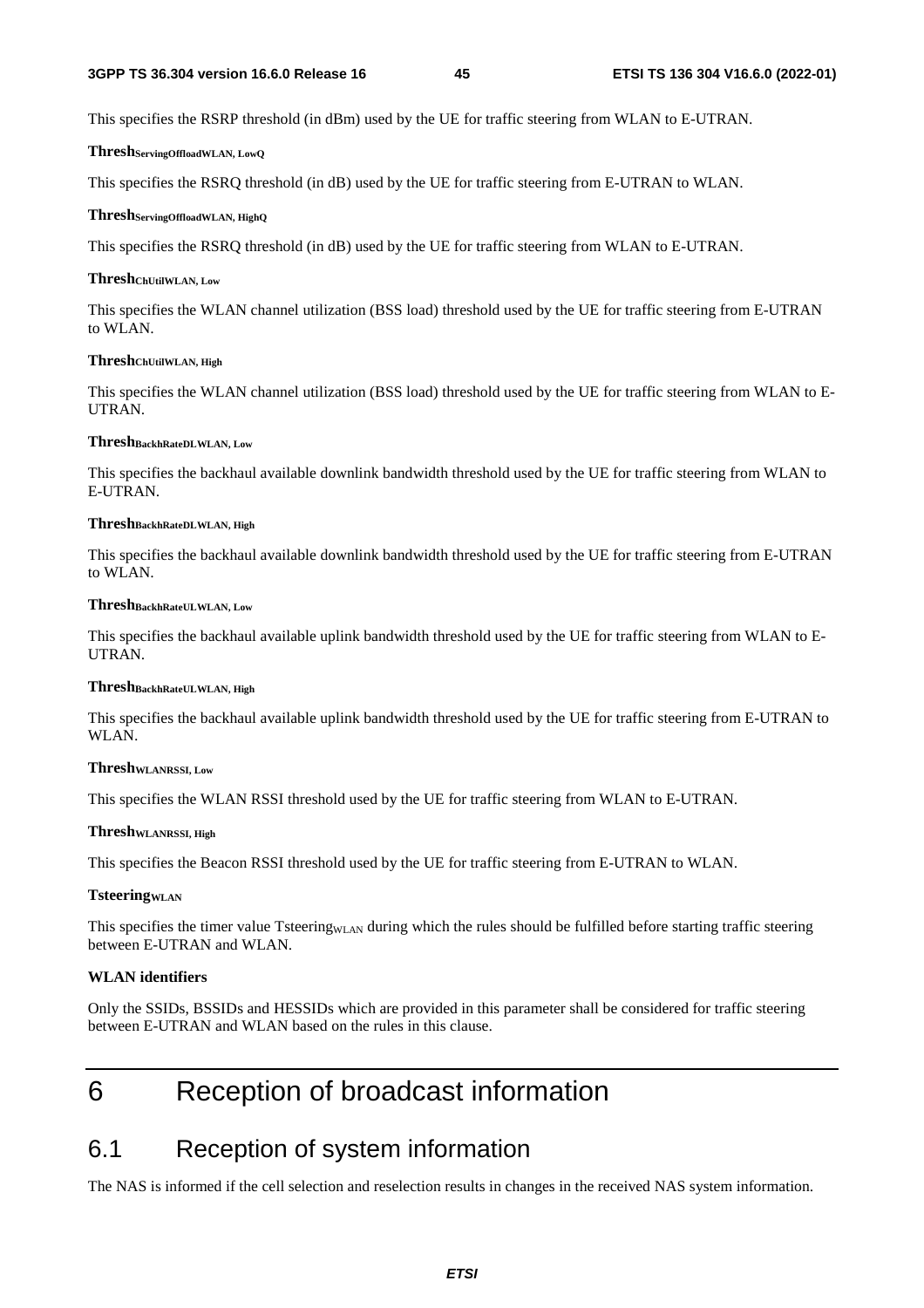This specifies the RSRP threshold (in dBm) used by the UE for traffic steering from WLAN to E-UTRAN.

**$Thresh_{ServingOffloadWLAN,\ LowQ}$**

This specifies the RSRQ threshold (in dB) used by the UE for traffic steering from E-UTRAN to WLAN.

**$Thresh_{ServingOffloadWLAN,\ HighQ}$**

This specifies the RSRQ threshold (in dB) used by the UE for traffic steering from WLAN to E-UTRAN.

**$Thresh_{ChUtilWLAN,\ Low}$**

This specifies the WLAN channel utilization (BSS load) threshold used by the UE for traffic steering from E-UTRAN to WLAN.

**$Thresh_{ChUtilWLAN,\ High}$**

This specifies the WLAN channel utilization (BSS load) threshold used by the UE for traffic steering from WLAN to E-UTRAN.

**$Thresh_{BackhRateDLWLAN,\ Low}$**

This specifies the backhaul available downlink bandwidth threshold used by the UE for traffic steering from WLAN to E-UTRAN.

**$Thresh_{BackhRateDLWLAN,\ High}$**

This specifies the backhaul available downlink bandwidth threshold used by the UE for traffic steering from E-UTRAN to WLAN.

**$Thresh_{BackhRateULWLAN,\ Low}$**

This specifies the backhaul available uplink bandwidth threshold used by the UE for traffic steering from WLAN to E-UTRAN.

**$Thresh_{BackhRateULWLAN,\ High}$**

This specifies the backhaul available uplink bandwidth threshold used by the UE for traffic steering from E-UTRAN to WLAN.

**$Thresh_{WLANRSSI,\ Low}$**

This specifies the WLAN RSSI threshold used by the UE for traffic steering from WLAN to E-UTRAN.

**$Thresh_{WLANRSSI,\ High}$**

This specifies the Beacon RSSI threshold used by the UE for traffic steering from E-UTRAN to WLAN.

**$Tsteering_{WLAN}$**

This specifies the timer value $Tsteering_{WLAN}$ during which the rules should be fulfilled before starting traffic steering between E-UTRAN and WLAN.

**WLAN identifiers**

Only the SSIDs, BSSIDs and HESSIDs which are provided in this parameter shall be considered for traffic steering between E-UTRAN and WLAN based on the rules in this clause.

# 6 Reception of broadcast information

## 6.1 Reception of system information

The NAS is informed if the cell selection and reselection results in changes in the received NAS system information.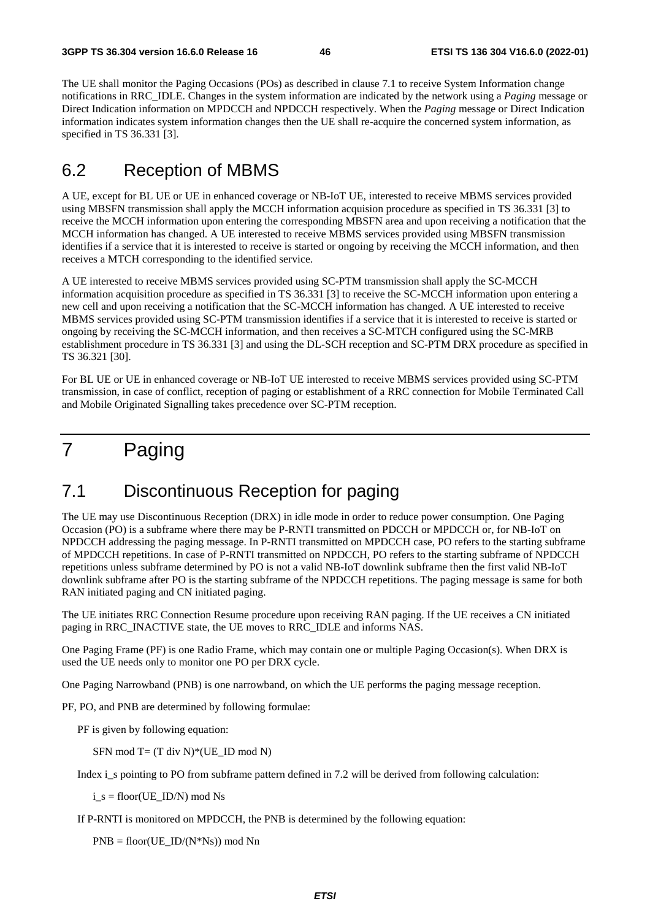The UE shall monitor the Paging Occasions (POs) as described in clause 7.1 to receive System Information change notifications in RRC_IDLE. Changes in the system information are indicated by the network using a *Paging* message or Direct Indication information on MPDCCH and NPDCCH respectively. When the *Paging* message or Direct Indication information indicates system information changes then the UE shall re-acquire the concerned system information, as specified in TS 36.331 [3].

## 6.2 Reception of MBMS

A UE, except for BL UE or UE in enhanced coverage or NB-IoT UE, interested to receive MBMS services provided using MBSFN transmission shall apply the MCCH information acquision procedure as specified in TS 36.331 [3] to receive the MCCH information upon entering the corresponding MBSFN area and upon receiving a notification that the MCCH information has changed. A UE interested to receive MBMS services provided using MBSFN transmission identifies if a service that it is interested to receive is started or ongoing by receiving the MCCH information, and then receives a MTCH corresponding to the identified service.

A UE interested to receive MBMS services provided using SC-PTM transmission shall apply the SC-MCCH information acquisition procedure as specified in TS 36.331 [3] to receive the SC-MCCH information upon entering a new cell and upon receiving a notification that the SC-MCCH information has changed. A UE interested to receive MBMS services provided using SC-PTM transmission identifies if a service that it is interested to receive is started or ongoing by receiving the SC-MCCH information, and then receives a SC-MTCH configured using the SC-MRB establishment procedure in TS 36.331 [3] and using the DL-SCH reception and SC-PTM DRX procedure as specified in TS 36.321 [30].

For BL UE or UE in enhanced coverage or NB-IoT UE interested to receive MBMS services provided using SC-PTM transmission, in case of conflict, reception of paging or establishment of a RRC connection for Mobile Terminated Call and Mobile Originated Signalling takes precedence over SC-PTM reception.

# 7 Paging

## 7.1 Discontinuous Reception for paging

The UE may use Discontinuous Reception (DRX) in idle mode in order to reduce power consumption. One Paging Occasion (PO) is a subframe where there may be P-RNTI transmitted on PDCCH or MPDCCH or, for NB-IoT on NPDCCH addressing the paging message. In P-RNTI transmitted on MPDCCH case, PO refers to the starting subframe of MPDCCH repetitions. In case of P-RNTI transmitted on NPDCCH, PO refers to the starting subframe of NPDCCH repetitions unless subframe determined by PO is not a valid NB-IoT downlink subframe then the first valid NB-IoT downlink subframe after PO is the starting subframe of the NPDCCH repetitions. The paging message is same for both RAN initiated paging and CN initiated paging.

The UE initiates RRC Connection Resume procedure upon receiving RAN paging. If the UE receives a CN initiated paging in RRC_INACTIVE state, the UE moves to RRC_IDLE and informs NAS.

One Paging Frame (PF) is one Radio Frame, which may contain one or multiple Paging Occasion(s). When DRX is used the UE needs only to monitor one PO per DRX cycle.

One Paging Narrowband (PNB) is one narrowband, on which the UE performs the paging message reception.

PF, PO, and PNB are determined by following formulae:

PF is given by following equation:

SFN mod T= (T div N)*(UE_ID mod N)

Index i_s pointing to PO from subframe pattern defined in 7.2 will be derived from following calculation:

i_s = floor(UE_ID/N) mod Ns

If P-RNTI is monitored on MPDCCH, the PNB is determined by the following equation:

PNB = floor(UE_ID/(N*Ns)) mod Nn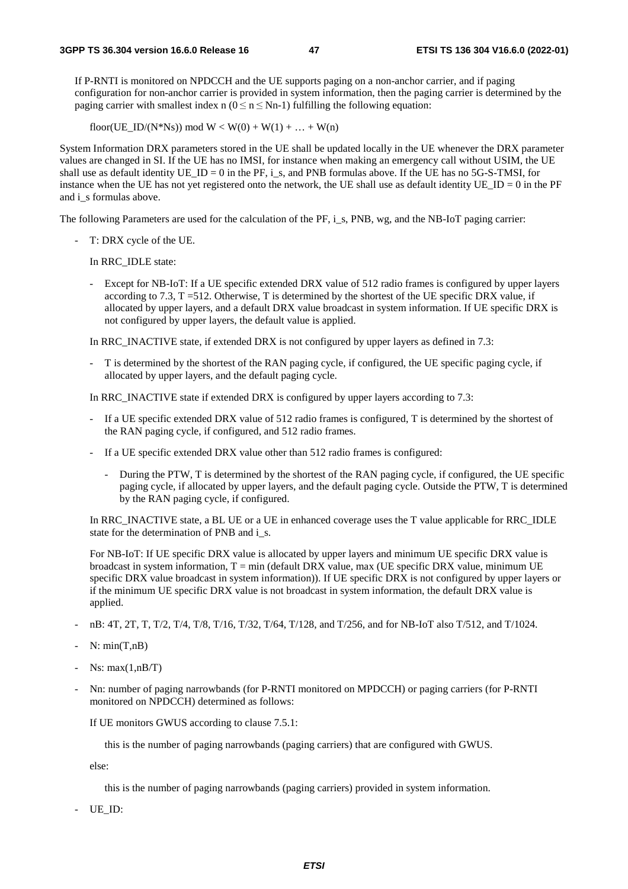If P-RNTI is monitored on NPDCCH and the UE supports paging on a non-anchor carrier, and if paging configuration for non-anchor carrier is provided in system information, then the paging carrier is determined by the paging carrier with smallest index n ($0 \leq n \leq Nn-1$) fulfilling the following equation:

$$\text{floor}(UE\_ID/(N*Ns)) \bmod W < W(0) + W(1) + \ldots + W(n)$$

System Information DRX parameters stored in the UE shall be updated locally in the UE whenever the DRX parameter values are changed in SI. If the UE has no IMSI, for instance when making an emergency call without USIM, the UE shall use as default identity UE_ID = 0 in the PF, i_s, and PNB formulas above. If the UE has no 5G-S-TMSI, for instance when the UE has not yet registered onto the network, the UE shall use as default identity UE_ID = 0 in the PF and i_s formulas above.

The following Parameters are used for the calculation of the PF, i_s, PNB, wg, and the NB-IoT paging carrier:

- T: DRX cycle of the UE.

  In RRC_IDLE state:

  - Except for NB-IoT: If a UE specific extended DRX value of 512 radio frames is configured by upper layers according to 7.3, T =512. Otherwise, T is determined by the shortest of the UE specific DRX value, if allocated by upper layers, and a default DRX value broadcast in system information. If UE specific DRX is not configured by upper layers, the default value is applied.

  In RRC_INACTIVE state, if extended DRX is not configured by upper layers as defined in 7.3:

  - T is determined by the shortest of the RAN paging cycle, if configured, the UE specific paging cycle, if allocated by upper layers, and the default paging cycle.

  In RRC_INACTIVE state if extended DRX is configured by upper layers according to 7.3:

  - If a UE specific extended DRX value of 512 radio frames is configured, T is determined by the shortest of the RAN paging cycle, if configured, and 512 radio frames.

  - If a UE specific extended DRX value other than 512 radio frames is configured:

    - During the PTW, T is determined by the shortest of the RAN paging cycle, if configured, the UE specific paging cycle, if allocated by upper layers, and the default paging cycle. Outside the PTW, T is determined by the RAN paging cycle, if configured.

  In RRC_INACTIVE state, a BL UE or a UE in enhanced coverage uses the T value applicable for RRC_IDLE state for the determination of PNB and i_s.

  For NB-IoT: If UE specific DRX value is allocated by upper layers and minimum UE specific DRX value is broadcast in system information, T = min (default DRX value, max (UE specific DRX value, minimum UE specific DRX value broadcast in system information)). If UE specific DRX is not configured by upper layers or if the minimum UE specific DRX value is not broadcast in system information, the default DRX value is applied.

- nB: 4T, 2T, T, T/2, T/4, T/8, T/16, T/32, T/64, T/128, and T/256, and for NB-IoT also T/512, and T/1024.

- N: min(T,nB)

- Ns: max(1,nB/T)

- Nn: number of paging narrowbands (for P-RNTI monitored on MPDCCH) or paging carriers (for P-RNTI monitored on NPDCCH) determined as follows:

  If UE monitors GWUS according to clause 7.5.1:

    this is the number of paging narrowbands (paging carriers) that are configured with GWUS.

  else:

    this is the number of paging narrowbands (paging carriers) provided in system information.

- UE_ID: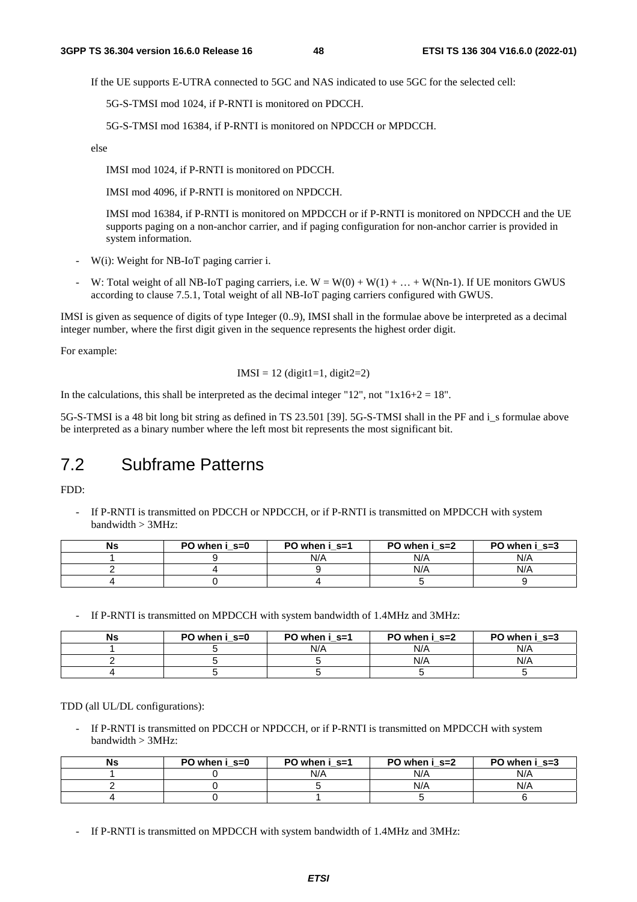If the UE supports E-UTRA connected to 5GC and NAS indicated to use 5GC for the selected cell:

5G-S-TMSI mod 1024, if P-RNTI is monitored on PDCCH.

5G-S-TMSI mod 16384, if P-RNTI is monitored on NPDCCH or MPDCCH.

else

IMSI mod 1024, if P-RNTI is monitored on PDCCH.

IMSI mod 4096, if P-RNTI is monitored on NPDCCH.

IMSI mod 16384, if P-RNTI is monitored on MPDCCH or if P-RNTI is monitored on NPDCCH and the UE supports paging on a non-anchor carrier, and if paging configuration for non-anchor carrier is provided in system information.

- W(i): Weight for NB-IoT paging carrier i.
- W: Total weight of all NB-IoT paging carriers, i.e. W = W(0) + W(1) + … + W(Nn-1). If UE monitors GWUS according to clause 7.5.1, Total weight of all NB-IoT paging carriers configured with GWUS.

IMSI is given as sequence of digits of type Integer (0..9), IMSI shall in the formulae above be interpreted as a decimal integer number, where the first digit given in the sequence represents the highest order digit.

For example:

IMSI = 12 (digit1=1, digit2=2)

In the calculations, this shall be interpreted as the decimal integer "12", not "1x16+2 = 18".

5G-S-TMSI is a 48 bit long bit string as defined in TS 23.501 [39]. 5G-S-TMSI shall in the PF and i_s formulae above be interpreted as a binary number where the left most bit represents the most significant bit.

## 7.2 Subframe Patterns

FDD:

- If P-RNTI is transmitted on PDCCH or NPDCCH, or if P-RNTI is transmitted on MPDCCH with system bandwidth > 3MHz:

| Ns | PO when i_s=0 | PO when i_s=1 | PO when i_s=2 | PO when i_s=3 |
|---|---|---|---|---|
| 1 | 9 | N/A | N/A | N/A |
| 2 | 4 | 9 | N/A | N/A |
| 4 | 0 | 4 | 5 | 9 |

- If P-RNTI is transmitted on MPDCCH with system bandwidth of 1.4MHz and 3MHz:

| Ns | PO when i_s=0 | PO when i_s=1 | PO when i_s=2 | PO when i_s=3 |
|---|---|---|---|---|
| 1 | 5 | N/A | N/A | N/A |
| 2 | 5 | 5 | N/A | N/A |
| 4 | 5 | 5 | 5 | 5 |

TDD (all UL/DL configurations):

- If P-RNTI is transmitted on PDCCH or NPDCCH, or if P-RNTI is transmitted on MPDCCH with system bandwidth > 3MHz:

| Ns | PO when i_s=0 | PO when i_s=1 | PO when i_s=2 | PO when i_s=3 |
|---|---|---|---|---|
| 1 | 0 | N/A | N/A | N/A |
| 2 | 0 | 5 | N/A | N/A |
| 4 | 0 | 1 | 5 | 6 |

- If P-RNTI is transmitted on MPDCCH with system bandwidth of 1.4MHz and 3MHz: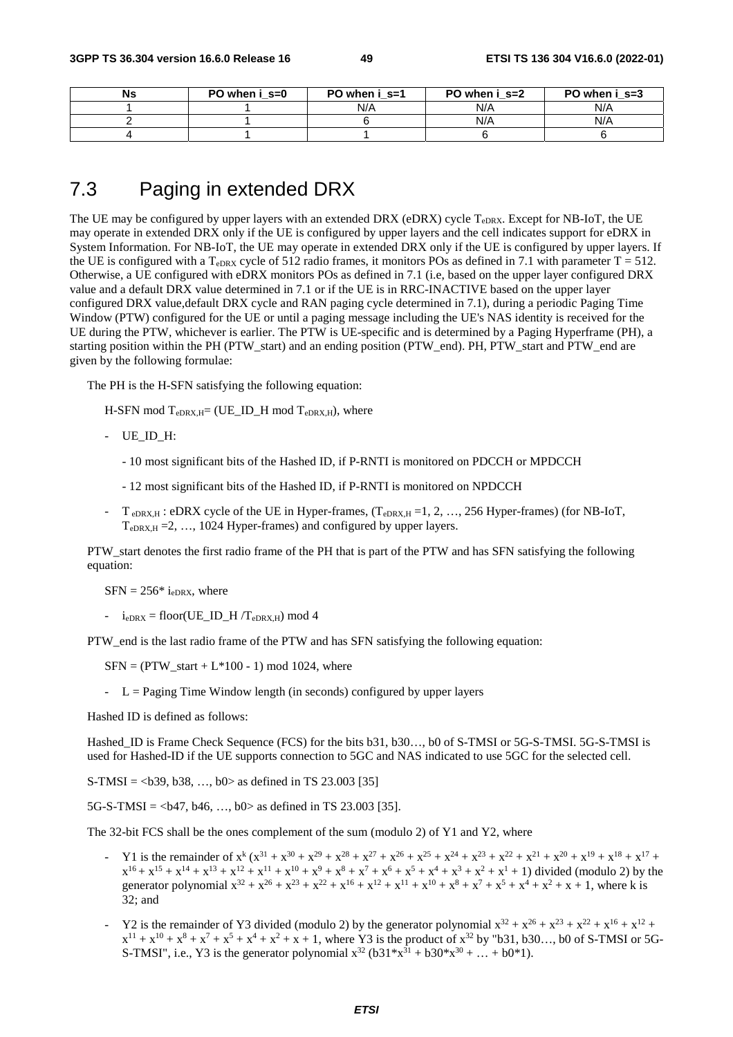| Ns | PO when i_s=0 | PO when i_s=1 | PO when i_s=2 | PO when i_s=3 |
|---|---|---|---|---|
| 1 | 1 | N/A | N/A | N/A |
| 2 | 1 | 6 | N/A | N/A |
| 4 | 1 | 1 | 6 | 6 |

## 7.3 Paging in extended DRX

The UE may be configured by upper layers with an extended DRX (eDRX) cycle $T_{eDRX}$. Except for NB-IoT, the UE may operate in extended DRX only if the UE is configured by upper layers and the cell indicates support for eDRX in System Information. For NB-IoT, the UE may operate in extended DRX only if the UE is configured by upper layers. If the UE is configured with a $T_{eDRX}$ cycle of 512 radio frames, it monitors POs as defined in 7.1 with parameter T = 512. Otherwise, a UE configured with eDRX monitors POs as defined in 7.1 (i.e, based on the upper layer configured DRX value and a default DRX value determined in 7.1 or if the UE is in RRC-INACTIVE based on the upper layer configured DRX value,default DRX cycle and RAN paging cycle determined in 7.1), during a periodic Paging Time Window (PTW) configured for the UE or until a paging message including the UE's NAS identity is received for the UE during the PTW, whichever is earlier. The PTW is UE-specific and is determined by a Paging Hyperframe (PH), a starting position within the PH (PTW_start) and an ending position (PTW_end). PH, PTW_start and PTW_end are given by the following formulae:

The PH is the H-SFN satisfying the following equation:

H-SFN mod $T_{eDRX,H}$= (UE_ID_H mod $T_{eDRX,H}$), where

- UE_ID_H:
  - 10 most significant bits of the Hashed ID, if P-RNTI is monitored on PDCCH or MPDCCH
  - 12 most significant bits of the Hashed ID, if P-RNTI is monitored on NPDCCH
- $T_{eDRX,H}$ : eDRX cycle of the UE in Hyper-frames, ($T_{eDRX,H}$ =1, 2, …, 256 Hyper-frames) (for NB-IoT, $T_{eDRX,H}$ =2, …, 1024 Hyper-frames) and configured by upper layers.

PTW_start denotes the first radio frame of the PH that is part of the PTW and has SFN satisfying the following equation:

SFN = 256* $i_{eDRX}$, where

- $i_{eDRX}$ = floor(UE_ID_H /$T_{eDRX,H}$) mod 4

PTW_end is the last radio frame of the PTW and has SFN satisfying the following equation:

SFN = (PTW_start + L*100 - 1) mod 1024, where

- L = Paging Time Window length (in seconds) configured by upper layers

Hashed ID is defined as follows:

Hashed_ID is Frame Check Sequence (FCS) for the bits b31, b30…, b0 of S-TMSI or 5G-S-TMSI. 5G-S-TMSI is used for Hashed-ID if the UE supports connection to 5GC and NAS indicated to use 5GC for the selected cell.

S-TMSI = <b39, b38, …, b0> as defined in TS 23.003 [35]

5G-S-TMSI = <b47, b46, …, b0> as defined in TS 23.003 [35].

The 32-bit FCS shall be the ones complement of the sum (modulo 2) of Y1 and Y2, where

- Y1 is the remainder of $x^k (x^{31} + x^{30} + x^{29} + x^{28} + x^{27} + x^{26} + x^{25} + x^{24} + x^{23} + x^{22} + x^{21} + x^{20} + x^{19} + x^{18} + x^{17} + x^{16} + x^{15} + x^{14} + x^{13} + x^{12} + x^{11} + x^{10} + x^9 + x^8 + x^7 + x^6 + x^5 + x^4 + x^3 + x^2 + x^1 + 1)$ divided (modulo 2) by the generator polynomial $x^{32} + x^{26} + x^{23} + x^{22} + x^{16} + x^{12} + x^{11} + x^{10} + x^8 + x^7 + x^5 + x^4 + x^2 + x + 1$, where k is 32; and
- Y2 is the remainder of Y3 divided (modulo 2) by the generator polynomial $x^{32} + x^{26} + x^{23} + x^{22} + x^{16} + x^{12} + x^{11} + x^{10} + x^8 + x^7 + x^5 + x^4 + x^2 + x + 1$, where Y3 is the product of $x^{32}$ by "b31, b30…, b0 of S-TMSI or 5G-S-TMSI", i.e., Y3 is the generator polynomial $x^{32}$ (b31*$x^{31}$ + b30*$x^{30}$ + … + b0*1).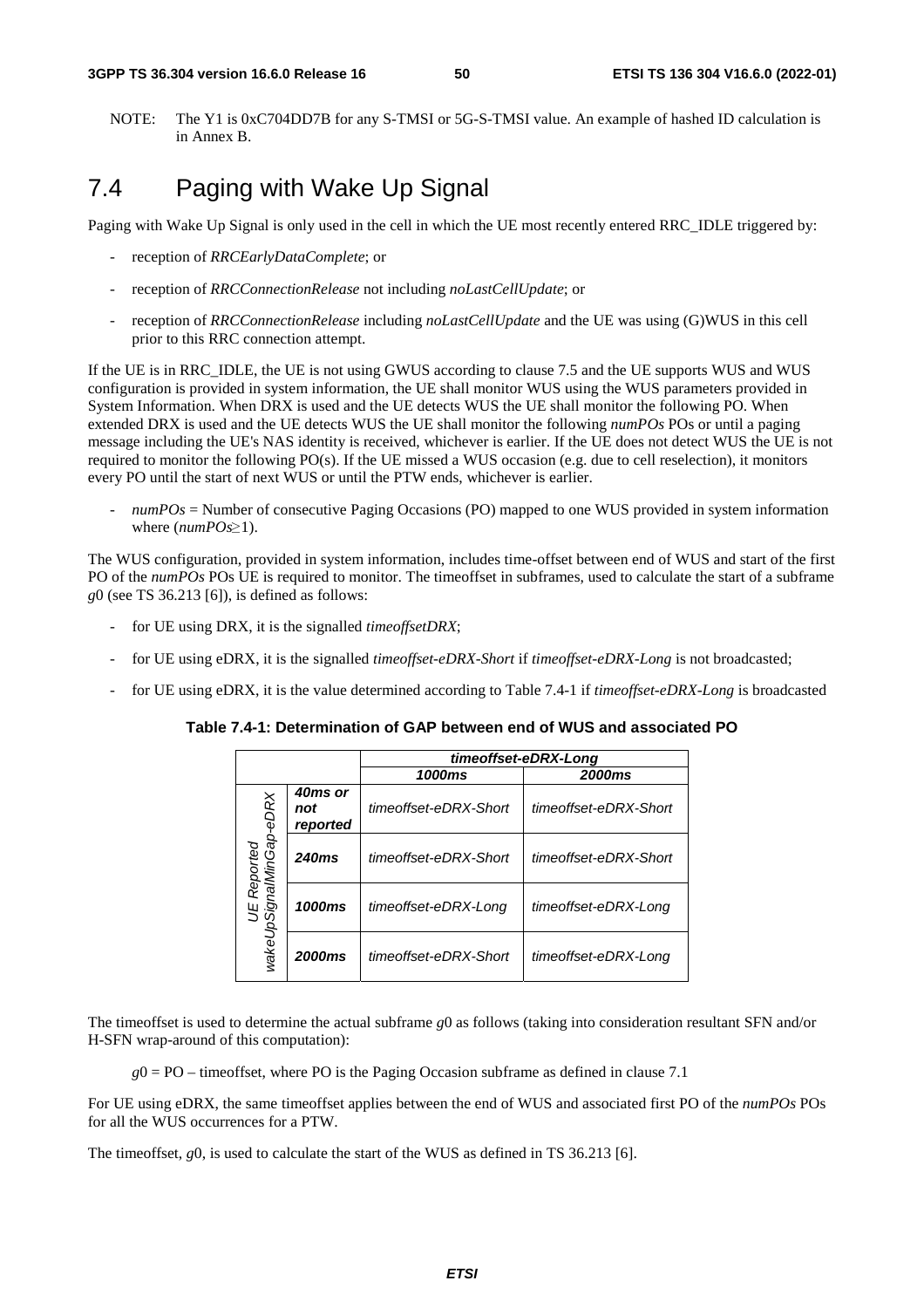NOTE: The Y1 is 0xC704DD7B for any S-TMSI or 5G-S-TMSI value. An example of hashed ID calculation is in Annex B.

## 7.4 Paging with Wake Up Signal

Paging with Wake Up Signal is only used in the cell in which the UE most recently entered RRC_IDLE triggered by:

- reception of *RRCEarlyDataComplete*; or
- reception of *RRCConnectionRelease* not including *noLastCellUpdate*; or
- reception of *RRCConnectionRelease* including *noLastCellUpdate* and the UE was using (G)WUS in this cell prior to this RRC connection attempt.

If the UE is in RRC_IDLE, the UE is not using GWUS according to clause 7.5 and the UE supports WUS and WUS configuration is provided in system information, the UE shall monitor WUS using the WUS parameters provided in System Information. When DRX is used and the UE detects WUS the UE shall monitor the following PO. When extended DRX is used and the UE detects WUS the UE shall monitor the following *numPOs* POs or until a paging message including the UE's NAS identity is received, whichever is earlier. If the UE does not detect WUS the UE is not required to monitor the following PO(s). If the UE missed a WUS occasion (e.g. due to cell reselection), it monitors every PO until the start of next WUS or until the PTW ends, whichever is earlier.

- *numPOs* = Number of consecutive Paging Occasions (PO) mapped to one WUS provided in system information where ($numPOs \geq 1$).

The WUS configuration, provided in system information, includes time-offset between end of WUS and start of the first PO of the *numPOs* POs UE is required to monitor. The timeoffset in subframes, used to calculate the start of a subframe $g0$ (see TS 36.213 [6]), is defined as follows:

- for UE using DRX, it is the signalled *timeoffsetDRX*;
- for UE using eDRX, it is the signalled *timeoffset-eDRX-Short* if *timeoffset-eDRX-Long* is not broadcasted;
- for UE using eDRX, it is the value determined according to Table 7.4-1 if *timeoffset-eDRX-Long* is broadcasted

**Table 7.4-1: Determination of GAP between end of WUS and associated PO**

| | | *timeoffset-eDRX-Long* | |
|---|---|---|---|
| | | ***1000ms*** | ***2000ms*** |
| *UE Reported wakeUpSignalMinGap-eDRX* | ***40ms or not reported*** | *timeoffset-eDRX-Short* | *timeoffset-eDRX-Short* |
| | ***240ms*** | *timeoffset-eDRX-Short* | *timeoffset-eDRX-Short* |
| | ***1000ms*** | *timeoffset-eDRX-Long* | *timeoffset-eDRX-Long* |
| | ***2000ms*** | *timeoffset-eDRX-Short* | *timeoffset-eDRX-Long* |

The timeoffset is used to determine the actual subframe $g0$ as follows (taking into consideration resultant SFN and/or H-SFN wrap-around of this computation):

$g0$ = PO – timeoffset, where PO is the Paging Occasion subframe as defined in clause 7.1

For UE using eDRX, the same timeoffset applies between the end of WUS and associated first PO of the *numPOs* POs for all the WUS occurrences for a PTW.

The timeoffset, $g0$, is used to calculate the start of the WUS as defined in TS 36.213 [6].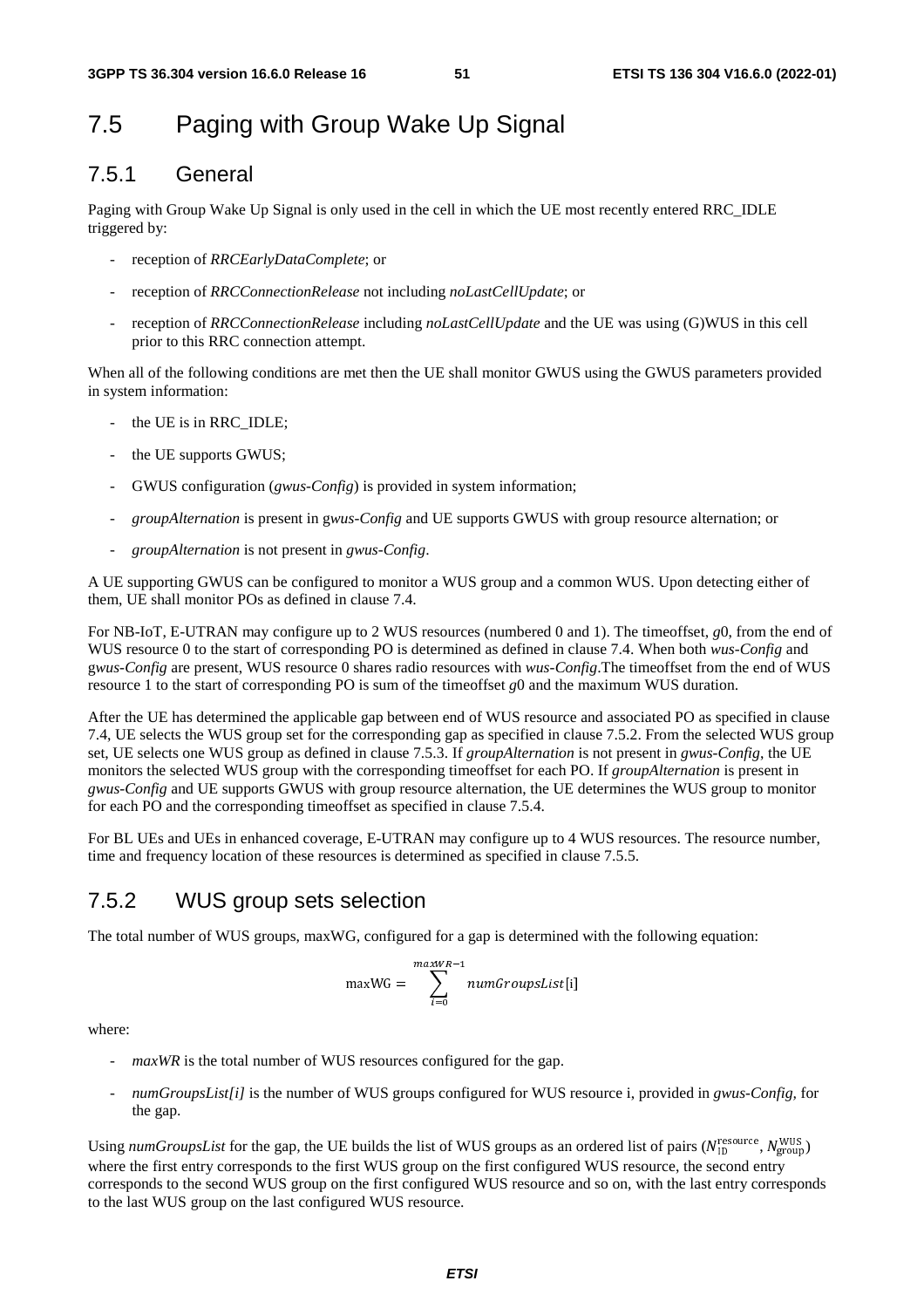## 7.5 Paging with Group Wake Up Signal

### 7.5.1 General

Paging with Group Wake Up Signal is only used in the cell in which the UE most recently entered RRC_IDLE triggered by:

- reception of *RRCEarlyDataComplete*; or
- reception of *RRCConnectionRelease* not including *noLastCellUpdate*; or
- reception of *RRCConnectionRelease* including *noLastCellUpdate* and the UE was using (G)WUS in this cell prior to this RRC connection attempt.

When all of the following conditions are met then the UE shall monitor GWUS using the GWUS parameters provided in system information:

- the UE is in RRC_IDLE;
- the UE supports GWUS;
- GWUS configuration (*gwus-Config*) is provided in system information;
- *groupAlternation* is present in g*wus-Config* and UE supports GWUS with group resource alternation; or
- *groupAlternation* is not present in *gwus-Config*.

A UE supporting GWUS can be configured to monitor a WUS group and a common WUS. Upon detecting either of them, UE shall monitor POs as defined in clause 7.4.

For NB-IoT, E-UTRAN may configure up to 2 WUS resources (numbered 0 and 1). The timeoffset, *g*0, from the end of WUS resource 0 to the start of corresponding PO is determined as defined in clause 7.4. When both *wus-Config* and g*wus-Config* are present, WUS resource 0 shares radio resources with *wus-Config*.The timeoffset from the end of WUS resource 1 to the start of corresponding PO is sum of the timeoffset *g*0 and the maximum WUS duration.

After the UE has determined the applicable gap between end of WUS resource and associated PO as specified in clause 7.4, UE selects the WUS group set for the corresponding gap as specified in clause 7.5.2. From the selected WUS group set, UE selects one WUS group as defined in clause 7.5.3. If *groupAlternation* is not present in *gwus-Config*, the UE monitors the selected WUS group with the corresponding timeoffset for each PO. If *groupAlternation* is present in *gwus-Config* and UE supports GWUS with group resource alternation, the UE determines the WUS group to monitor for each PO and the corresponding timeoffset as specified in clause 7.5.4.

For BL UEs and UEs in enhanced coverage, E-UTRAN may configure up to 4 WUS resources. The resource number, time and frequency location of these resources is determined as specified in clause 7.5.5.

### 7.5.2 WUS group sets selection

The total number of WUS groups, maxWG, configured for a gap is determined with the following equation:

$$\text{maxWG} = \sum_{i=0}^{maxWR-1} numGroupsList[\text{i}]$$

where:

- *maxWR* is the total number of WUS resources configured for the gap.
- *numGroupsList[i]* is the number of WUS groups configured for WUS resource i, provided in *gwus-Config*, for the gap.

Using *numGroupsList* for the gap, the UE builds the list of WUS groups as an ordered list of pairs ($N_{\text{ID}}^{\text{resource}}$, $N_{\text{group}}^{\text{WUS}}$) where the first entry corresponds to the first WUS group on the first configured WUS resource, the second entry corresponds to the second WUS group on the first configured WUS resource and so on, with the last entry corresponds to the last WUS group on the last configured WUS resource.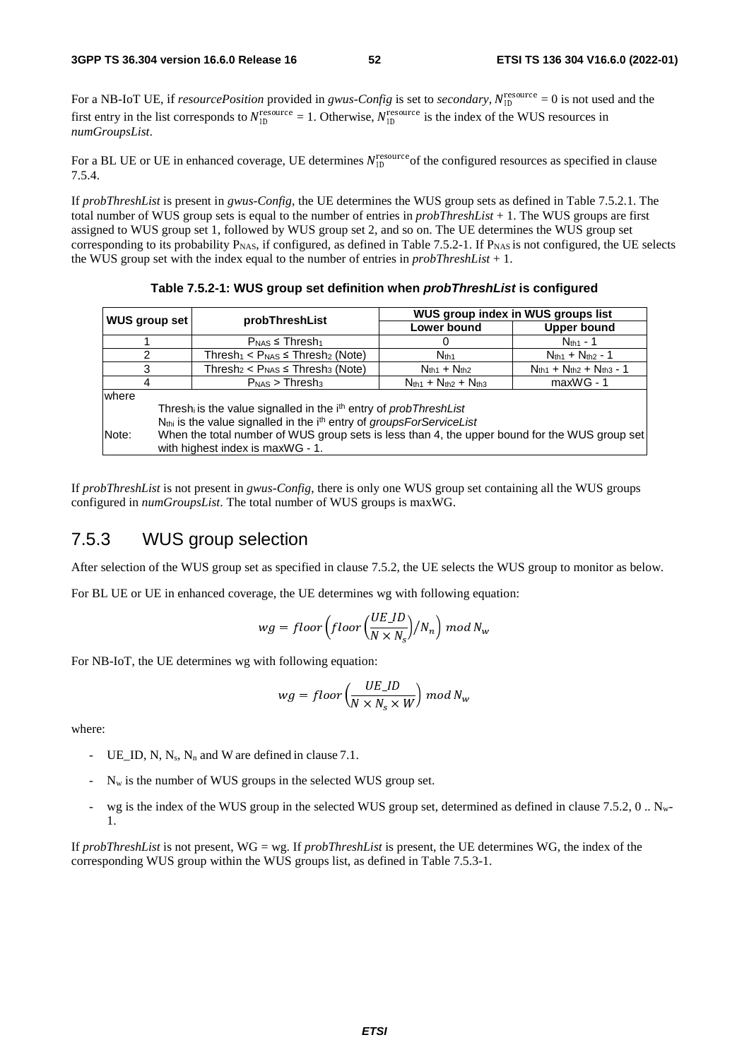For a NB-IoT UE, if *resourcePosition* provided in *gwus-Config* is set to *secondary,* $N_{\rm ID}^{\rm resource} = 0$ is not used and the first entry in the list corresponds to $N_{\rm ID}^{\rm resource} = 1$. Otherwise, $N_{\rm ID}^{\rm resource}$ is the index of the WUS resources in *numGroupsList*.

For a BL UE or UE in enhanced coverage, UE determines $N_{\rm ID}^{\rm resource}$of the configured resources as specified in clause 7.5.4.

If *probThreshList* is present in *gwus-Config*, the UE determines the WUS group sets as defined in Table 7.5.2.1. The total number of WUS group sets is equal to the number of entries in *probThreshList* + 1. The WUS groups are first assigned to WUS group set 1, followed by WUS group set 2, and so on. The UE determines the WUS group set corresponding to its probability $P_{NAS}$, if configured, as defined in Table 7.5.2-1. If $P_{NAS}$ is not configured, the UE selects the WUS group set with the index equal to the number of entries in *probThreshList* + 1.

**Table 7.5.2-1: WUS group set definition when *probThreshList* is configured**

| WUS group set | probThreshList | WUS group index in WUS groups list | |
|---|---|---|---|
| | | Lower bound | Upper bound |
| 1 | $P_{NAS} \leq Thresh_1$ | 0 | $N_{th1} - 1$ |
| 2 | $Thresh_1 < P_{NAS} \leq Thresh_2$ (Note) | $N_{th1}$ | $N_{th1} + N_{th2} - 1$ |
| 3 | $Thresh_2 < P_{NAS} \leq Thresh_3$ (Note) | $N_{th1} + N_{th2}$ | $N_{th1} + N_{th2} + N_{th3} - 1$ |
| 4 | $P_{NAS} > Thresh_3$ | $N_{th1} + N_{th2} + N_{th3}$ | maxWG - 1 |
| where<br>$Thresh_i$ is the value signalled in the i[th] entry of *probThreshList*<br>$N_{thi}$ is the value signalled in the i[th] entry of *groupsForServiceList*<br>Note: When the total number of WUS group sets is less than 4, the upper bound for the WUS group set with highest index is maxWG - 1. | | | |

If *probThreshList* is not present in *gwus-Config*, there is only one WUS group set containing all the WUS groups configured in *numGroupsList*. The total number of WUS groups is maxWG.

## 7.5.3 WUS group selection

After selection of the WUS group set as specified in clause 7.5.2, the UE selects the WUS group to monitor as below.

For BL UE or UE in enhanced coverage, the UE determines wg with following equation:

$$wg = floor\left(floor\left(\frac{UE\_ID}{N \times N_s}\right)/N_n\right) \; mod \; N_w$$

For NB-IoT, the UE determines wg with following equation:

$$wg = floor\left(\frac{UE\_ID}{N \times N_s \times W}\right) \; mod \; N_w$$

where:

- UE_ID, N, $N_s$, $N_n$ and W are defined in clause 7.1.
- $N_w$ is the number of WUS groups in the selected WUS group set.
- wg is the index of the WUS group in the selected WUS group set, determined as defined in clause 7.5.2, 0 .. $N_w$-1.

If *probThreshList* is not present, WG = wg. If *probThreshList* is present, the UE determines WG, the index of the corresponding WUS group within the WUS groups list, as defined in Table 7.5.3-1.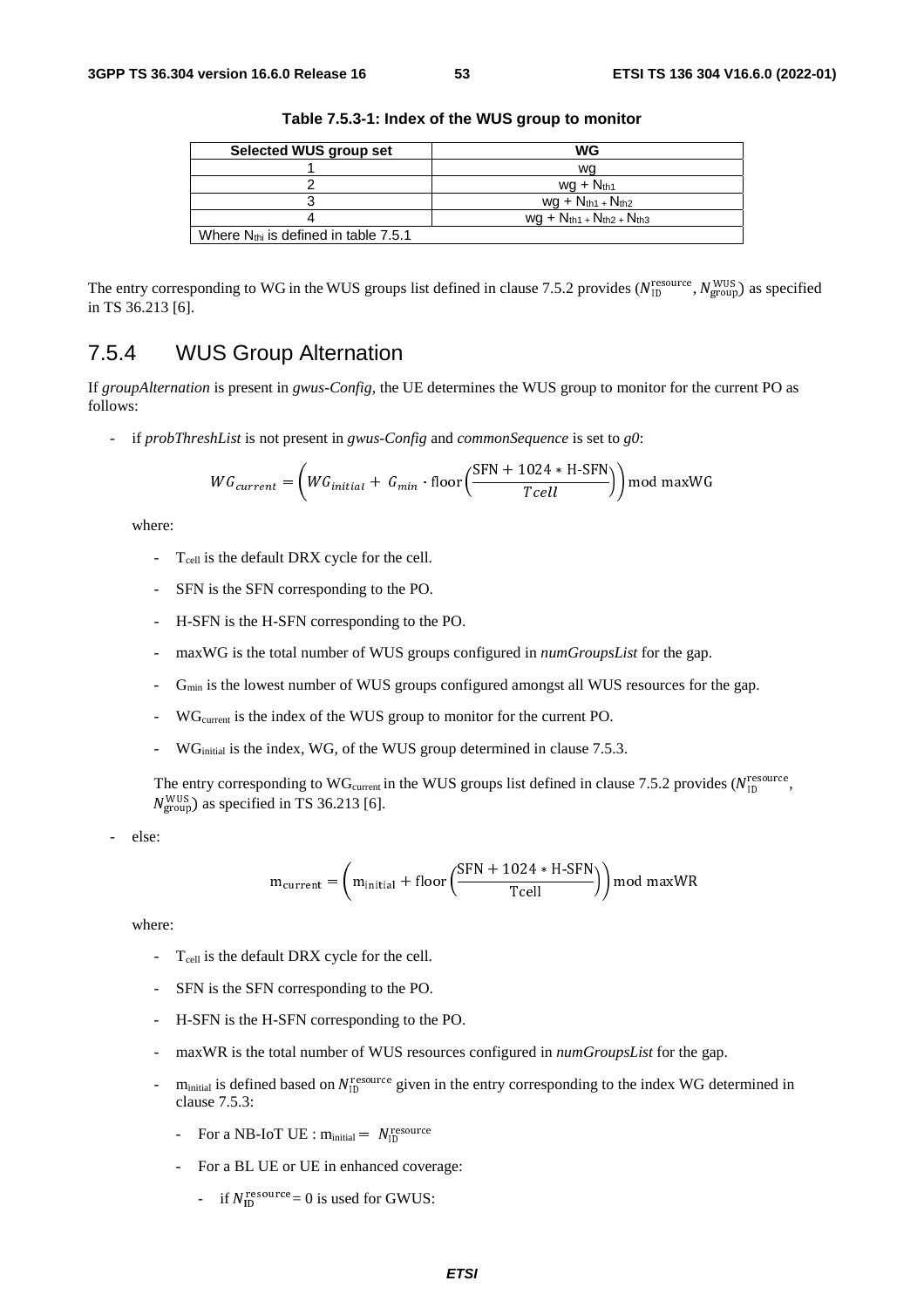**Table 7.5.3-1: Index of the WUS group to monitor**

| Selected WUS group set | WG |
|---|---|
| 1 | wg |
| 2 | wg + $N_{th1}$ |
| 3 | wg + $N_{th1}$ + $N_{th2}$ |
| 4 | wg + $N_{th1}$ + $N_{th2}$ + $N_{th3}$ |
| Where $N_{thi}$ is defined in table 7.5.1 | |

The entry corresponding to WG in the WUS groups list defined in clause 7.5.2 provides ($N_{\text{ID}}^{\text{resource}}$, $N_{\text{group}}^{\text{WUS}}$) as specified in TS 36.213 [6].

## 7.5.4 WUS Group Alternation

If *groupAlternation* is present in *gwus-Config*, the UE determines the WUS group to monitor for the current PO as follows:

- if *probThreshList* is not present in *gwus-Config* and *commonSequence* is set to *g0*:

$$WG_{current} = \left( WG_{initial} + G_{min} \cdot \text{floor}\left(\frac{\text{SFN} + 1024 * \text{H-SFN}}{Tcell}\right)\right) \text{mod maxWG}$$

  where:

  - $T_{cell}$ is the default DRX cycle for the cell.
  - SFN is the SFN corresponding to the PO.
  - H-SFN is the H-SFN corresponding to the PO.
  - maxWG is the total number of WUS groups configured in *numGroupsList* for the gap.
  - $G_{min}$ is the lowest number of WUS groups configured amongst all WUS resources for the gap.
  - $WG_{current}$ is the index of the WUS group to monitor for the current PO.
  - $WG_{initial}$ is the index, WG, of the WUS group determined in clause 7.5.3.

  The entry corresponding to $WG_{current}$ in the WUS groups list defined in clause 7.5.2 provides ($N_{\text{ID}}^{\text{resource}}$, $N_{\text{group}}^{\text{WUS}}$) as specified in TS 36.213 [6].

- else:

$$\text{m}_{\text{current}} = \left( \text{m}_{\text{initial}} + \text{floor}\left(\frac{\text{SFN} + 1024 * \text{H-SFN}}{\text{Tcell}}\right)\right) \text{mod maxWR}$$

  where:

  - $T_{cell}$ is the default DRX cycle for the cell.
  - SFN is the SFN corresponding to the PO.
  - H-SFN is the H-SFN corresponding to the PO.
  - maxWR is the total number of WUS resources configured in *numGroupsList* for the gap.
  - $m_{initial}$ is defined based on $N_{\text{ID}}^{\text{resource}}$ given in the entry corresponding to the index WG determined in clause 7.5.3:
    - For a NB-IoT UE : $m_{initial} = N_{\text{ID}}^{\text{resource}}$
    - For a BL UE or UE in enhanced coverage:
      - if $N_{\text{ID}}^{\text{resource}} = 0$ is used for GWUS: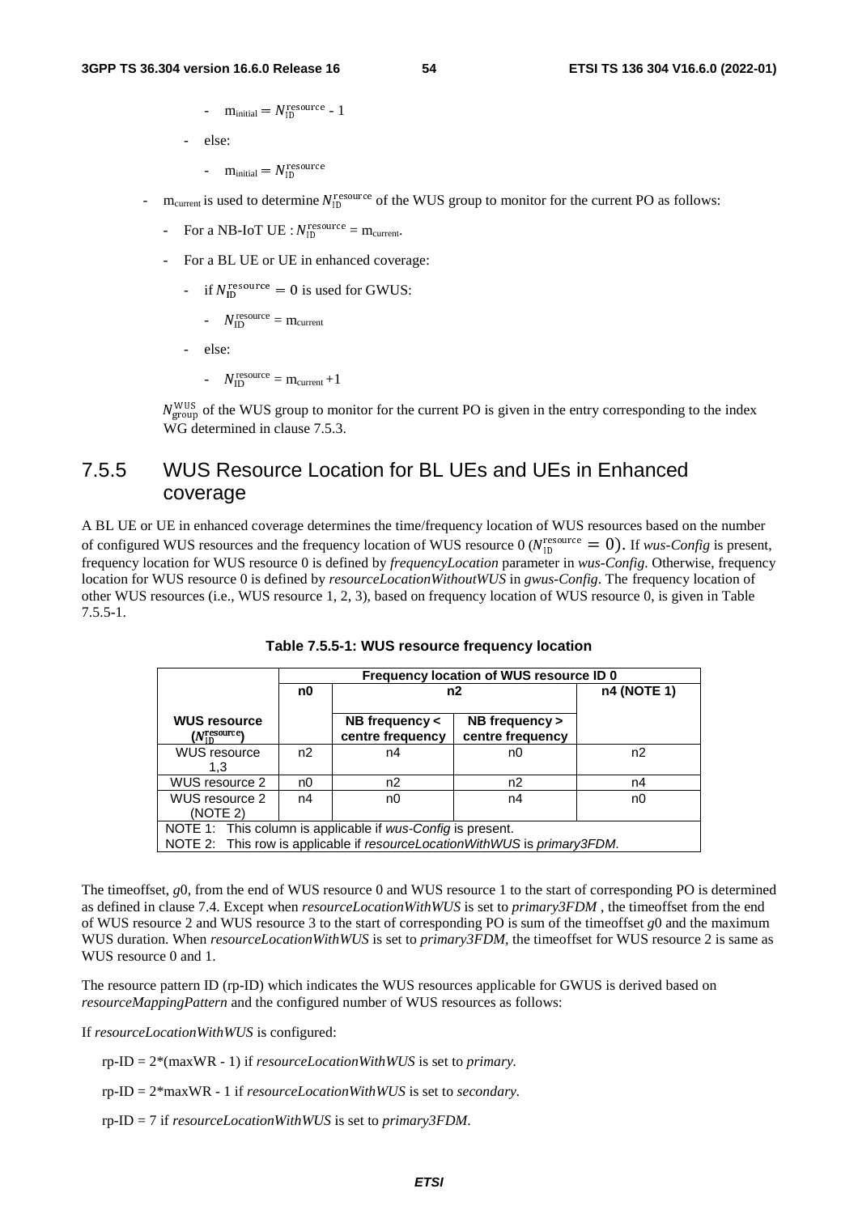- $m_{initial} = N_{ID}^{resource}$ - 1

- else:

  - $m_{initial} = N_{ID}^{resource}$

- $m_{current}$ is used to determine $N_{ID}^{resource}$ of the WUS group to monitor for the current PO as follows:

  - For a NB-IoT UE : $N_{ID}^{resource} = m_{current}$.

  - For a BL UE or UE in enhanced coverage:

    - if $N_{ID}^{resource} = 0$ is used for GWUS:

      - $N_{ID}^{resource} = m_{current}$

    - else:

      - $N_{ID}^{resource} = m_{current} + 1$

$N_{group}^{WUS}$ of the WUS group to monitor for the current PO is given in the entry corresponding to the index WG determined in clause 7.5.3.

### 7.5.5 WUS Resource Location for BL UEs and UEs in Enhanced coverage

A BL UE or UE in enhanced coverage determines the time/frequency location of WUS resources based on the number of configured WUS resources and the frequency location of WUS resource 0 ($N_{ID}^{resource} = 0$). If *wus-Config* is present, frequency location for WUS resource 0 is defined by *frequencyLocation* parameter in *wus-Config*. Otherwise, frequency location for WUS resource 0 is defined by *resourceLocationWithoutWUS* in *gwus-Config*. The frequency location of other WUS resources (i.e., WUS resource 1, 2, 3), based on frequency location of WUS resource 0, is given in Table 7.5.5-1.

**Table 7.5.5-1: WUS resource frequency location**

| | **Frequency location of WUS resource ID 0** | | | |
|---|---|---|---|---|
| | **n0** | **n2** | | **n4 (NOTE 1)** |
| **WUS resource ($N_{ID}^{resource}$)** | | **NB frequency < centre frequency** | **NB frequency > centre frequency** | |
| WUS resource 1,3 | n2 | n4 | n0 | n2 |
| WUS resource 2 | n0 | n2 | n2 | n4 |
| WUS resource 2 (NOTE 2) | n4 | n0 | n4 | n0 |
| NOTE 1: This column is applicable if *wus-Config* is present. NOTE 2: This row is applicable if *resourceLocationWithWUS* is *primary3FDM*. | | | | |

The timeoffset, *g*0, from the end of WUS resource 0 and WUS resource 1 to the start of corresponding PO is determined as defined in clause 7.4. Except when *resourceLocationWithWUS* is set to *primary3FDM* , the timeoffset from the end of WUS resource 2 and WUS resource 3 to the start of corresponding PO is sum of the timeoffset *g*0 and the maximum WUS duration. When *resourceLocationWithWUS* is set to *primary3FDM*, the timeoffset for WUS resource 2 is same as WUS resource 0 and 1.

The resource pattern ID (rp-ID) which indicates the WUS resources applicable for GWUS is derived based on *resourceMappingPattern* and the configured number of WUS resources as follows:

If *resourceLocationWithWUS* is configured:

rp-ID = 2*(maxWR - 1) if *resourceLocationWithWUS* is set to *primary*.

rp-ID = 2*maxWR - 1 if *resourceLocationWithWUS* is set to *secondary*.

rp-ID = 7 if *resourceLocationWithWUS* is set to *primary3FDM*.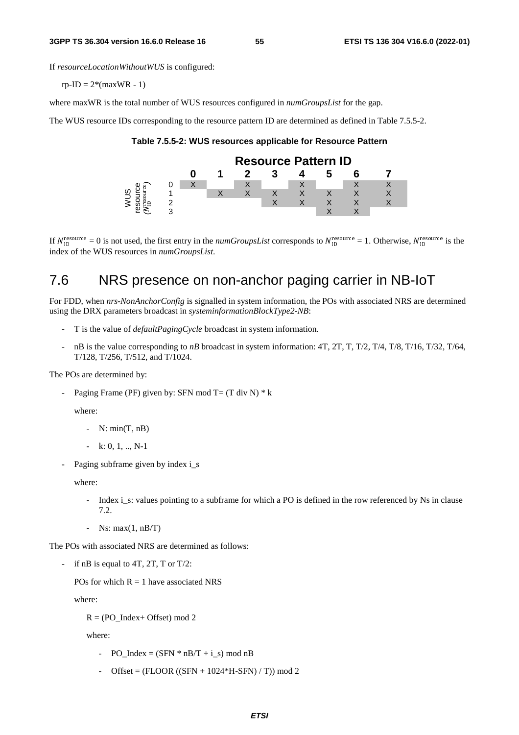If *resourceLocationWithoutWUS* is configured:

rp-ID = 2*(maxWR - 1)

where maxWR is the total number of WUS resources configured in *numGroupsList* for the gap.

The WUS resource IDs corresponding to the resource pattern ID are determined as defined in Table 7.5.5-2.

**Table 7.5.5-2: WUS resources applicable for Resource Pattern**

| WUS resource ($N_{\text{ID}}^{\text{resource}}$) | Resource Pattern ID 0 | 1 | 2 | 3 | 4 | 5 | 6 | 7 |
|---|---|---|---|---|---|---|---|---|
| 0 | X | | X | | X | | X | X |
| 1 | | X | X | X | X | X | X | X |
| 2 | | | | X | X | X | X | X |
| 3 | | | | | | X | X | |

If $N_{\text{ID}}^{\text{resource}} = 0$ is not used, the first entry in the *numGroupsList* corresponds to $N_{\text{ID}}^{\text{resource}} = 1$. Otherwise, $N_{\text{ID}}^{\text{resource}}$ is the index of the WUS resources in *numGroupsList*.

# 7.6 NRS presence on non-anchor paging carrier in NB-IoT

For FDD, when *nrs-NonAnchorConfig* is signalled in system information, the POs with associated NRS are determined using the DRX parameters broadcast in *systeminformationBlockType2-NB*:

- T is the value of *defaultPagingCycle* broadcast in system information.
- nB is the value corresponding to *nB* broadcast in system information: 4T, 2T, T, T/2, T/4, T/8, T/16, T/32, T/64, T/128, T/256, T/512, and T/1024.

The POs are determined by:

- Paging Frame (PF) given by: SFN mod T= (T div N) * k

  where:

  - N: min(T, nB)
  - k: 0, 1, .., N-1

- Paging subframe given by index i_s

  where:

  - Index i_s: values pointing to a subframe for which a PO is defined in the row referenced by Ns in clause 7.2.
  - Ns: max(1, nB/T)

The POs with associated NRS are determined as follows:

- if nB is equal to 4T, 2T, T or T/2:

  POs for which R = 1 have associated NRS

  where:

  R = (PO_Index+ Offset) mod 2

  where:

  - PO_Index = (SFN * nB/T + i_s) mod nB
  - Offset = (FLOOR ((SFN + 1024*H-SFN) / T)) mod 2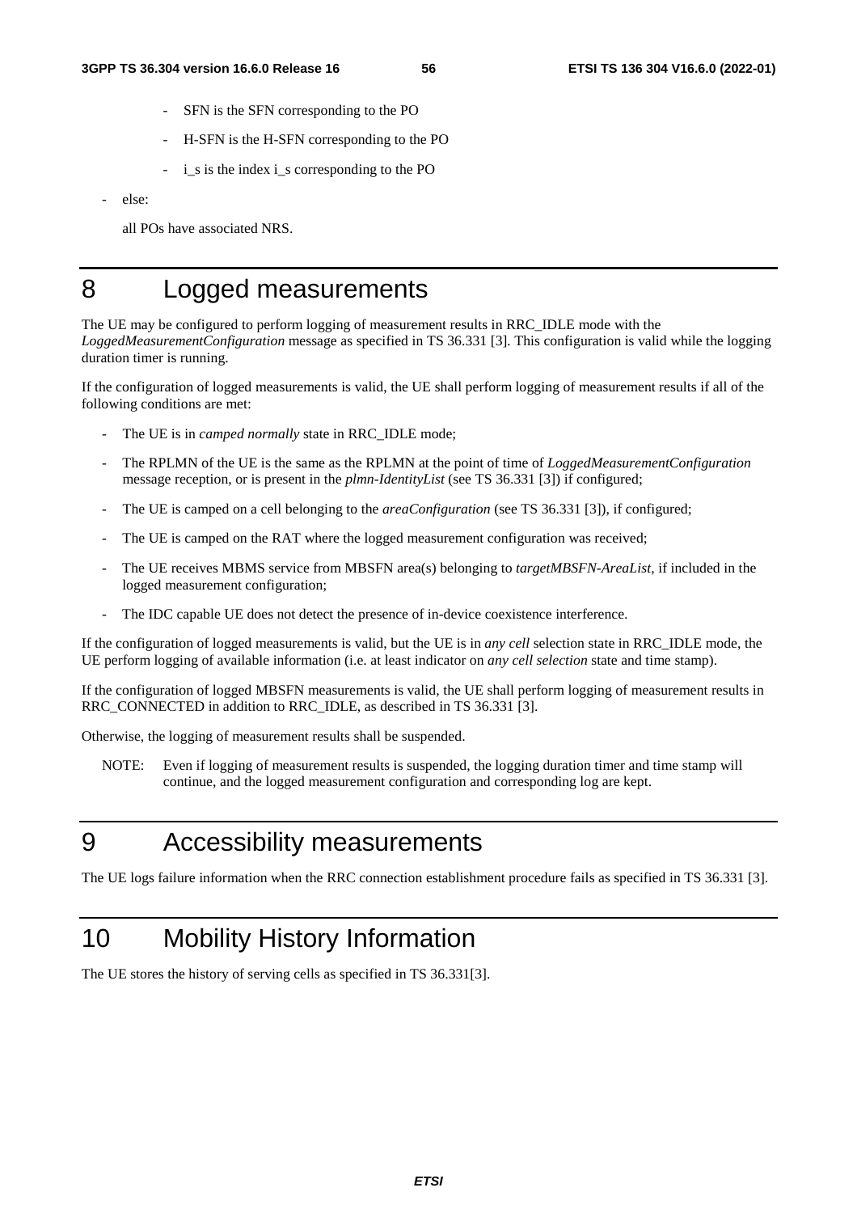- SFN is the SFN corresponding to the PO
  - H-SFN is the H-SFN corresponding to the PO
  - i_s is the index i_s corresponding to the PO
- else:

  all POs have associated NRS.

# 8 Logged measurements

The UE may be configured to perform logging of measurement results in RRC_IDLE mode with the *LoggedMeasurementConfiguration* message as specified in TS 36.331 [3]. This configuration is valid while the logging duration timer is running.

If the configuration of logged measurements is valid, the UE shall perform logging of measurement results if all of the following conditions are met:

- The UE is in *camped normally* state in RRC_IDLE mode;
- The RPLMN of the UE is the same as the RPLMN at the point of time of *LoggedMeasurementConfiguration* message reception, or is present in the *plmn-IdentityList* (see TS 36.331 [3]) if configured;
- The UE is camped on a cell belonging to the *areaConfiguration* (see TS 36.331 [3]), if configured;
- The UE is camped on the RAT where the logged measurement configuration was received;
- The UE receives MBMS service from MBSFN area(s) belonging to *targetMBSFN-AreaList*, if included in the logged measurement configuration;
- The IDC capable UE does not detect the presence of in-device coexistence interference.

If the configuration of logged measurements is valid, but the UE is in *any cell* selection state in RRC_IDLE mode, the UE perform logging of available information (i.e. at least indicator on *any cell selection* state and time stamp).

If the configuration of logged MBSFN measurements is valid, the UE shall perform logging of measurement results in RRC_CONNECTED in addition to RRC_IDLE, as described in TS 36.331 [3].

Otherwise, the logging of measurement results shall be suspended.

NOTE: Even if logging of measurement results is suspended, the logging duration timer and time stamp will continue, and the logged measurement configuration and corresponding log are kept.

# 9 Accessibility measurements

The UE logs failure information when the RRC connection establishment procedure fails as specified in TS 36.331 [3].

# 10 Mobility History Information

The UE stores the history of serving cells as specified in TS 36.331[3].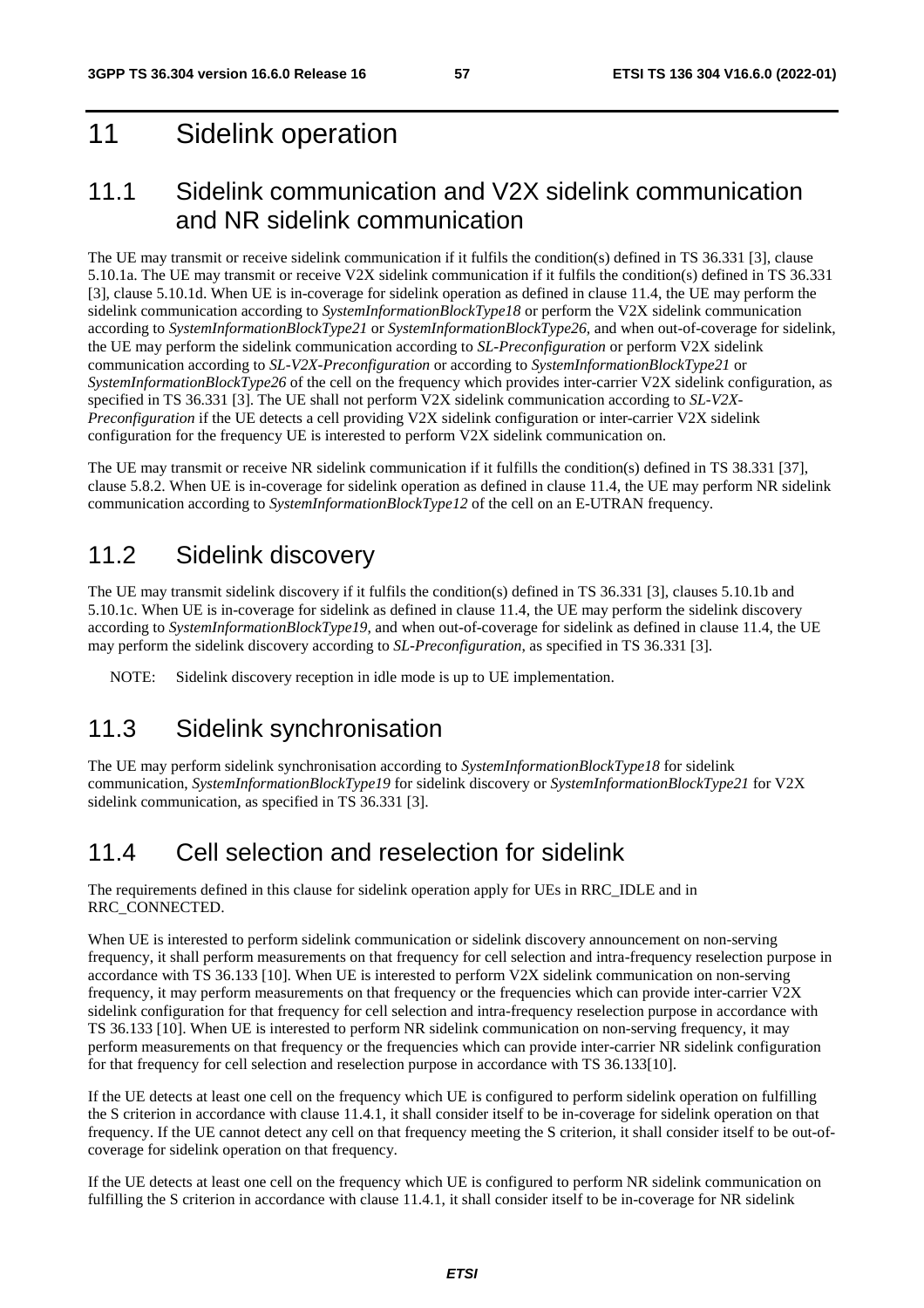# 11 Sidelink operation

## 11.1 Sidelink communication and V2X sidelink communication and NR sidelink communication

The UE may transmit or receive sidelink communication if it fulfils the condition(s) defined in TS 36.331 [3], clause 5.10.1a. The UE may transmit or receive V2X sidelink communication if it fulfils the condition(s) defined in TS 36.331 [3], clause 5.10.1d. When UE is in-coverage for sidelink operation as defined in clause 11.4, the UE may perform the sidelink communication according to *SystemInformationBlockType18* or perform the V2X sidelink communication according to *SystemInformationBlockType21* or *SystemInformationBlockType26*, and when out-of-coverage for sidelink, the UE may perform the sidelink communication according to *SL-Preconfiguration* or perform V2X sidelink communication according to *SL-V2X-Preconfiguration* or according to *SystemInformationBlockType21* or *SystemInformationBlockType26* of the cell on the frequency which provides inter-carrier V2X sidelink configuration, as specified in TS 36.331 [3]. The UE shall not perform V2X sidelink communication according to *SL-V2X-Preconfiguration* if the UE detects a cell providing V2X sidelink configuration or inter-carrier V2X sidelink configuration for the frequency UE is interested to perform V2X sidelink communication on.

The UE may transmit or receive NR sidelink communication if it fulfills the condition(s) defined in TS 38.331 [37], clause 5.8.2. When UE is in-coverage for sidelink operation as defined in clause 11.4, the UE may perform NR sidelink communication according to *SystemInformationBlockType12* of the cell on an E-UTRAN frequency.

## 11.2 Sidelink discovery

The UE may transmit sidelink discovery if it fulfils the condition(s) defined in TS 36.331 [3], clauses 5.10.1b and 5.10.1c. When UE is in-coverage for sidelink as defined in clause 11.4, the UE may perform the sidelink discovery according to *SystemInformationBlockType19*, and when out-of-coverage for sidelink as defined in clause 11.4, the UE may perform the sidelink discovery according to *SL-Preconfiguration*, as specified in TS 36.331 [3].

NOTE: Sidelink discovery reception in idle mode is up to UE implementation.

## 11.3 Sidelink synchronisation

The UE may perform sidelink synchronisation according to *SystemInformationBlockType18* for sidelink communication, *SystemInformationBlockType19* for sidelink discovery or *SystemInformationBlockType21* for V2X sidelink communication, as specified in TS 36.331 [3].

## 11.4 Cell selection and reselection for sidelink

The requirements defined in this clause for sidelink operation apply for UEs in RRC_IDLE and in RRC_CONNECTED.

When UE is interested to perform sidelink communication or sidelink discovery announcement on non-serving frequency, it shall perform measurements on that frequency for cell selection and intra-frequency reselection purpose in accordance with TS 36.133 [10]. When UE is interested to perform V2X sidelink communication on non-serving frequency, it may perform measurements on that frequency or the frequencies which can provide inter-carrier V2X sidelink configuration for that frequency for cell selection and intra-frequency reselection purpose in accordance with TS 36.133 [10]. When UE is interested to perform NR sidelink communication on non-serving frequency, it may perform measurements on that frequency or the frequencies which can provide inter-carrier NR sidelink configuration for that frequency for cell selection and reselection purpose in accordance with TS 36.133[10].

If the UE detects at least one cell on the frequency which UE is configured to perform sidelink operation on fulfilling the S criterion in accordance with clause 11.4.1, it shall consider itself to be in-coverage for sidelink operation on that frequency. If the UE cannot detect any cell on that frequency meeting the S criterion, it shall consider itself to be out-of-coverage for sidelink operation on that frequency.

If the UE detects at least one cell on the frequency which UE is configured to perform NR sidelink communication on fulfilling the S criterion in accordance with clause 11.4.1, it shall consider itself to be in-coverage for NR sidelink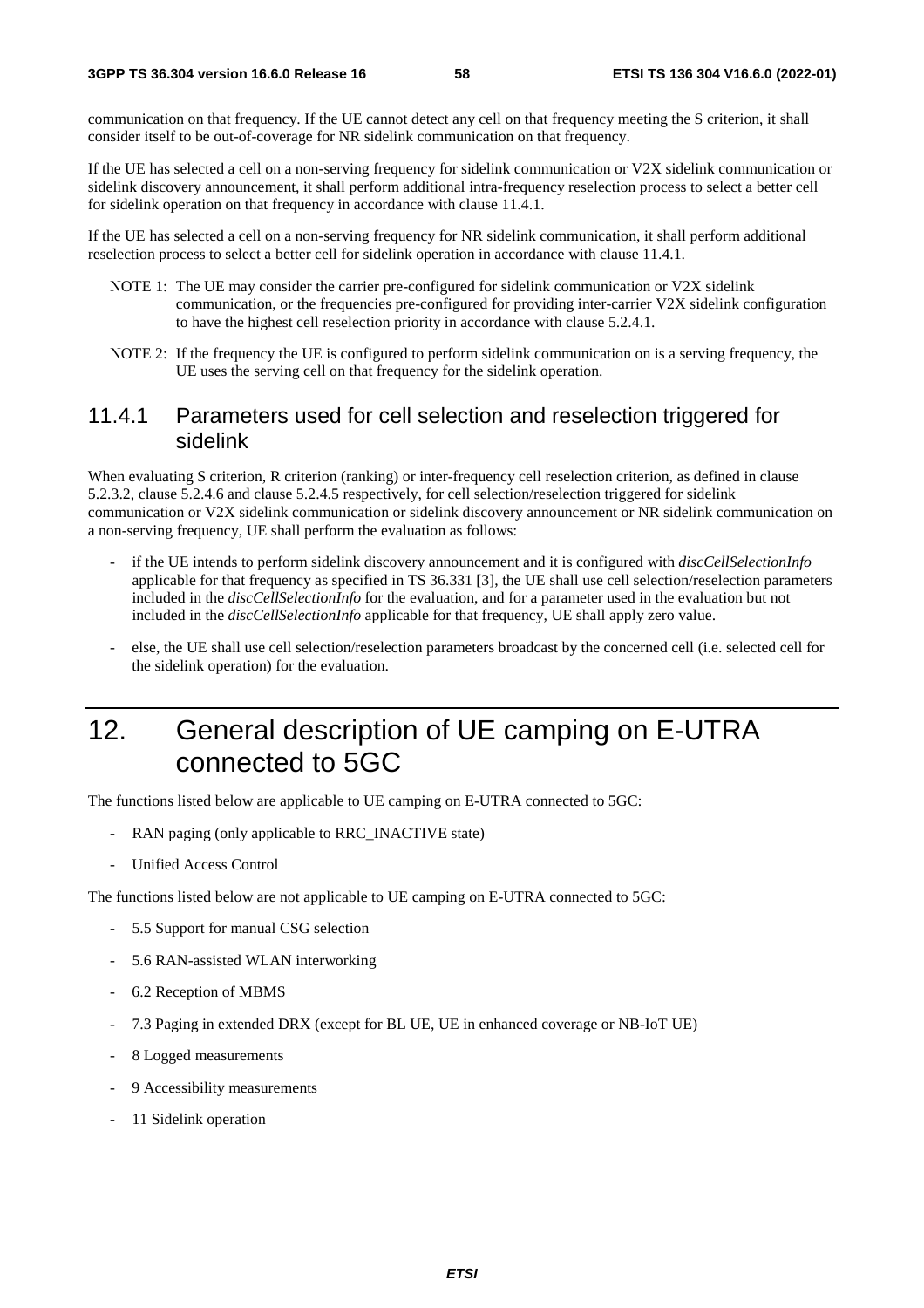communication on that frequency. If the UE cannot detect any cell on that frequency meeting the S criterion, it shall consider itself to be out-of-coverage for NR sidelink communication on that frequency.

If the UE has selected a cell on a non-serving frequency for sidelink communication or V2X sidelink communication or sidelink discovery announcement, it shall perform additional intra-frequency reselection process to select a better cell for sidelink operation on that frequency in accordance with clause 11.4.1.

If the UE has selected a cell on a non-serving frequency for NR sidelink communication, it shall perform additional reselection process to select a better cell for sidelink operation in accordance with clause 11.4.1.

NOTE 1: The UE may consider the carrier pre-configured for sidelink communication or V2X sidelink communication, or the frequencies pre-configured for providing inter-carrier V2X sidelink configuration to have the highest cell reselection priority in accordance with clause 5.2.4.1.

NOTE 2: If the frequency the UE is configured to perform sidelink communication on is a serving frequency, the UE uses the serving cell on that frequency for the sidelink operation.

### 11.4.1 Parameters used for cell selection and reselection triggered for sidelink

When evaluating S criterion, R criterion (ranking) or inter-frequency cell reselection criterion, as defined in clause 5.2.3.2, clause 5.2.4.6 and clause 5.2.4.5 respectively, for cell selection/reselection triggered for sidelink communication or V2X sidelink communication or sidelink discovery announcement or NR sidelink communication on a non-serving frequency, UE shall perform the evaluation as follows:

- if the UE intends to perform sidelink discovery announcement and it is configured with *discCellSelectionInfo* applicable for that frequency as specified in TS 36.331 [3], the UE shall use cell selection/reselection parameters included in the *discCellSelectionInfo* for the evaluation, and for a parameter used in the evaluation but not included in the *discCellSelectionInfo* applicable for that frequency, UE shall apply zero value.
- else, the UE shall use cell selection/reselection parameters broadcast by the concerned cell (i.e. selected cell for the sidelink operation) for the evaluation.

# 12. General description of UE camping on E-UTRA connected to 5GC

The functions listed below are applicable to UE camping on E-UTRA connected to 5GC:

- RAN paging (only applicable to RRC_INACTIVE state)
- Unified Access Control

The functions listed below are not applicable to UE camping on E-UTRA connected to 5GC:

- 5.5 Support for manual CSG selection
- 5.6 RAN-assisted WLAN interworking
- 6.2 Reception of MBMS
- 7.3 Paging in extended DRX (except for BL UE, UE in enhanced coverage or NB-IoT UE)
- 8 Logged measurements
- 9 Accessibility measurements
- 11 Sidelink operation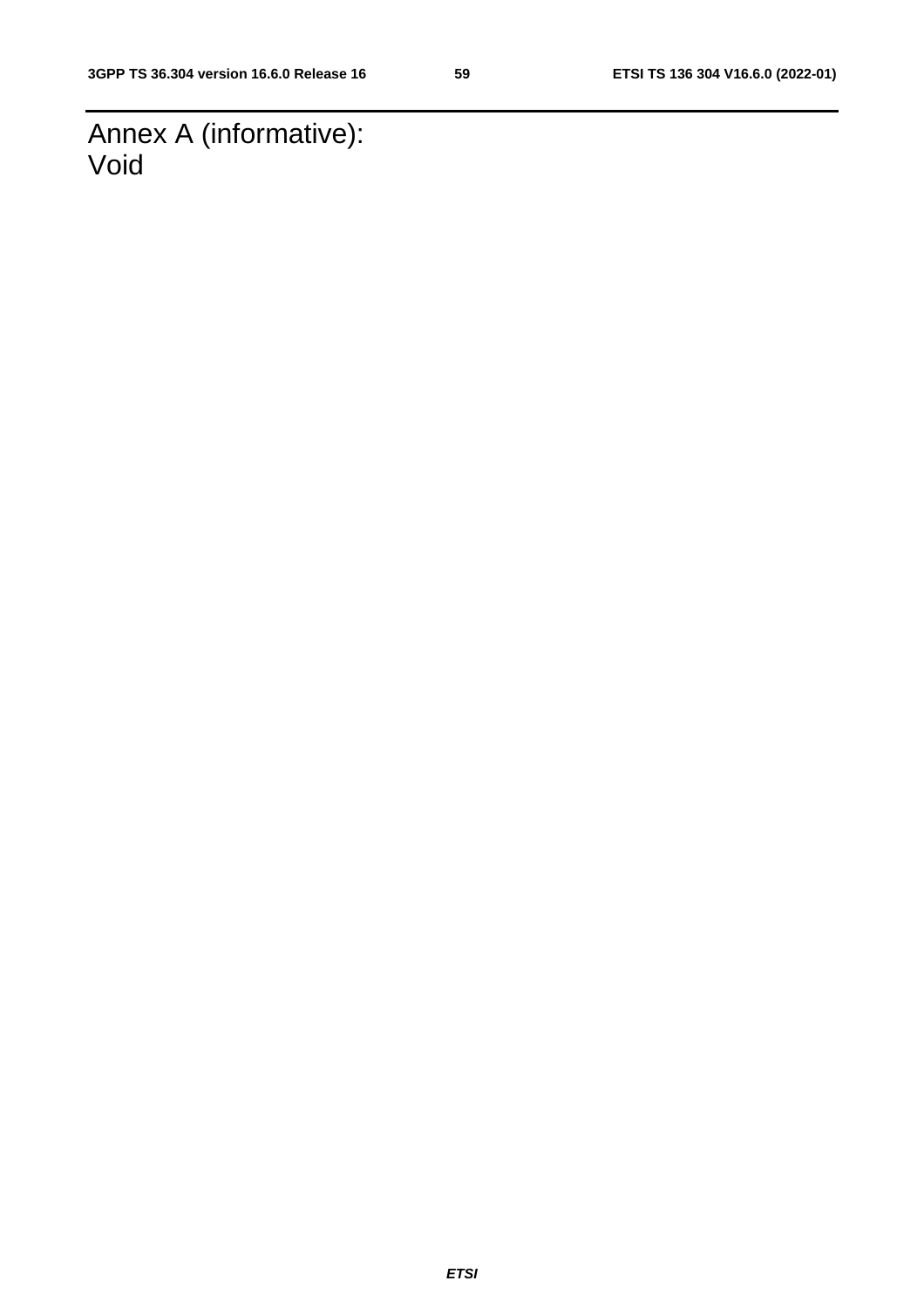# Annex A (informative): Void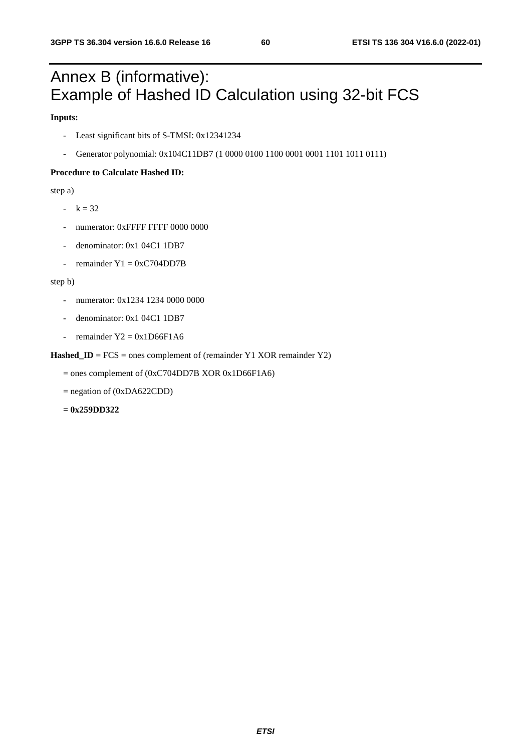# Annex B (informative):
# Example of Hashed ID Calculation using 32-bit FCS

**Inputs:**

- Least significant bits of S-TMSI: 0x12341234
- Generator polynomial: 0x104C11DB7 (1 0000 0100 1100 0001 0001 1101 1011 0111)

**Procedure to Calculate Hashed ID:**

step a)

- k = 32
- numerator: 0xFFFF FFFF 0000 0000
- denominator: 0x1 04C1 1DB7
- remainder Y1 = 0xC704DD7B

step b)

- numerator: 0x1234 1234 0000 0000
- denominator: 0x1 04C1 1DB7
- remainder Y2 = 0x1D66F1A6

**Hashed_ID** = FCS = ones complement of (remainder Y1 XOR remainder Y2)

= ones complement of (0xC704DD7B XOR 0x1D66F1A6)

= negation of (0xDA622CDD)

**= 0x259DD322**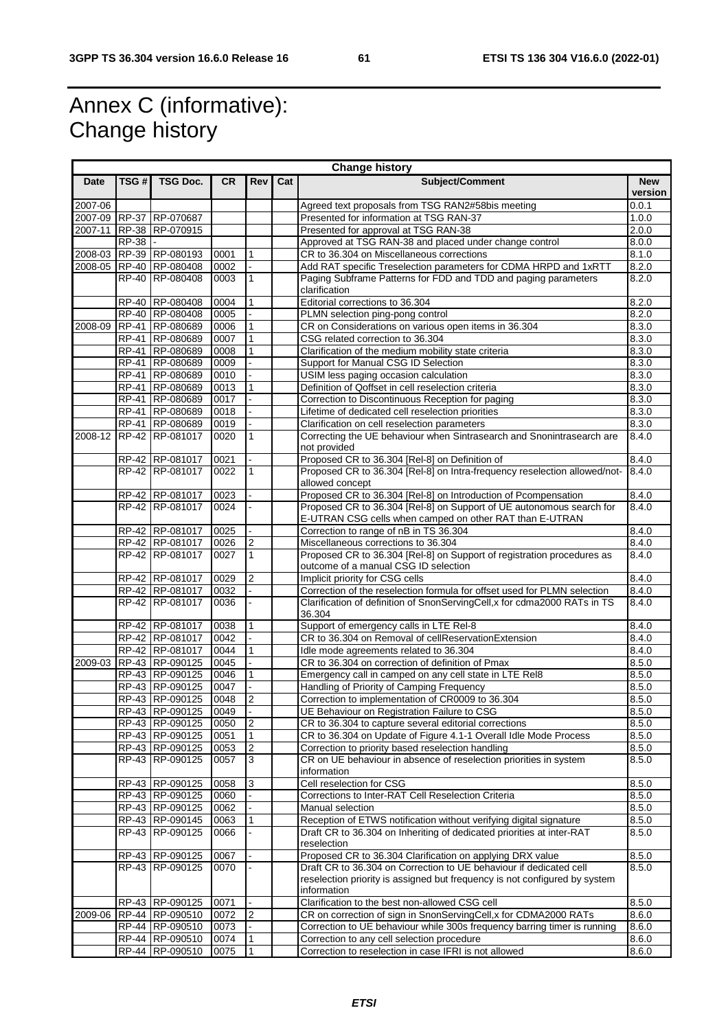# Annex C (informative): Change history

| Change history | | | | | | | |
|---|---|---|---|---|---|---|---|
| **Date** | **TSG #** | **TSG Doc.** | **CR** | **Rev** | **Cat** | **Subject/Comment** | **New version** |
| 2007-06 | | | | | | Agreed text proposals from TSG RAN2#58bis meeting | 0.0.1 |
| 2007-09 | RP-37 | RP-070687 | | | | Presented for information at TSG RAN-37 | 1.0.0 |
| 2007-11 | RP-38 | RP-070915 | | | | Presented for approval at TSG RAN-38 | 2.0.0 |
| | RP-38 | - | | | | Approved at TSG RAN-38 and placed under change control | 8.0.0 |
| 2008-03 | RP-39 | RP-080193 | 0001 | 1 | | CR to 36.304 on Miscellaneous corrections | 8.1.0 |
| 2008-05 | RP-40 | RP-080408 | 0002 | - | | Add RAT specific Treselection parameters for CDMA HRPD and 1xRTT | 8.2.0 |
| | RP-40 | RP-080408 | 0003 | 1 | | Paging Subframe Patterns for FDD and TDD and paging parameters clarification | 8.2.0 |
| | RP-40 | RP-080408 | 0004 | 1 | | Editorial corrections to 36.304 | 8.2.0 |
| | RP-40 | RP-080408 | 0005 | - | | PLMN selection ping-pong control | 8.2.0 |
| 2008-09 | RP-41 | RP-080689 | 0006 | 1 | | CR on Considerations on various open items in 36.304 | 8.3.0 |
| | RP-41 | RP-080689 | 0007 | 1 | | CSG related correction to 36.304 | 8.3.0 |
| | RP-41 | RP-080689 | 0008 | 1 | | Clarification of the medium mobility state criteria | 8.3.0 |
| | RP-41 | RP-080689 | 0009 | - | | Support for Manual CSG ID Selection | 8.3.0 |
| | RP-41 | RP-080689 | 0010 | - | | USIM less paging occasion calculation | 8.3.0 |
| | RP-41 | RP-080689 | 0013 | 1 | | Definition of Qoffset in cell reselection criteria | 8.3.0 |
| | RP-41 | RP-080689 | 0017 | - | | Correction to Discontinuous Reception for paging | 8.3.0 |
| | RP-41 | RP-080689 | 0018 | - | | Lifetime of dedicated cell reselection priorities | 8.3.0 |
| | RP-41 | RP-080689 | 0019 | - | | Clarification on cell reselection parameters | 8.3.0 |
| 2008-12 | RP-42 | RP-081017 | 0020 | 1 | | Correcting the UE behaviour when Sintrasearch and Snonintrasearch are not provided | 8.4.0 |
| | RP-42 | RP-081017 | 0021 | - | | Proposed CR to 36.304 [Rel-8] on Definition of | 8.4.0 |
| | RP-42 | RP-081017 | 0022 | 1 | | Proposed CR to 36.304 [Rel-8] on Intra-frequency reselection allowed/not-allowed concept | 8.4.0 |
| | RP-42 | RP-081017 | 0023 | - | | Proposed CR to 36.304 [Rel-8] on Introduction of Pcompensation | 8.4.0 |
| | RP-42 | RP-081017 | 0024 | - | | Proposed CR to 36.304 [Rel-8] on Support of UE autonomous search for E-UTRAN CSG cells when camped on other RAT than E-UTRAN | 8.4.0 |
| | RP-42 | RP-081017 | 0025 | - | | Correction to range of nB in TS 36.304 | 8.4.0 |
| | RP-42 | RP-081017 | 0026 | 2 | | Miscellaneous corrections to 36.304 | 8.4.0 |
| | RP-42 | RP-081017 | 0027 | 1 | | Proposed CR to 36.304 [Rel-8] on Support of registration procedures as outcome of a manual CSG ID selection | 8.4.0 |
| | RP-42 | RP-081017 | 0029 | 2 | | Implicit priority for CSG cells | 8.4.0 |
| | RP-42 | RP-081017 | 0032 | - | | Correction of the reselection formula for offset used for PLMN selection | 8.4.0 |
| | RP-42 | RP-081017 | 0036 | - | | Clarification of definition of SnonServingCell,x for cdma2000 RATs in TS 36.304 | 8.4.0 |
| | RP-42 | RP-081017 | 0038 | 1 | | Support of emergency calls in LTE Rel-8 | 8.4.0 |
| | RP-42 | RP-081017 | 0042 | - | | CR to 36.304 on Removal of cellReservationExtension | 8.4.0 |
| | RP-42 | RP-081017 | 0044 | 1 | | Idle mode agreements related to 36.304 | 8.4.0 |
| 2009-03 | RP-43 | RP-090125 | 0045 | - | | CR to 36.304 on correction of definition of Pmax | 8.5.0 |
| | RP-43 | RP-090125 | 0046 | 1 | | Emergency call in camped on any cell state in LTE Rel8 | 8.5.0 |
| | RP-43 | RP-090125 | 0047 | - | | Handling of Priority of Camping Frequency | 8.5.0 |
| | RP-43 | RP-090125 | 0048 | 2 | | Correction to implementation of CR0009 to 36.304 | 8.5.0 |
| | RP-43 | RP-090125 | 0049 | - | | UE Behaviour on Registration Failure to CSG | 8.5.0 |
| | RP-43 | RP-090125 | 0050 | 2 | | CR to 36.304 to capture several editorial corrections | 8.5.0 |
| | RP-43 | RP-090125 | 0051 | 1 | | CR to 36.304 on Update of Figure 4.1-1 Overall Idle Mode Process | 8.5.0 |
| | RP-43 | RP-090125 | 0053 | 2 | | Correction to priority based reselection handling | 8.5.0 |
| | RP-43 | RP-090125 | 0057 | 3 | | CR on UE behaviour in absence of reselection priorities in system information | 8.5.0 |
| | RP-43 | RP-090125 | 0058 | 3 | | Cell reselection for CSG | 8.5.0 |
| | RP-43 | RP-090125 | 0060 | - | | Corrections to Inter-RAT Cell Reselection Criteria | 8.5.0 |
| | RP-43 | RP-090125 | 0062 | - | | Manual selection | 8.5.0 |
| | RP-43 | RP-090145 | 0063 | 1 | | Reception of ETWS notification without verifying digital signature | 8.5.0 |
| | RP-43 | RP-090125 | 0066 | - | | Draft CR to 36.304 on Inheriting of dedicated priorities at inter-RAT reselection | 8.5.0 |
| | RP-43 | RP-090125 | 0067 | - | | Proposed CR to 36.304 Clarification on applying DRX value | 8.5.0 |
| | RP-43 | RP-090125 | 0070 | - | | Draft CR to 36.304 on Correction to UE behaviour if dedicated cell reselection priority is assigned but frequency is not configured by system information | 8.5.0 |
| | RP-43 | RP-090125 | 0071 | - | | Clarification to the best non-allowed CSG cell | 8.5.0 |
| 2009-06 | RP-44 | RP-090510 | 0072 | 2 | | CR on correction of sign in SnonServingCell,x for CDMA2000 RATs | 8.6.0 |
| | RP-44 | RP-090510 | 0073 | - | | Correction to UE behaviour while 300s frequency barring timer is running | 8.6.0 |
| | RP-44 | RP-090510 | 0074 | 1 | | Correction to any cell selection procedure | 8.6.0 |
| | RP-44 | RP-090510 | 0075 | 1 | | Correction to reselection in case IFRI is not allowed | 8.6.0 |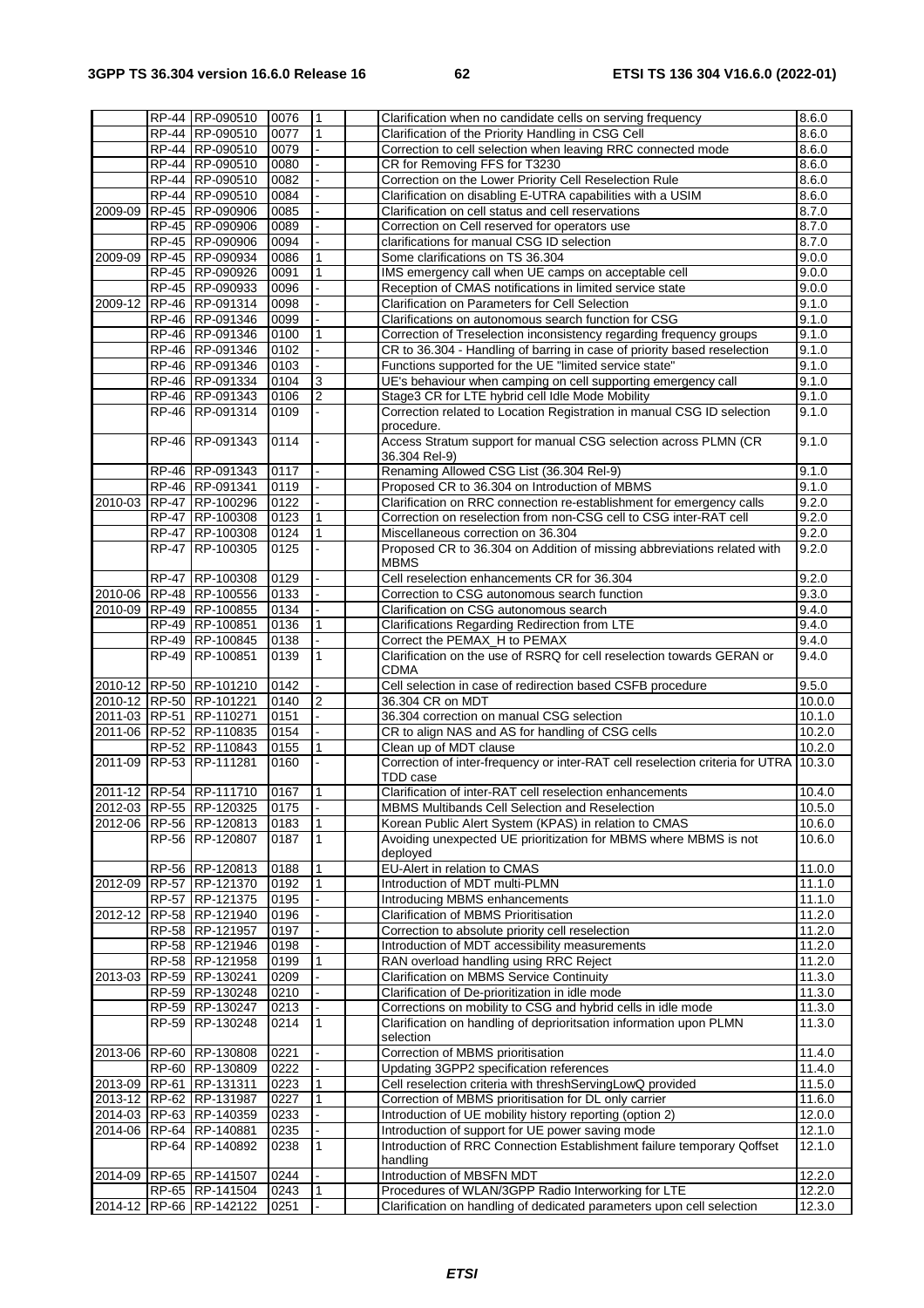|  |  |  |  |  |  |  |  |
|---|---|---|---|---|---|---|---|
|  | RP-44 | RP-090510 | 0076 | 1 |  | Clarification when no candidate cells on serving frequency | 8.6.0 |
|  | RP-44 | RP-090510 | 0077 | 1 |  | Clarification of the Priority Handling in CSG Cell | 8.6.0 |
|  | RP-44 | RP-090510 | 0079 | - |  | Correction to cell selection when leaving RRC connected mode | 8.6.0 |
|  | RP-44 | RP-090510 | 0080 | - |  | CR for Removing FFS for T3230 | 8.6.0 |
|  | RP-44 | RP-090510 | 0082 | - |  | Correction on the Lower Priority Cell Reselection Rule | 8.6.0 |
|  | RP-44 | RP-090510 | 0084 | - |  | Clarification on disabling E-UTRA capabilities with a USIM | 8.6.0 |
| 2009-09 | RP-45 | RP-090906 | 0085 | - |  | Clarification on cell status and cell reservations | 8.7.0 |
|  | RP-45 | RP-090906 | 0089 | - |  | Correction on Cell reserved for operators use | 8.7.0 |
|  | RP-45 | RP-090906 | 0094 | - |  | clarifications for manual CSG ID selection | 8.7.0 |
| 2009-09 | RP-45 | RP-090934 | 0086 | 1 |  | Some clarifications on TS 36.304 | 9.0.0 |
|  | RP-45 | RP-090926 | 0091 | 1 |  | IMS emergency call when UE camps on acceptable cell | 9.0.0 |
|  | RP-45 | RP-090933 | 0096 | - |  | Reception of CMAS notifications in limited service state | 9.0.0 |
| 2009-12 | RP-46 | RP-091314 | 0098 | - |  | Clarification on Parameters for Cell Selection | 9.1.0 |
|  | RP-46 | RP-091346 | 0099 | - |  | Clarifications on autonomous search function for CSG | 9.1.0 |
|  | RP-46 | RP-091346 | 0100 | 1 |  | Correction of Treselection inconsistency regarding frequency groups | 9.1.0 |
|  | RP-46 | RP-091346 | 0102 | - |  | CR to 36.304 - Handling of barring in case of priority based reselection | 9.1.0 |
|  | RP-46 | RP-091346 | 0103 | - |  | Functions supported for the UE "limited service state" | 9.1.0 |
|  | RP-46 | RP-091334 | 0104 | 3 |  | UE's behaviour when camping on cell supporting emergency call | 9.1.0 |
|  | RP-46 | RP-091343 | 0106 | 2 |  | Stage3 CR for LTE hybrid cell Idle Mode Mobility | 9.1.0 |
|  | RP-46 | RP-091314 | 0109 | - |  | Correction related to Location Registration in manual CSG ID selection procedure. | 9.1.0 |
|  | RP-46 | RP-091343 | 0114 | - |  | Access Stratum support for manual CSG selection across PLMN (CR 36.304 Rel-9) | 9.1.0 |
|  | RP-46 | RP-091343 | 0117 | - |  | Renaming Allowed CSG List (36.304 Rel-9) | 9.1.0 |
|  | RP-46 | RP-091341 | 0119 | - |  | Proposed CR to 36.304 on Introduction of MBMS | 9.1.0 |
| 2010-03 | RP-47 | RP-100296 | 0122 | - |  | Clarification on RRC connection re-establishment for emergency calls | 9.2.0 |
|  | RP-47 | RP-100308 | 0123 | 1 |  | Correction on reselection from non-CSG cell to CSG inter-RAT cell | 9.2.0 |
|  | RP-47 | RP-100308 | 0124 | 1 |  | Miscellaneous correction on 36.304 | 9.2.0 |
|  | RP-47 | RP-100305 | 0125 | - |  | Proposed CR to 36.304 on Addition of missing abbreviations related with MBMS | 9.2.0 |
|  | RP-47 | RP-100308 | 0129 | - |  | Cell reselection enhancements CR for 36.304 | 9.2.0 |
| 2010-06 | RP-48 | RP-100556 | 0133 | - |  | Correction to CSG autonomous search function | 9.3.0 |
| 2010-09 | RP-49 | RP-100855 | 0134 | - |  | Clarification on CSG autonomous search | 9.4.0 |
|  | RP-49 | RP-100851 | 0136 | 1 |  | Clarifications Regarding Redirection from LTE | 9.4.0 |
|  | RP-49 | RP-100845 | 0138 | - |  | Correct the PEMAX_H to PEMAX | 9.4.0 |
|  | RP-49 | RP-100851 | 0139 | 1 |  | Clarification on the use of RSRQ for cell reselection towards GERAN or CDMA | 9.4.0 |
| 2010-12 | RP-50 | RP-101210 | 0142 | - |  | Cell selection in case of redirection based CSFB procedure | 9.5.0 |
| 2010-12 | RP-50 | RP-101221 | 0140 | 2 |  | 36.304 CR on MDT | 10.0.0 |
| 2011-03 | RP-51 | RP-110271 | 0151 | - |  | 36.304 correction on manual CSG selection | 10.1.0 |
| 2011-06 | RP-52 | RP-110835 | 0154 | - |  | CR to align NAS and AS for handling of CSG cells | 10.2.0 |
|  | RP-52 | RP-110843 | 0155 | 1 |  | Clean up of MDT clause | 10.2.0 |
| 2011-09 | RP-53 | RP-111281 | 0160 | - |  | Correction of inter-frequency or inter-RAT cell reselection criteria for UTRA TDD case | 10.3.0 |
| 2011-12 | RP-54 | RP-111710 | 0167 | 1 |  | Clarification of inter-RAT cell reselection enhancements | 10.4.0 |
| 2012-03 | RP-55 | RP-120325 | 0175 | - |  | MBMS Multibands Cell Selection and Reselection | 10.5.0 |
| 2012-06 | RP-56 | RP-120813 | 0183 | 1 |  | Korean Public Alert System (KPAS) in relation to CMAS | 10.6.0 |
|  | RP-56 | RP-120807 | 0187 | 1 |  | Avoiding unexpected UE prioritization for MBMS where MBMS is not deployed | 10.6.0 |
|  | RP-56 | RP-120813 | 0188 | 1 |  | EU-Alert in relation to CMAS | 11.0.0 |
| 2012-09 | RP-57 | RP-121370 | 0192 | 1 |  | Introduction of MDT multi-PLMN | 11.1.0 |
|  | RP-57 | RP-121375 | 0195 | - |  | Introducing MBMS enhancements | 11.1.0 |
| 2012-12 | RP-58 | RP-121940 | 0196 | - |  | Clarification of MBMS Prioritisation | 11.2.0 |
|  | RP-58 | RP-121957 | 0197 | - |  | Correction to absolute priority cell reselection | 11.2.0 |
|  | RP-58 | RP-121946 | 0198 | - |  | Introduction of MDT accessibility measurements | 11.2.0 |
|  | RP-58 | RP-121958 | 0199 | 1 |  | RAN overload handling using RRC Reject | 11.2.0 |
| 2013-03 | RP-59 | RP-130241 | 0209 | - |  | Clarification on MBMS Service Continuity | 11.3.0 |
|  | RP-59 | RP-130248 | 0210 | - |  | Clarification of De-prioritization in idle mode | 11.3.0 |
|  | RP-59 | RP-130247 | 0213 | - |  | Corrections on mobility to CSG and hybrid cells in idle mode | 11.3.0 |
|  | RP-59 | RP-130248 | 0214 | 1 |  | Clarification on handling of deprioritsation information upon PLMN selection | 11.3.0 |
| 2013-06 | RP-60 | RP-130808 | 0221 | - |  | Correction of MBMS prioritisation | 11.4.0 |
|  | RP-60 | RP-130809 | 0222 | - |  | Updating 3GPP2 specification references | 11.4.0 |
| 2013-09 | RP-61 | RP-131311 | 0223 | 1 |  | Cell reselection criteria with threshServingLowQ provided | 11.5.0 |
| 2013-12 | RP-62 | RP-131987 | 0227 | 1 |  | Correction of MBMS prioritisation for DL only carrier | 11.6.0 |
| 2014-03 | RP-63 | RP-140359 | 0233 | - |  | Introduction of UE mobility history reporting (option 2) | 12.0.0 |
| 2014-06 | RP-64 | RP-140881 | 0235 | - |  | Introduction of support for UE power saving mode | 12.1.0 |
|  | RP-64 | RP-140892 | 0238 | 1 |  | Introduction of RRC Connection Establishment failure temporary Qoffset handling | 12.1.0 |
| 2014-09 | RP-65 | RP-141507 | 0244 | - |  | Introduction of MBSFN MDT | 12.2.0 |
|  | RP-65 | RP-141504 | 0243 | 1 |  | Procedures of WLAN/3GPP Radio Interworking for LTE | 12.2.0 |
| 2014-12 | RP-66 | RP-142122 | 0251 | - |  | Clarification on handling of dedicated parameters upon cell selection | 12.3.0 |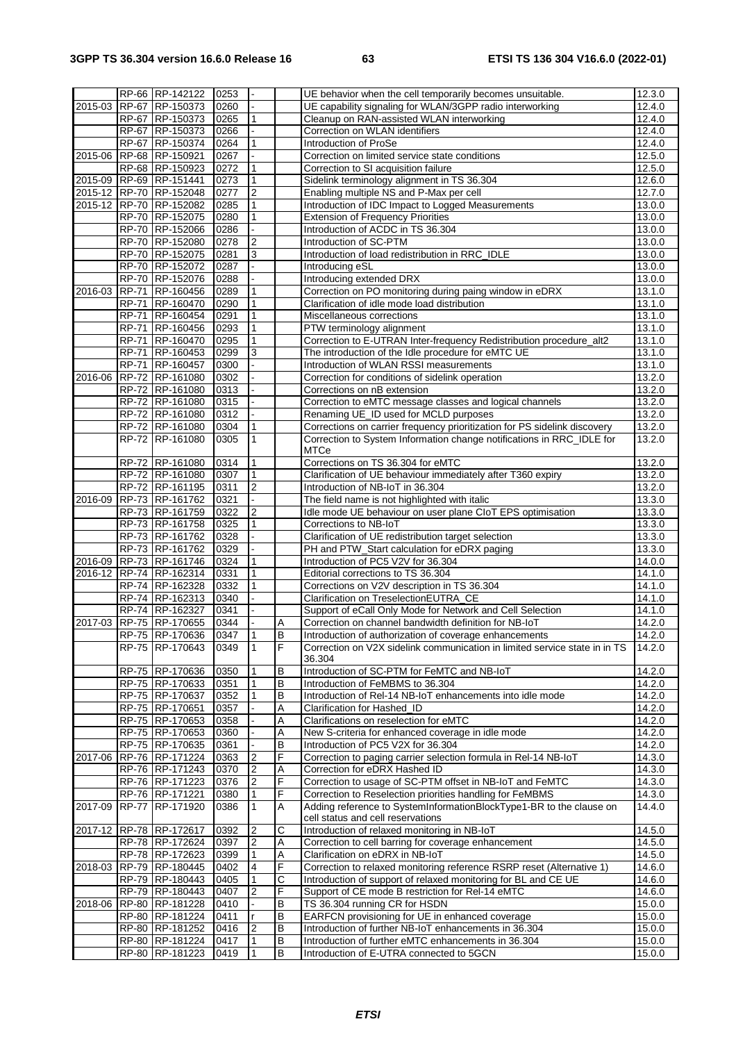| | | | | | | | |
|---|---|---|---|---|---|---|---|
| | RP-66 | RP-142122 | 0253 | - | | UE behavior when the cell temporarily becomes unsuitable. | 12.3.0 |
| 2015-03 | RP-67 | RP-150373 | 0260 | - | | UE capability signaling for WLAN/3GPP radio interworking | 12.4.0 |
| | RP-67 | RP-150373 | 0265 | 1 | | Cleanup on RAN-assisted WLAN interworking | 12.4.0 |
| | RP-67 | RP-150373 | 0266 | - | | Correction on WLAN identifiers | 12.4.0 |
| | RP-67 | RP-150374 | 0264 | 1 | | Introduction of ProSe | 12.4.0 |
| 2015-06 | RP-68 | RP-150921 | 0267 | - | | Correction on limited service state conditions | 12.5.0 |
| | RP-68 | RP-150923 | 0272 | 1 | | Correction to SI acquisition failure | 12.5.0 |
| 2015-09 | RP-69 | RP-151441 | 0273 | 1 | | Sidelink terminology alignment in TS 36.304 | 12.6.0 |
| 2015-12 | RP-70 | RP-152048 | 0277 | 2 | | Enabling multiple NS and P-Max per cell | 12.7.0 |
| 2015-12 | RP-70 | RP-152082 | 0285 | 1 | | Introduction of IDC Impact to Logged Measurements | 13.0.0 |
| | RP-70 | RP-152075 | 0280 | 1 | | Extension of Frequency Priorities | 13.0.0 |
| | RP-70 | RP-152066 | 0286 | - | | Introduction of ACDC in TS 36.304 | 13.0.0 |
| | RP-70 | RP-152080 | 0278 | 2 | | Introduction of SC-PTM | 13.0.0 |
| | RP-70 | RP-152075 | 0281 | 3 | | Introduction of load redistribution in RRC_IDLE | 13.0.0 |
| | RP-70 | RP-152072 | 0287 | - | | Introducing eSL | 13.0.0 |
| | RP-70 | RP-152076 | 0288 | - | | Introducing extended DRX | 13.0.0 |
| 2016-03 | RP-71 | RP-160456 | 0289 | 1 | | Correction on PO monitoring during paing window in eDRX | 13.1.0 |
| | RP-71 | RP-160470 | 0290 | 1 | | Clarification of idle mode load distribution | 13.1.0 |
| | RP-71 | RP-160454 | 0291 | 1 | | Miscellaneous corrections | 13.1.0 |
| | RP-71 | RP-160456 | 0293 | 1 | | PTW terminology alignment | 13.1.0 |
| | RP-71 | RP-160470 | 0295 | 1 | | Correction to E-UTRAN Inter-frequency Redistribution procedure_alt2 | 13.1.0 |
| | RP-71 | RP-160453 | 0299 | 3 | | The introduction of the Idle procedure for eMTC UE | 13.1.0 |
| | RP-71 | RP-160457 | 0300 | - | | Introduction of WLAN RSSI measurements | 13.1.0 |
| 2016-06 | RP-72 | RP-161080 | 0302 | - | | Correction for conditions of sidelink operation | 13.2.0 |
| | RP-72 | RP-161080 | 0313 | - | | Corrections on nB extension | 13.2.0 |
| | RP-72 | RP-161080 | 0315 | - | | Correction to eMTC message classes and logical channels | 13.2.0 |
| | RP-72 | RP-161080 | 0312 | - | | Renaming UE_ID used for MCLD purposes | 13.2.0 |
| | RP-72 | RP-161080 | 0304 | 1 | | Corrections on carrier frequency prioritization for PS sidelink discovery | 13.2.0 |
| | RP-72 | RP-161080 | 0305 | 1 | | Correction to System Information change notifications in RRC_IDLE for MTCe | 13.2.0 |
| | RP-72 | RP-161080 | 0314 | 1 | | Corrections on TS 36.304 for eMTC | 13.2.0 |
| | RP-72 | RP-161080 | 0307 | 1 | | Clarification of UE behaviour immediately after T360 expiry | 13.2.0 |
| | RP-72 | RP-161195 | 0311 | 2 | | Introduction of NB-IoT in 36.304 | 13.2.0 |
| 2016-09 | RP-73 | RP-161762 | 0321 | - | | The field name is not highlighted with italic | 13.3.0 |
| | RP-73 | RP-161759 | 0322 | 2 | | Idle mode UE behaviour on user plane CIoT EPS optimisation | 13.3.0 |
| | RP-73 | RP-161758 | 0325 | 1 | | Corrections to NB-IoT | 13.3.0 |
| | RP-73 | RP-161762 | 0328 | - | | Clarification of UE redistribution target selection | 13.3.0 |
| | RP-73 | RP-161762 | 0329 | - | | PH and PTW_Start calculation for eDRX paging | 13.3.0 |
| 2016-09 | RP-73 | RP-161746 | 0324 | 1 | | Introduction of PC5 V2V for 36.304 | 14.0.0 |
| 2016-12 | RP-74 | RP-162314 | 0331 | 1 | | Editorial corrections to TS 36.304 | 14.1.0 |
| | RP-74 | RP-162328 | 0332 | 1 | | Corrections on V2V description in TS 36.304 | 14.1.0 |
| | RP-74 | RP-162313 | 0340 | - | | Clarification on TreselectionEUTRA_CE | 14.1.0 |
| | RP-74 | RP-162327 | 0341 | - | | Support of eCall Only Mode for Network and Cell Selection | 14.1.0 |
| 2017-03 | RP-75 | RP-170655 | 0344 | - | A | Correction on channel bandwidth definition for NB-IoT | 14.2.0 |
| | RP-75 | RP-170636 | 0347 | 1 | B | Introduction of authorization of coverage enhancements | 14.2.0 |
| | RP-75 | RP-170643 | 0349 | 1 | F | Correction on V2X sidelink communication in limited service state in in TS 36.304 | 14.2.0 |
| | RP-75 | RP-170636 | 0350 | 1 | B | Introduction of SC-PTM for FeMTC and NB-IoT | 14.2.0 |
| | RP-75 | RP-170633 | 0351 | 1 | B | Introduction of FeMBMS to 36.304 | 14.2.0 |
| | RP-75 | RP-170637 | 0352 | 1 | B | Introduction of Rel-14 NB-IoT enhancements into idle mode | 14.2.0 |
| | RP-75 | RP-170651 | 0357 | - | A | Clarification for Hashed_ID | 14.2.0 |
| | RP-75 | RP-170653 | 0358 | - | A | Clarifications on reselection for eMTC | 14.2.0 |
| | RP-75 | RP-170653 | 0360 | - | A | New S-criteria for enhanced coverage in idle mode | 14.2.0 |
| | RP-75 | RP-170635 | 0361 | - | B | Introduction of PC5 V2X for 36.304 | 14.2.0 |
| 2017-06 | RP-76 | RP-171224 | 0363 | 2 | F | Correction to paging carrier selection formula in Rel-14 NB-IoT | 14.3.0 |
| | RP-76 | RP-171243 | 0370 | 2 | A | Correction for eDRX Hashed ID | 14.3.0 |
| | RP-76 | RP-171223 | 0376 | 2 | F | Correction to usage of SC-PTM offset in NB-IoT and FeMTC | 14.3.0 |
| | RP-76 | RP-171221 | 0380 | 1 | F | Correction to Reselection priorities handling for FeMBMS | 14.3.0 |
| 2017-09 | RP-77 | RP-171920 | 0386 | 1 | A | Adding reference to SystemInformationBlockType1-BR to the clause on cell status and cell reservations | 14.4.0 |
| 2017-12 | RP-78 | RP-172617 | 0392 | 2 | C | Introduction of relaxed monitoring in NB-IoT | 14.5.0 |
| | RP-78 | RP-172624 | 0397 | 2 | A | Correction to cell barring for coverage enhancement | 14.5.0 |
| | RP-78 | RP-172623 | 0399 | 1 | A | Clarification on eDRX in NB-IoT | 14.5.0 |
| 2018-03 | RP-79 | RP-180445 | 0402 | 4 | F | Correction to relaxed monitoring reference RSRP reset (Alternative 1) | 14.6.0 |
| | RP-79 | RP-180443 | 0405 | 1 | C | Introduction of support of relaxed monitoring for BL and CE UE | 14.6.0 |
| | RP-79 | RP-180443 | 0407 | 2 | F | Support of CE mode B restriction for Rel-14 eMTC | 14.6.0 |
| 2018-06 | RP-80 | RP-181228 | 0410 | - | B | TS 36.304 running CR for HSDN | 15.0.0 |
| | RP-80 | RP-181224 | 0411 | r | B | EARFCN provisioning for UE in enhanced coverage | 15.0.0 |
| | RP-80 | RP-181252 | 0416 | 2 | B | Introduction of further NB-IoT enhancements in 36.304 | 15.0.0 |
| | RP-80 | RP-181224 | 0417 | 1 | B | Introduction of further eMTC enhancements in 36.304 | 15.0.0 |
| | RP-80 | RP-181223 | 0419 | 1 | B | Introduction of E-UTRA connected to 5GCN | 15.0.0 |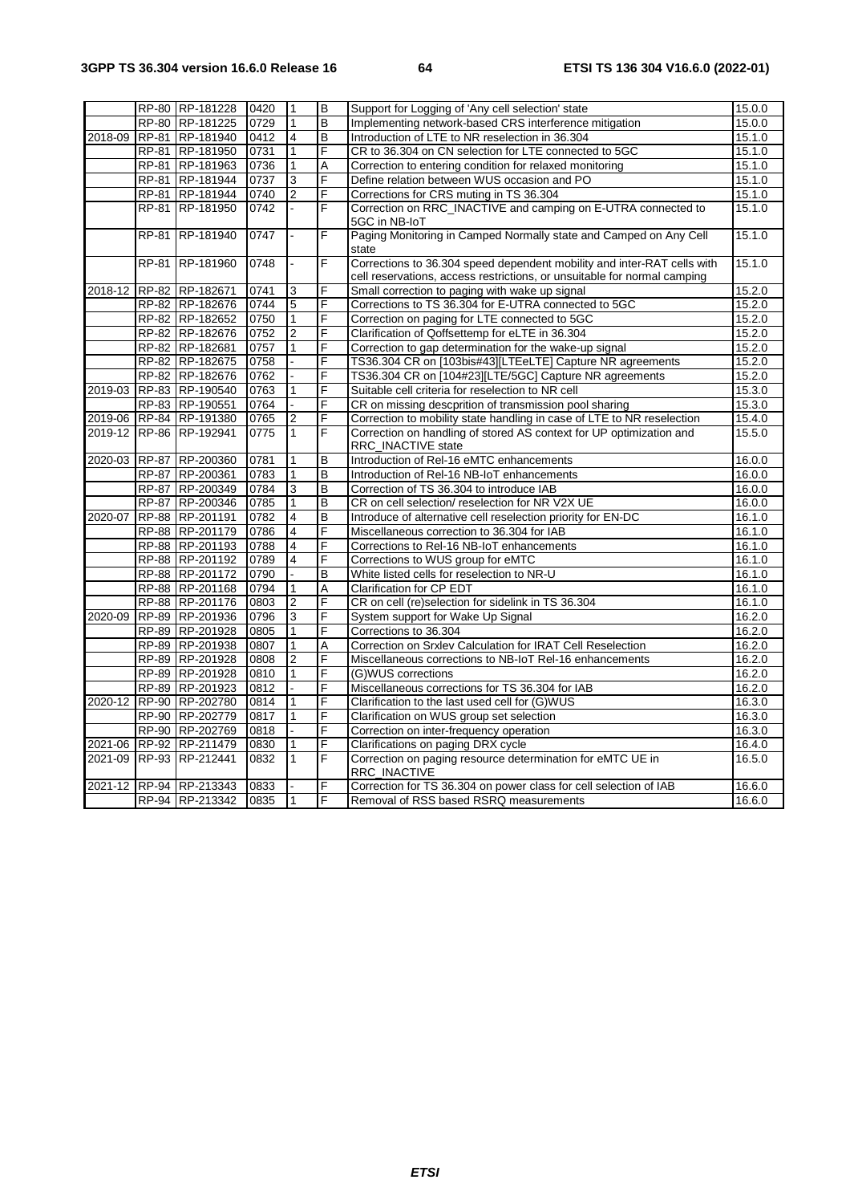| | | | | | | | |
|---|---|---|---|---|---|---|---|
| | RP-80 | RP-181228 | 0420 | 1 | B | Support for Logging of 'Any cell selection' state | 15.0.0 |
| | RP-80 | RP-181225 | 0729 | 1 | B | Implementing network-based CRS interference mitigation | 15.0.0 |
| 2018-09 | RP-81 | RP-181940 | 0412 | 4 | B | Introduction of LTE to NR reselection in 36.304 | 15.1.0 |
| | RP-81 | RP-181950 | 0731 | 1 | F | CR to 36.304 on CN selection for LTE connected to 5GC | 15.1.0 |
| | RP-81 | RP-181963 | 0736 | 1 | A | Correction to entering condition for relaxed monitoring | 15.1.0 |
| | RP-81 | RP-181944 | 0737 | 3 | F | Define relation between WUS occasion and PO | 15.1.0 |
| | RP-81 | RP-181944 | 0740 | 2 | F | Corrections for CRS muting in TS 36.304 | 15.1.0 |
| | RP-81 | RP-181950 | 0742 | - | F | Correction on RRC_INACTIVE and camping on E-UTRA connected to 5GC in NB-IoT | 15.1.0 |
| | RP-81 | RP-181940 | 0747 | - | F | Paging Monitoring in Camped Normally state and Camped on Any Cell state | 15.1.0 |
| | RP-81 | RP-181960 | 0748 | - | F | Corrections to 36.304 speed dependent mobility and inter-RAT cells with cell reservations, access restrictions, or unsuitable for normal camping | 15.1.0 |
| 2018-12 | RP-82 | RP-182671 | 0741 | 3 | F | Small correction to paging with wake up signal | 15.2.0 |
| | RP-82 | RP-182676 | 0744 | 5 | F | Corrections to TS 36.304 for E-UTRA connected to 5GC | 15.2.0 |
| | RP-82 | RP-182652 | 0750 | 1 | F | Correction on paging for LTE connected to 5GC | 15.2.0 |
| | RP-82 | RP-182676 | 0752 | 2 | F | Clarification of Qoffsettemp for eLTE in 36.304 | 15.2.0 |
| | RP-82 | RP-182681 | 0757 | 1 | F | Correction to gap determination for the wake-up signal | 15.2.0 |
| | RP-82 | RP-182675 | 0758 | - | F | TS36.304 CR on [103bis#43][LTEeLTE] Capture NR agreements | 15.2.0 |
| | RP-82 | RP-182676 | 0762 | - | F | TS36.304 CR on [104#23][LTE/5GC] Capture NR agreements | 15.2.0 |
| 2019-03 | RP-83 | RP-190540 | 0763 | 1 | F | Suitable cell criteria for reselection to NR cell | 15.3.0 |
| | RP-83 | RP-190551 | 0764 | - | F | CR on missing descprition of transmission pool sharing | 15.3.0 |
| 2019-06 | RP-84 | RP-191380 | 0765 | 2 | F | Correction to mobility state handling in case of LTE to NR reselection | 15.4.0 |
| 2019-12 | RP-86 | RP-192941 | 0775 | 1 | F | Correction on handling of stored AS context for UP optimization and RRC_INACTIVE state | 15.5.0 |
| 2020-03 | RP-87 | RP-200360 | 0781 | 1 | B | Introduction of Rel-16 eMTC enhancements | 16.0.0 |
| | RP-87 | RP-200361 | 0783 | 1 | B | Introduction of Rel-16 NB-IoT enhancements | 16.0.0 |
| | RP-87 | RP-200349 | 0784 | 3 | B | Correction of TS 36.304 to introduce IAB | 16.0.0 |
| | RP-87 | RP-200346 | 0785 | 1 | B | CR on cell selection/ reselection for NR V2X UE | 16.0.0 |
| 2020-07 | RP-88 | RP-201191 | 0782 | 4 | B | Introduce of alternative cell reselection priority for EN-DC | 16.1.0 |
| | RP-88 | RP-201179 | 0786 | 4 | F | Miscellaneous correction to 36.304 for IAB | 16.1.0 |
| | RP-88 | RP-201193 | 0788 | 4 | F | Corrections to Rel-16 NB-IoT enhancements | 16.1.0 |
| | RP-88 | RP-201192 | 0789 | 4 | F | Corrections to WUS group for eMTC | 16.1.0 |
| | RP-88 | RP-201172 | 0790 | - | B | White listed cells for reselection to NR-U | 16.1.0 |
| | RP-88 | RP-201168 | 0794 | 1 | A | Clarification for CP EDT | 16.1.0 |
| | RP-88 | RP-201176 | 0803 | 2 | F | CR on cell (re)selection for sidelink in TS 36.304 | 16.1.0 |
| 2020-09 | RP-89 | RP-201936 | 0796 | 3 | F | System support for Wake Up Signal | 16.2.0 |
| | RP-89 | RP-201928 | 0805 | 1 | F | Corrections to 36.304 | 16.2.0 |
| | RP-89 | RP-201938 | 0807 | 1 | A | Correction on Srxlev Calculation for IRAT Cell Reselection | 16.2.0 |
| | RP-89 | RP-201928 | 0808 | 2 | F | Miscellaneous corrections to NB-IoT Rel-16 enhancements | 16.2.0 |
| | RP-89 | RP-201928 | 0810 | 1 | F | (G)WUS corrections | 16.2.0 |
| | RP-89 | RP-201923 | 0812 | - | F | Miscellaneous corrections for TS 36.304 for IAB | 16.2.0 |
| 2020-12 | RP-90 | RP-202780 | 0814 | 1 | F | Clarification to the last used cell for (G)WUS | 16.3.0 |
| | RP-90 | RP-202779 | 0817 | 1 | F | Clarification on WUS group set selection | 16.3.0 |
| | RP-90 | RP-202769 | 0818 | - | F | Correction on inter-frequency operation | 16.3.0 |
| 2021-06 | RP-92 | RP-211479 | 0830 | 1 | F | Clarifications on paging DRX cycle | 16.4.0 |
| 2021-09 | RP-93 | RP-212441 | 0832 | 1 | F | Correction on paging resource determination for eMTC UE in RRC_INACTIVE | 16.5.0 |
| 2021-12 | RP-94 | RP-213343 | 0833 | - | F | Correction for TS 36.304 on power class for cell selection of IAB | 16.6.0 |
| | RP-94 | RP-213342 | 0835 | 1 | F | Removal of RSS based RSRQ measurements | 16.6.0 |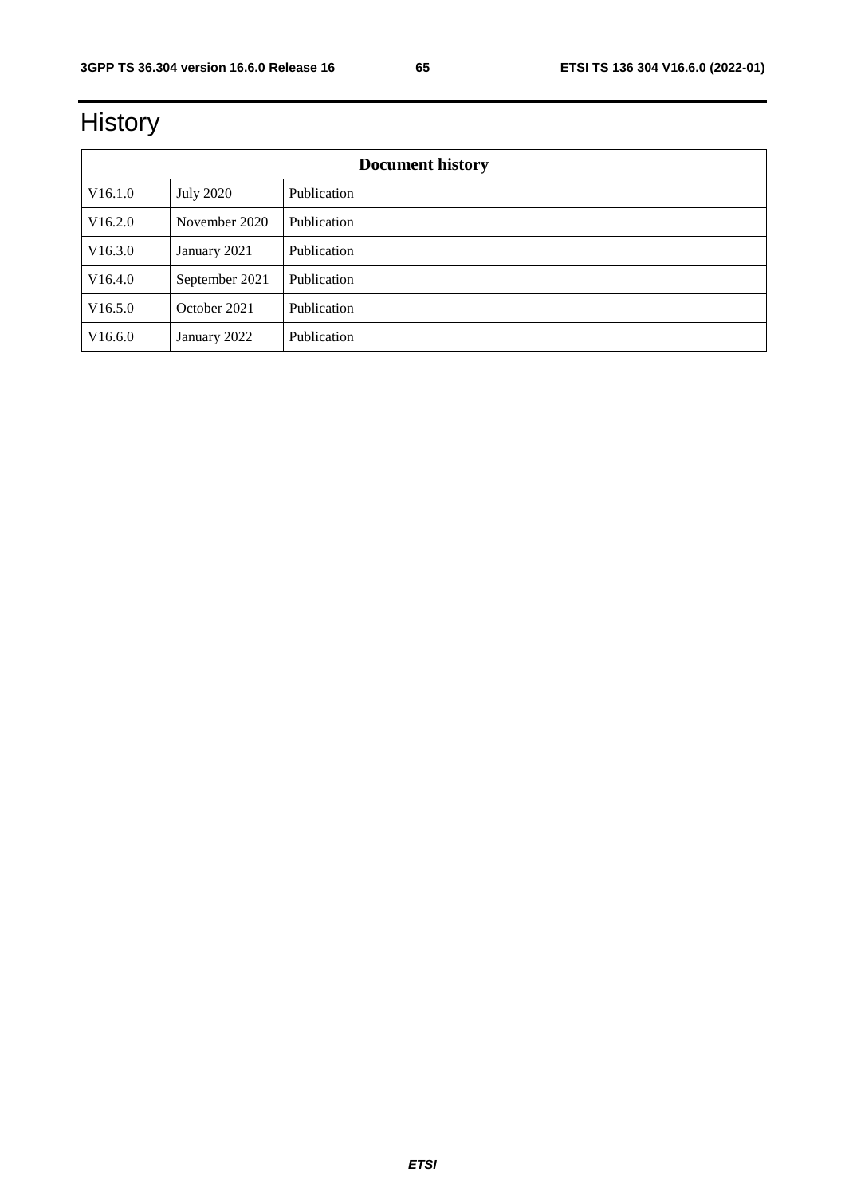# History

| Document history | | |
|---|---|---|
| V16.1.0 | July 2020 | Publication |
| V16.2.0 | November 2020 | Publication |
| V16.3.0 | January 2021 | Publication |
| V16.4.0 | September 2021 | Publication |
| V16.5.0 | October 2021 | Publication |
| V16.6.0 | January 2022 | Publication |